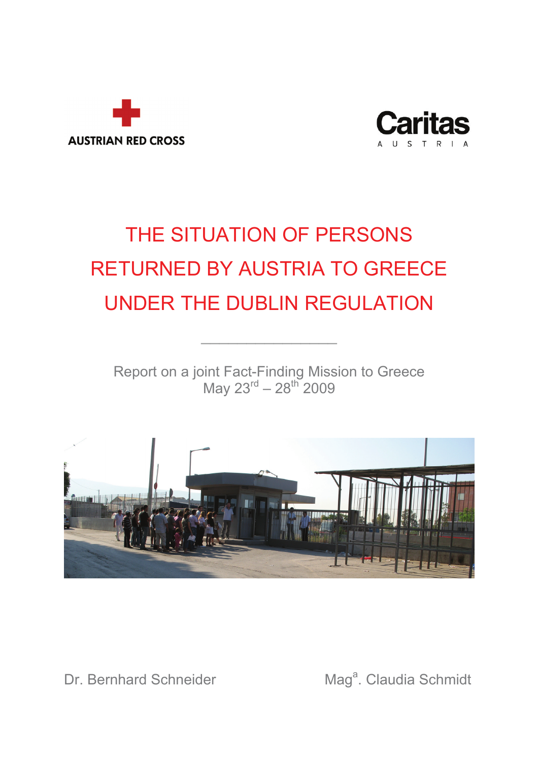AUSTRIAN RED CROSS

Caritas AUSTRIA

# THE SITUATION OF PERSONS RETURNED BY AUSTRIA TO GREECE UNDER THE DUBLIN REGULATION

---

Report on a joint Fact-Finding Mission to Greece
May 23rd – 28th 2009

Dr. Bernhard Schneider

Maga. Claudia Schmidt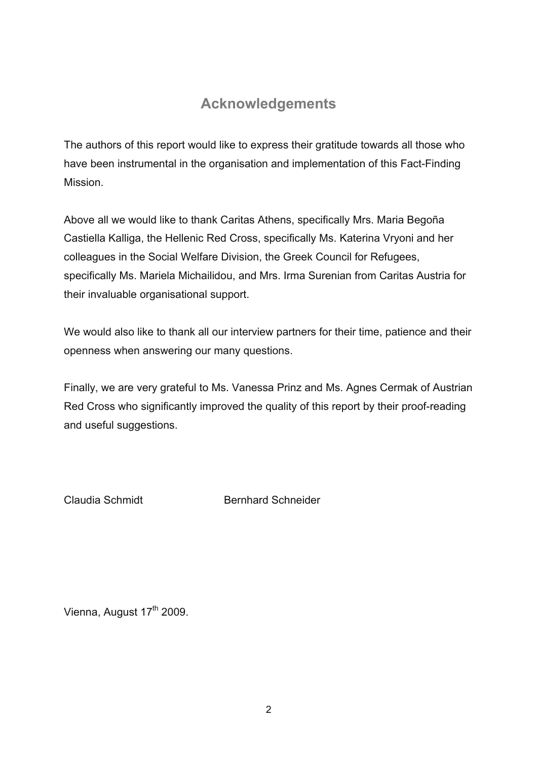# Acknowledgements

The authors of this report would like to express their gratitude towards all those who have been instrumental in the organisation and implementation of this Fact-Finding Mission.

Above all we would like to thank Caritas Athens, specifically Mrs. Maria Begoña Castiella Kalliga, the Hellenic Red Cross, specifically Ms. Katerina Vryoni and her colleagues in the Social Welfare Division, the Greek Council for Refugees, specifically Ms. Mariela Michailidou, and Mrs. Irma Surenian from Caritas Austria for their invaluable organisational support.

We would also like to thank all our interview partners for their time, patience and their openness when answering our many questions.

Finally, we are very grateful to Ms. Vanessa Prinz and Ms. Agnes Cermak of Austrian Red Cross who significantly improved the quality of this report by their proof-reading and useful suggestions.

Claudia Schmidt          Bernhard Schneider

Vienna, August 17th 2009.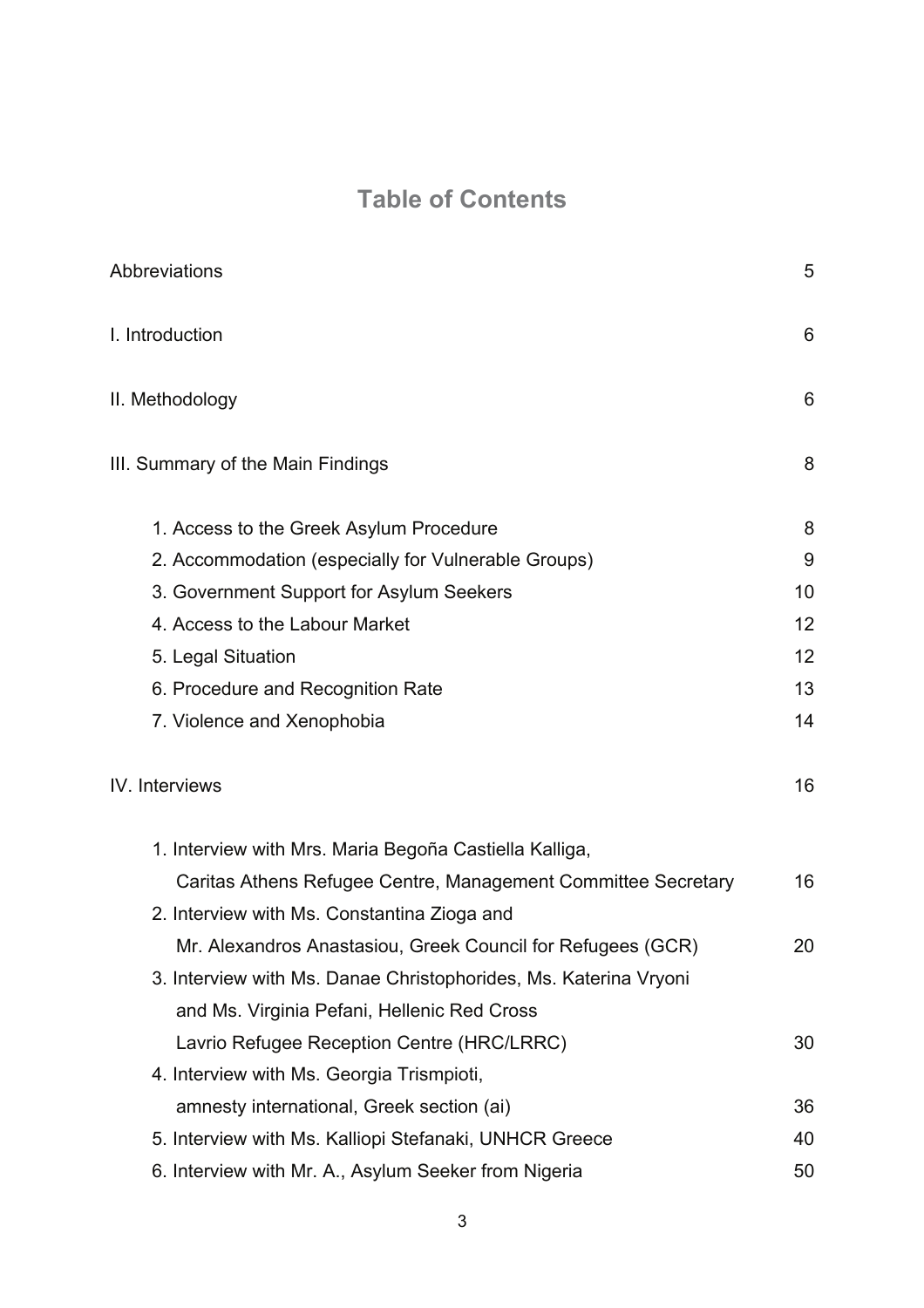# Table of Contents

| | |
|---|---|
| Abbreviations | 5 |
| I. Introduction | 6 |
| II. Methodology | 6 |
| III. Summary of the Main Findings | 8 |
| 1. Access to the Greek Asylum Procedure | 8 |
| 2. Accommodation (especially for Vulnerable Groups) | 9 |
| 3. Government Support for Asylum Seekers | 10 |
| 4. Access to the Labour Market | 12 |
| 5. Legal Situation | 12 |
| 6. Procedure and Recognition Rate | 13 |
| 7. Violence and Xenophobia | 14 |
| IV. Interviews | 16 |
| 1. Interview with Mrs. Maria Begoña Castiella Kalliga, Caritas Athens Refugee Centre, Management Committee Secretary | 16 |
| 2. Interview with Ms. Constantina Zioga and Mr. Alexandros Anastasiou, Greek Council for Refugees (GCR) | 20 |
| 3. Interview with Ms. Danae Christophorides, Ms. Katerina Vryoni and Ms. Virginia Pefani, Hellenic Red Cross Lavrio Refugee Reception Centre (HRC/LRRC) | 30 |
| 4. Interview with Ms. Georgia Trismpioti, amnesty international, Greek section (ai) | 36 |
| 5. Interview with Ms. Kalliopi Stefanaki, UNHCR Greece | 40 |
| 6. Interview with Mr. A., Asylum Seeker from Nigeria | 50 |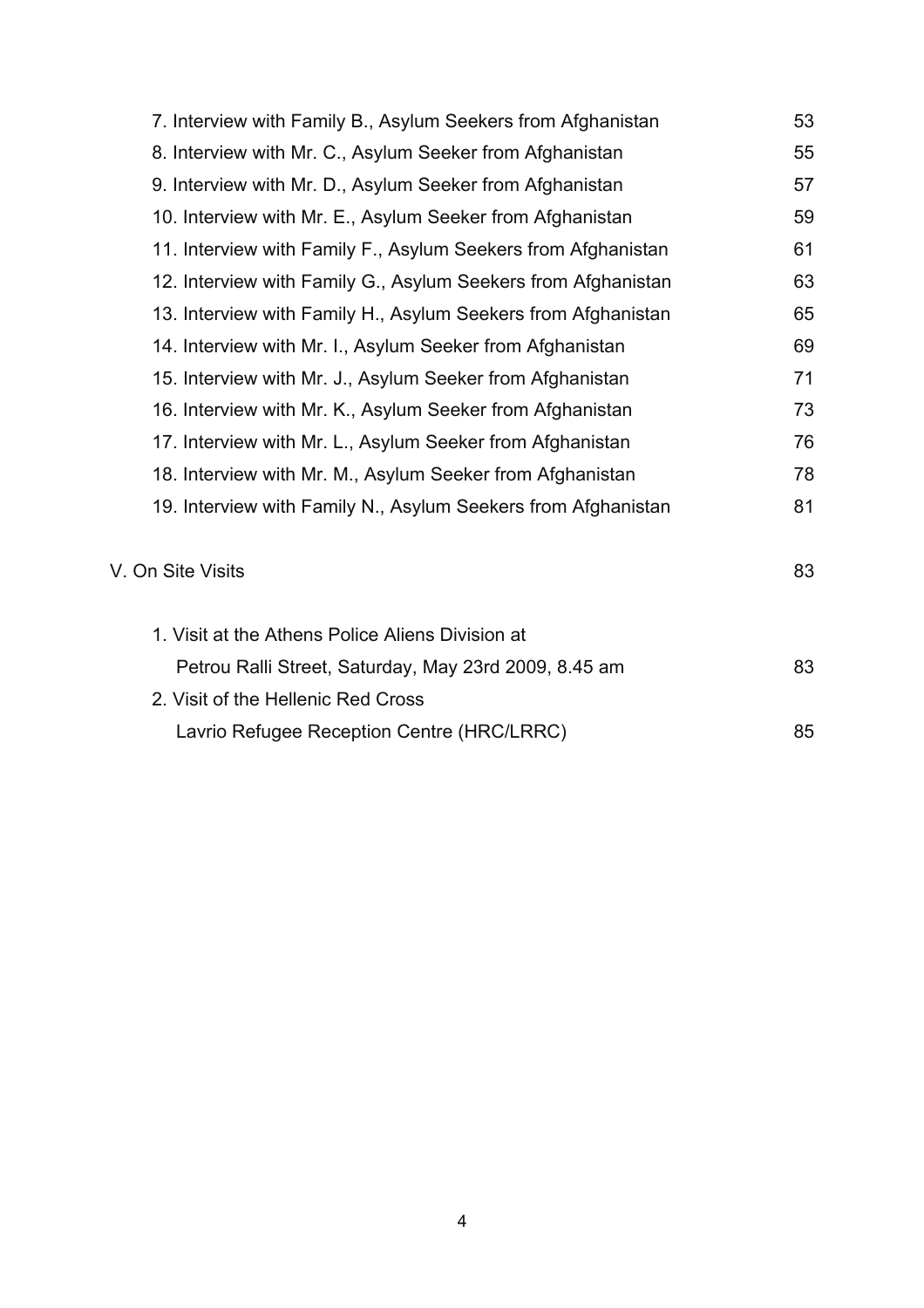| | |
|---|---|
| 7. Interview with Family B., Asylum Seekers from Afghanistan | 53 |
| 8. Interview with Mr. C., Asylum Seeker from Afghanistan | 55 |
| 9. Interview with Mr. D., Asylum Seeker from Afghanistan | 57 |
| 10. Interview with Mr. E., Asylum Seeker from Afghanistan | 59 |
| 11. Interview with Family F., Asylum Seekers from Afghanistan | 61 |
| 12. Interview with Family G., Asylum Seekers from Afghanistan | 63 |
| 13. Interview with Family H., Asylum Seekers from Afghanistan | 65 |
| 14. Interview with Mr. I., Asylum Seeker from Afghanistan | 69 |
| 15. Interview with Mr. J., Asylum Seeker from Afghanistan | 71 |
| 16. Interview with Mr. K., Asylum Seeker from Afghanistan | 73 |
| 17. Interview with Mr. L., Asylum Seeker from Afghanistan | 76 |
| 18. Interview with Mr. M., Asylum Seeker from Afghanistan | 78 |
| 19. Interview with Family N., Asylum Seekers from Afghanistan | 81 |
| **V. On Site Visits** | 83 |
| 1. Visit at the Athens Police Aliens Division at Petrou Ralli Street, Saturday, May 23rd 2009, 8.45 am | 83 |
| 2. Visit of the Hellenic Red Cross Lavrio Refugee Reception Centre (HRC/LRRC) | 85 |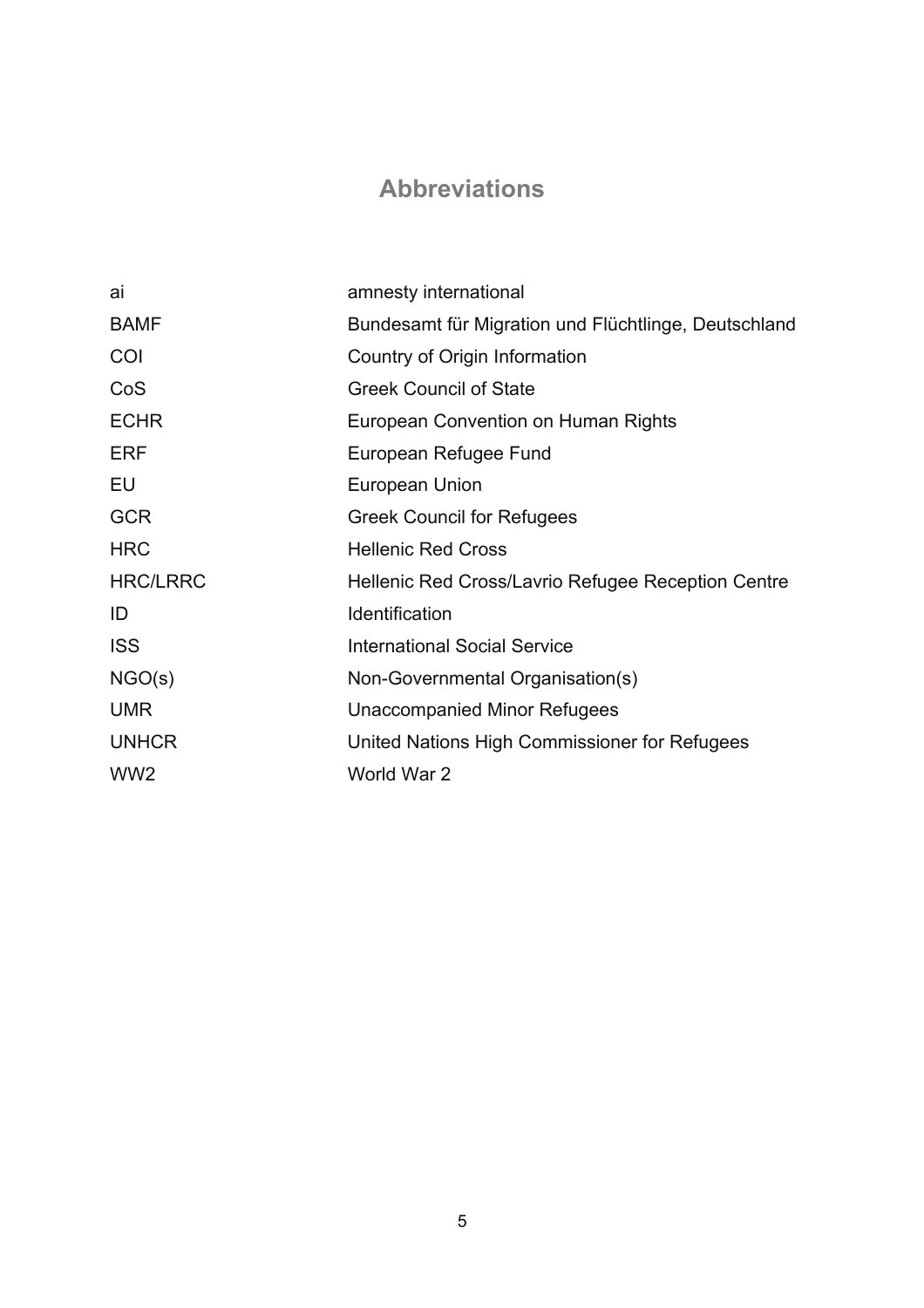# Abbreviations

| | |
|---|---|
| ai | amnesty international |
| BAMF | Bundesamt für Migration und Flüchtlinge, Deutschland |
| COI | Country of Origin Information |
| CoS | Greek Council of State |
| ECHR | European Convention on Human Rights |
| ERF | European Refugee Fund |
| EU | European Union |
| GCR | Greek Council for Refugees |
| HRC | Hellenic Red Cross |
| HRC/LRRC | Hellenic Red Cross/Lavrio Refugee Reception Centre |
| ID | Identification |
| ISS | International Social Service |
| NGO(s) | Non-Governmental Organisation(s) |
| UMR | Unaccompanied Minor Refugees |
| UNHCR | United Nations High Commissioner for Refugees |
| WW2 | World War 2 |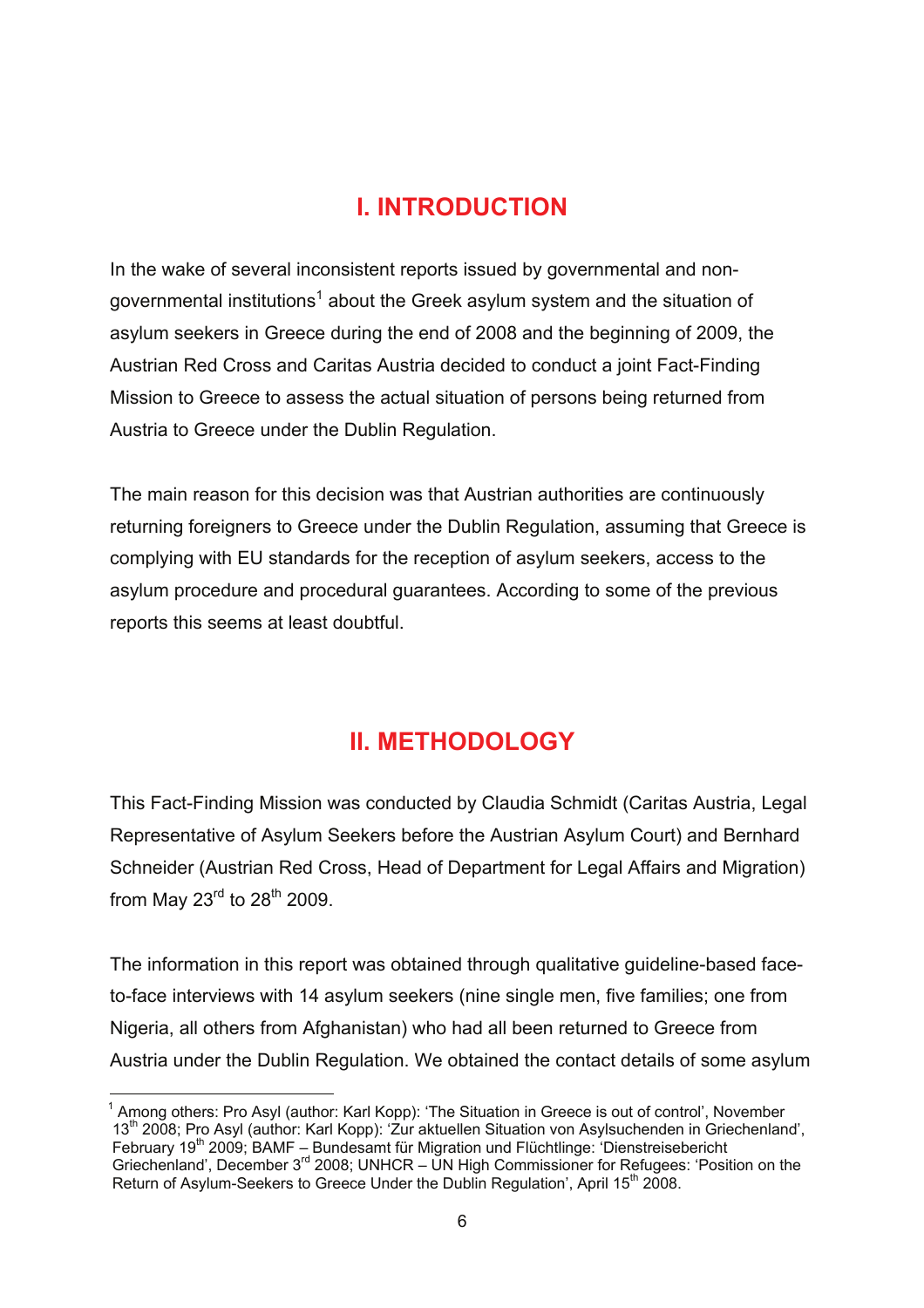# I. INTRODUCTION

In the wake of several inconsistent reports issued by governmental and non-governmental institutions[1] about the Greek asylum system and the situation of asylum seekers in Greece during the end of 2008 and the beginning of 2009, the Austrian Red Cross and Caritas Austria decided to conduct a joint Fact-Finding Mission to Greece to assess the actual situation of persons being returned from Austria to Greece under the Dublin Regulation.

The main reason for this decision was that Austrian authorities are continuously returning foreigners to Greece under the Dublin Regulation, assuming that Greece is complying with EU standards for the reception of asylum seekers, access to the asylum procedure and procedural guarantees. According to some of the previous reports this seems at least doubtful.

# II. METHODOLOGY

This Fact-Finding Mission was conducted by Claudia Schmidt (Caritas Austria, Legal Representative of Asylum Seekers before the Austrian Asylum Court) and Bernhard Schneider (Austrian Red Cross, Head of Department for Legal Affairs and Migration) from May 23rd to 28th 2009.

The information in this report was obtained through qualitative guideline-based face-to-face interviews with 14 asylum seekers (nine single men, five families; one from Nigeria, all others from Afghanistan) who had all been returned to Greece from Austria under the Dublin Regulation. We obtained the contact details of some asylum

---

[1] Among others: Pro Asyl (author: Karl Kopp): 'The Situation in Greece is out of control', November 13th 2008; Pro Asyl (author: Karl Kopp): 'Zur aktuellen Situation von Asylsuchenden in Griechenland', February 19th 2009; BAMF – Bundesamt für Migration und Flüchtlinge: 'Dienstreisebericht Griechenland', December 3rd 2008; UNHCR – UN High Commissioner for Refugees: 'Position on the Return of Asylum-Seekers to Greece Under the Dublin Regulation', April 15th 2008.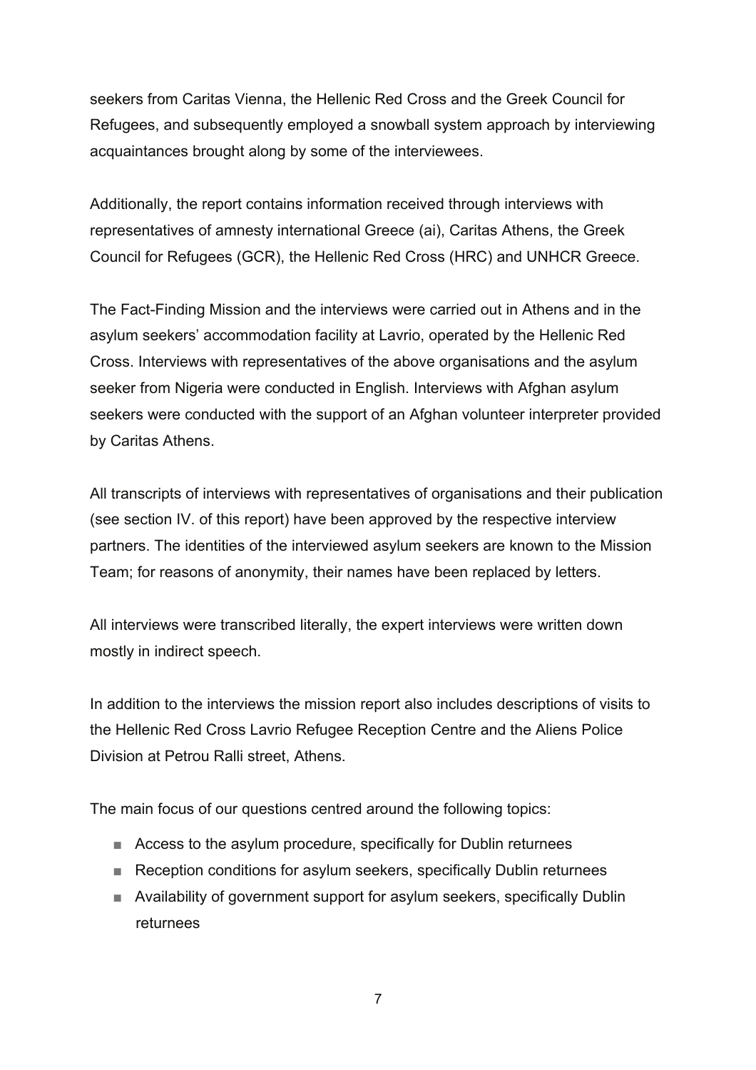seekers from Caritas Vienna, the Hellenic Red Cross and the Greek Council for Refugees, and subsequently employed a snowball system approach by interviewing acquaintances brought along by some of the interviewees.

Additionally, the report contains information received through interviews with representatives of amnesty international Greece (ai), Caritas Athens, the Greek Council for Refugees (GCR), the Hellenic Red Cross (HRC) and UNHCR Greece.

The Fact-Finding Mission and the interviews were carried out in Athens and in the asylum seekers' accommodation facility at Lavrio, operated by the Hellenic Red Cross. Interviews with representatives of the above organisations and the asylum seeker from Nigeria were conducted in English. Interviews with Afghan asylum seekers were conducted with the support of an Afghan volunteer interpreter provided by Caritas Athens.

All transcripts of interviews with representatives of organisations and their publication (see section IV. of this report) have been approved by the respective interview partners. The identities of the interviewed asylum seekers are known to the Mission Team; for reasons of anonymity, their names have been replaced by letters.

All interviews were transcribed literally, the expert interviews were written down mostly in indirect speech.

In addition to the interviews the mission report also includes descriptions of visits to the Hellenic Red Cross Lavrio Refugee Reception Centre and the Aliens Police Division at Petrou Ralli street, Athens.

The main focus of our questions centred around the following topics:

- Access to the asylum procedure, specifically for Dublin returnees
- Reception conditions for asylum seekers, specifically Dublin returnees
- Availability of government support for asylum seekers, specifically Dublin returnees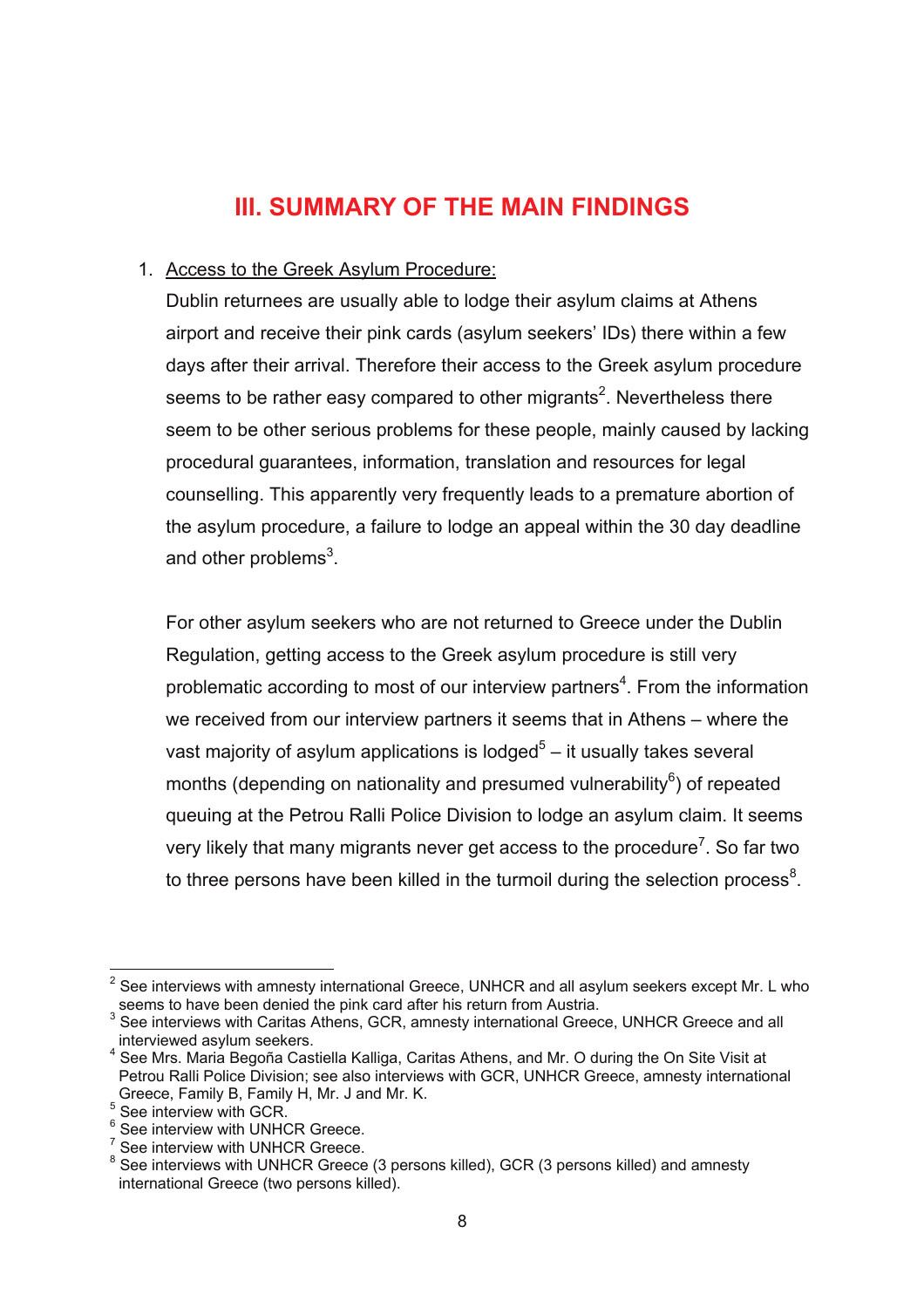# III. SUMMARY OF THE MAIN FINDINGS

1. Access to the Greek Asylum Procedure:

   Dublin returnees are usually able to lodge their asylum claims at Athens airport and receive their pink cards (asylum seekers' IDs) there within a few days after their arrival. Therefore their access to the Greek asylum procedure seems to be rather easy compared to other migrants[2]. Nevertheless there seem to be other serious problems for these people, mainly caused by lacking procedural guarantees, information, translation and resources for legal counselling. This apparently very frequently leads to a premature abortion of the asylum procedure, a failure to lodge an appeal within the 30 day deadline and other problems[3].

   For other asylum seekers who are not returned to Greece under the Dublin Regulation, getting access to the Greek asylum procedure is still very problematic according to most of our interview partners[4]. From the information we received from our interview partners it seems that in Athens – where the vast majority of asylum applications is lodged[5] – it usually takes several months (depending on nationality and presumed vulnerability[6]) of repeated queuing at the Petrou Ralli Police Division to lodge an asylum claim. It seems very likely that many migrants never get access to the procedure[7]. So far two to three persons have been killed in the turmoil during the selection process[8].

---

[2] See interviews with amnesty international Greece, UNHCR and all asylum seekers except Mr. L who seems to have been denied the pink card after his return from Austria.

[3] See interviews with Caritas Athens, GCR, amnesty international Greece, UNHCR Greece and all interviewed asylum seekers.

[4] See Mrs. Maria Begoña Castiella Kalliga, Caritas Athens, and Mr. O during the On Site Visit at Petrou Ralli Police Division; see also interviews with GCR, UNHCR Greece, amnesty international Greece, Family B, Family H, Mr. J and Mr. K.

[5] See interview with GCR.

[6] See interview with UNHCR Greece.

[7] See interview with UNHCR Greece.

[8] See interviews with UNHCR Greece (3 persons killed), GCR (3 persons killed) and amnesty international Greece (two persons killed).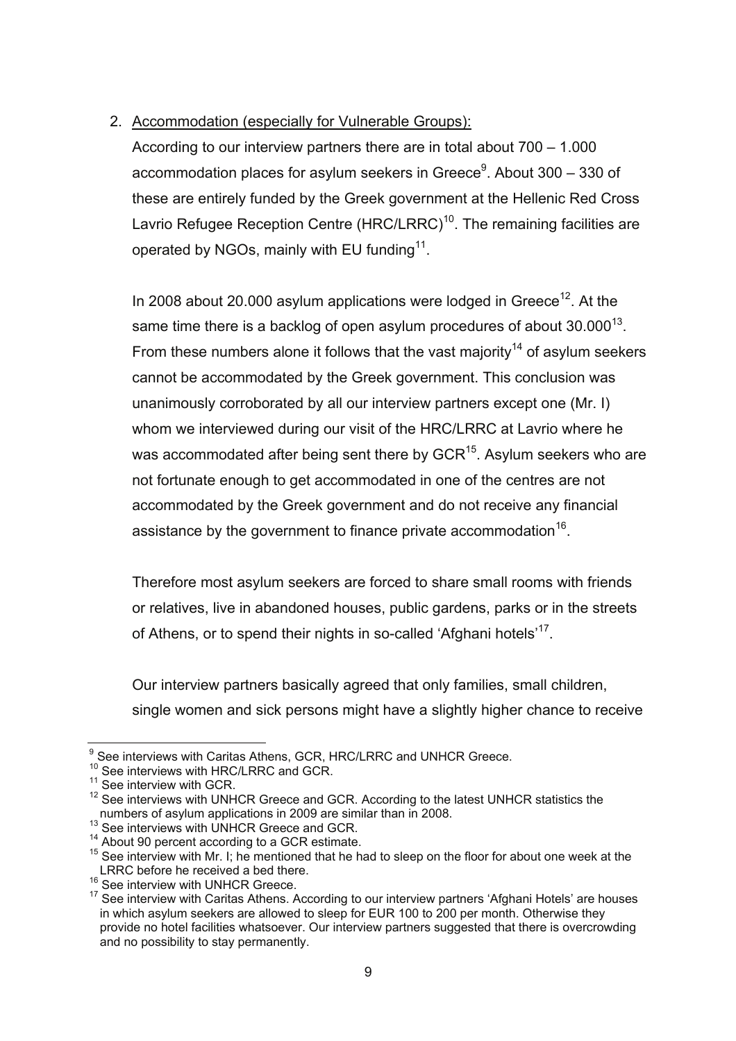2. Accommodation (especially for Vulnerable Groups):

According to our interview partners there are in total about 700 – 1.000 accommodation places for asylum seekers in Greece[9]. About 300 – 330 of these are entirely funded by the Greek government at the Hellenic Red Cross Lavrio Refugee Reception Centre (HRC/LRRC)[10]. The remaining facilities are operated by NGOs, mainly with EU funding[11].

In 2008 about 20.000 asylum applications were lodged in Greece[12]. At the same time there is a backlog of open asylum procedures of about 30.000[13]. From these numbers alone it follows that the vast majority[14] of asylum seekers cannot be accommodated by the Greek government. This conclusion was unanimously corroborated by all our interview partners except one (Mr. I) whom we interviewed during our visit of the HRC/LRRC at Lavrio where he was accommodated after being sent there by GCR[15]. Asylum seekers who are not fortunate enough to get accommodated in one of the centres are not accommodated by the Greek government and do not receive any financial assistance by the government to finance private accommodation[16].

Therefore most asylum seekers are forced to share small rooms with friends or relatives, live in abandoned houses, public gardens, parks or in the streets of Athens, or to spend their nights in so-called 'Afghani hotels'[17].

Our interview partners basically agreed that only families, small children, single women and sick persons might have a slightly higher chance to receive

---

[9] See interviews with Caritas Athens, GCR, HRC/LRRC and UNHCR Greece.

[10] See interviews with HRC/LRRC and GCR.

[11] See interview with GCR.

[12] See interviews with UNHCR Greece and GCR. According to the latest UNHCR statistics the numbers of asylum applications in 2009 are similar than in 2008.

[13] See interviews with UNHCR Greece and GCR.

[14] About 90 percent according to a GCR estimate.

[15] See interview with Mr. I; he mentioned that he had to sleep on the floor for about one week at the LRRC before he received a bed there.

[16] See interview with UNHCR Greece.

[17] See interview with Caritas Athens. According to our interview partners 'Afghani Hotels' are houses in which asylum seekers are allowed to sleep for EUR 100 to 200 per month. Otherwise they provide no hotel facilities whatsoever. Our interview partners suggested that there is overcrowding and no possibility to stay permanently.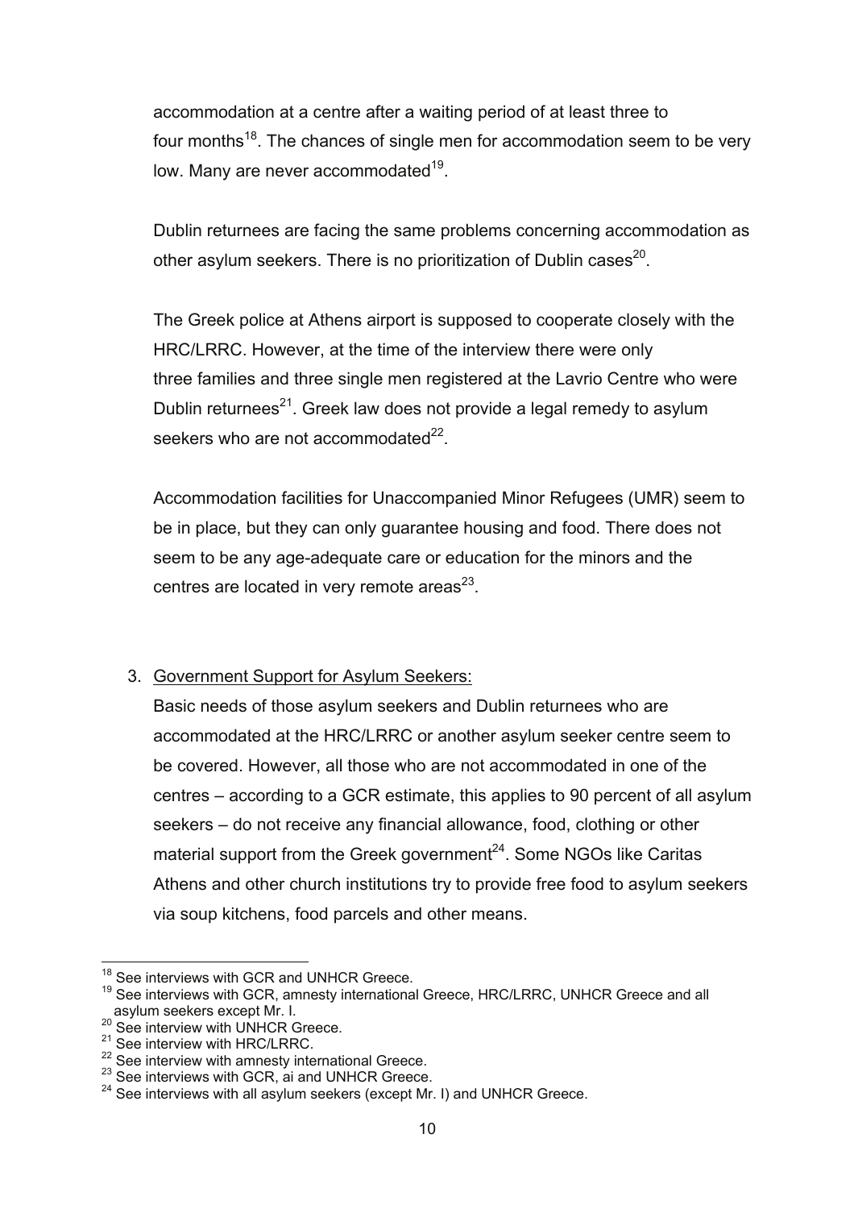accommodation at a centre after a waiting period of at least three to four months[18]. The chances of single men for accommodation seem to be very low. Many are never accommodated[19].

Dublin returnees are facing the same problems concerning accommodation as other asylum seekers. There is no prioritization of Dublin cases[20].

The Greek police at Athens airport is supposed to cooperate closely with the HRC/LRRC. However, at the time of the interview there were only three families and three single men registered at the Lavrio Centre who were Dublin returnees[21]. Greek law does not provide a legal remedy to asylum seekers who are not accommodated[22].

Accommodation facilities for Unaccompanied Minor Refugees (UMR) seem to be in place, but they can only guarantee housing and food. There does not seem to be any age-adequate care or education for the minors and the centres are located in very remote areas[23].

3. <u>Government Support for Asylum Seekers:</u>

   Basic needs of those asylum seekers and Dublin returnees who are accommodated at the HRC/LRRC or another asylum seeker centre seem to be covered. However, all those who are not accommodated in one of the centres – according to a GCR estimate, this applies to 90 percent of all asylum seekers – do not receive any financial allowance, food, clothing or other material support from the Greek government[24]. Some NGOs like Caritas Athens and other church institutions try to provide free food to asylum seekers via soup kitchens, food parcels and other means.

---

[18] See interviews with GCR and UNHCR Greece.
[19] See interviews with GCR, amnesty international Greece, HRC/LRRC, UNHCR Greece and all asylum seekers except Mr. I.
[20] See interview with UNHCR Greece.
[21] See interview with HRC/LRRC.
[22] See interview with amnesty international Greece.
[23] See interviews with GCR, ai and UNHCR Greece.
[24] See interviews with all asylum seekers (except Mr. I) and UNHCR Greece.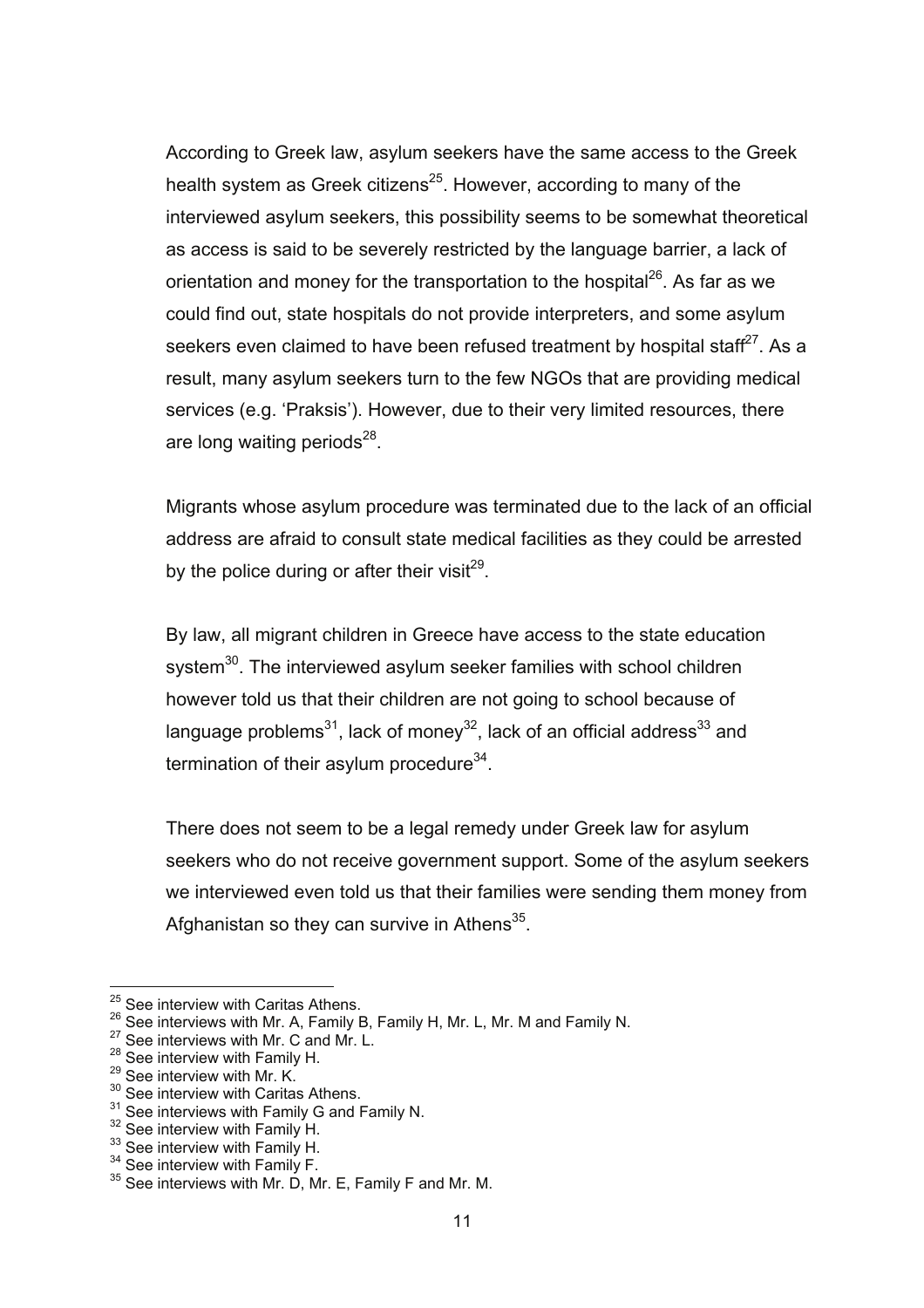According to Greek law, asylum seekers have the same access to the Greek health system as Greek citizens[25]. However, according to many of the interviewed asylum seekers, this possibility seems to be somewhat theoretical as access is said to be severely restricted by the language barrier, a lack of orientation and money for the transportation to the hospital[26]. As far as we could find out, state hospitals do not provide interpreters, and some asylum seekers even claimed to have been refused treatment by hospital staff[27]. As a result, many asylum seekers turn to the few NGOs that are providing medical services (e.g. 'Praksis'). However, due to their very limited resources, there are long waiting periods[28].

Migrants whose asylum procedure was terminated due to the lack of an official address are afraid to consult state medical facilities as they could be arrested by the police during or after their visit[29].

By law, all migrant children in Greece have access to the state education system[30]. The interviewed asylum seeker families with school children however told us that their children are not going to school because of language problems[31], lack of money[32], lack of an official address[33] and termination of their asylum procedure[34].

There does not seem to be a legal remedy under Greek law for asylum seekers who do not receive government support. Some of the asylum seekers we interviewed even told us that their families were sending them money from Afghanistan so they can survive in Athens[35].

---

[25] See interview with Caritas Athens.
[26] See interviews with Mr. A, Family B, Family H, Mr. L, Mr. M and Family N.
[27] See interviews with Mr. C and Mr. L.
[28] See interview with Family H.
[29] See interview with Mr. K.
[30] See interview with Caritas Athens.
[31] See interviews with Family G and Family N.
[32] See interview with Family H.
[33] See interview with Family H.
[34] See interview with Family F.
[35] See interviews with Mr. D, Mr. E, Family F and Mr. M.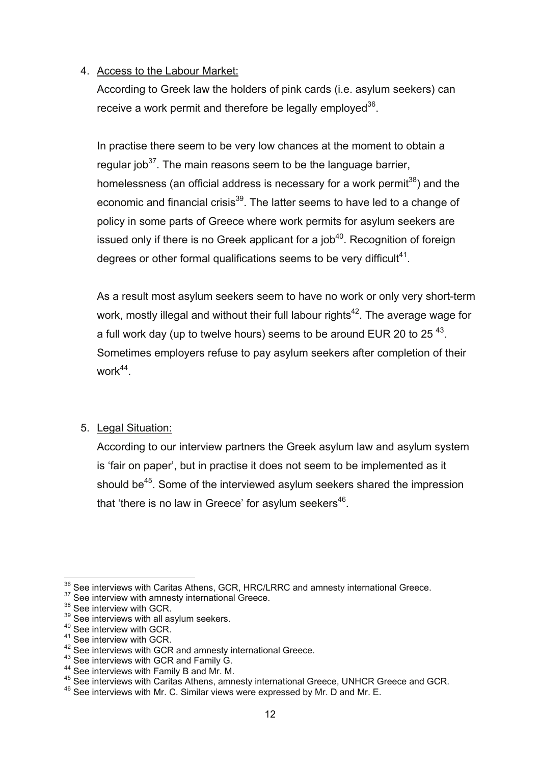4. Access to the Labour Market:

   According to Greek law the holders of pink cards (i.e. asylum seekers) can receive a work permit and therefore be legally employed[36].

   In practise there seem to be very low chances at the moment to obtain a regular job[37]. The main reasons seem to be the language barrier, homelessness (an official address is necessary for a work permit[38]) and the economic and financial crisis[39]. The latter seems to have led to a change of policy in some parts of Greece where work permits for asylum seekers are issued only if there is no Greek applicant for a job[40]. Recognition of foreign degrees or other formal qualifications seems to be very difficult[41].

   As a result most asylum seekers seem to have no work or only very short-term work, mostly illegal and without their full labour rights[42]. The average wage for a full work day (up to twelve hours) seems to be around EUR 20 to 25 [43]. Sometimes employers refuse to pay asylum seekers after completion of their work[44].

5. Legal Situation:

   According to our interview partners the Greek asylum law and asylum system is 'fair on paper', but in practise it does not seem to be implemented as it should be[45]. Some of the interviewed asylum seekers shared the impression that 'there is no law in Greece' for asylum seekers[46].

---

[36] See interviews with Caritas Athens, GCR, HRC/LRRC and amnesty international Greece.
[37] See interview with amnesty international Greece.
[38] See interview with GCR.
[39] See interviews with all asylum seekers.
[40] See interview with GCR.
[41] See interview with GCR.
[42] See interviews with GCR and amnesty international Greece.
[43] See interviews with GCR and Family G.
[44] See interviews with Family B and Mr. M.
[45] See interviews with Caritas Athens, amnesty international Greece, UNHCR Greece and GCR.
[46] See interviews with Mr. C. Similar views were expressed by Mr. D and Mr. E.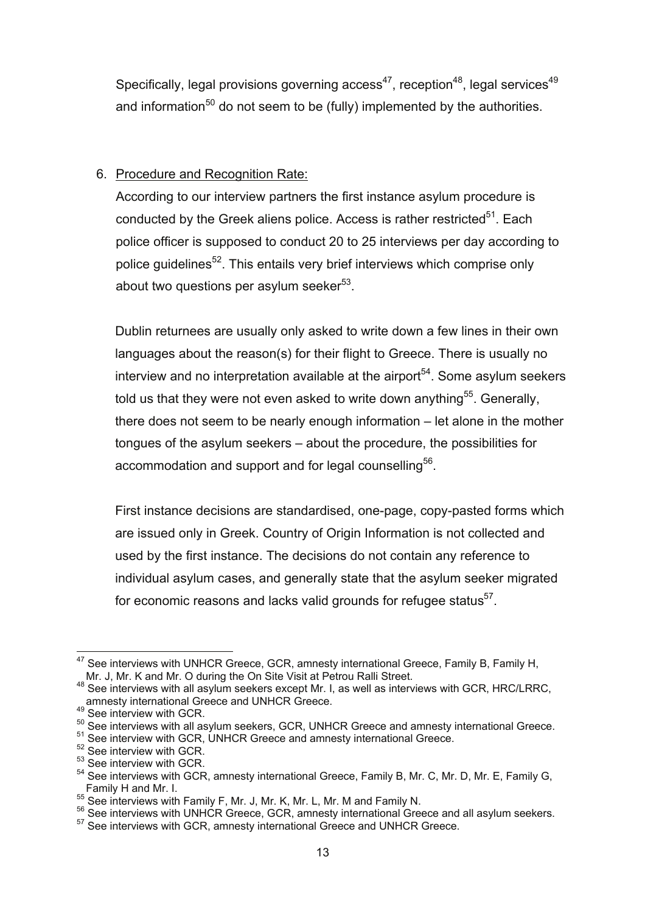Specifically, legal provisions governing access[47], reception[48], legal services[49] and information[50] do not seem to be (fully) implemented by the authorities.

6. Procedure and Recognition Rate:

   According to our interview partners the first instance asylum procedure is conducted by the Greek aliens police. Access is rather restricted[51]. Each police officer is supposed to conduct 20 to 25 interviews per day according to police guidelines[52]. This entails very brief interviews which comprise only about two questions per asylum seeker[53].

   Dublin returnees are usually only asked to write down a few lines in their own languages about the reason(s) for their flight to Greece. There is usually no interview and no interpretation available at the airport[54]. Some asylum seekers told us that they were not even asked to write down anything[55]. Generally, there does not seem to be nearly enough information – let alone in the mother tongues of the asylum seekers – about the procedure, the possibilities for accommodation and support and for legal counselling[56].

   First instance decisions are standardised, one-page, copy-pasted forms which are issued only in Greek. Country of Origin Information is not collected and used by the first instance. The decisions do not contain any reference to individual asylum cases, and generally state that the asylum seeker migrated for economic reasons and lacks valid grounds for refugee status[57].

---

[47] See interviews with UNHCR Greece, GCR, amnesty international Greece, Family B, Family H, Mr. J, Mr. K and Mr. O during the On Site Visit at Petrou Ralli Street.

[48] See interviews with all asylum seekers except Mr. I, as well as interviews with GCR, HRC/LRRC, amnesty international Greece and UNHCR Greece.

[49] See interview with GCR.

[50] See interviews with all asylum seekers, GCR, UNHCR Greece and amnesty international Greece.

[51] See interview with GCR, UNHCR Greece and amnesty international Greece.

[52] See interview with GCR.

[53] See interview with GCR.

[54] See interviews with GCR, amnesty international Greece, Family B, Mr. C, Mr. D, Mr. E, Family G, Family H and Mr. I.

[55] See interviews with Family F, Mr. J, Mr. K, Mr. L, Mr. M and Family N.

[56] See interviews with UNHCR Greece, GCR, amnesty international Greece and all asylum seekers.

[57] See interviews with GCR, amnesty international Greece and UNHCR Greece.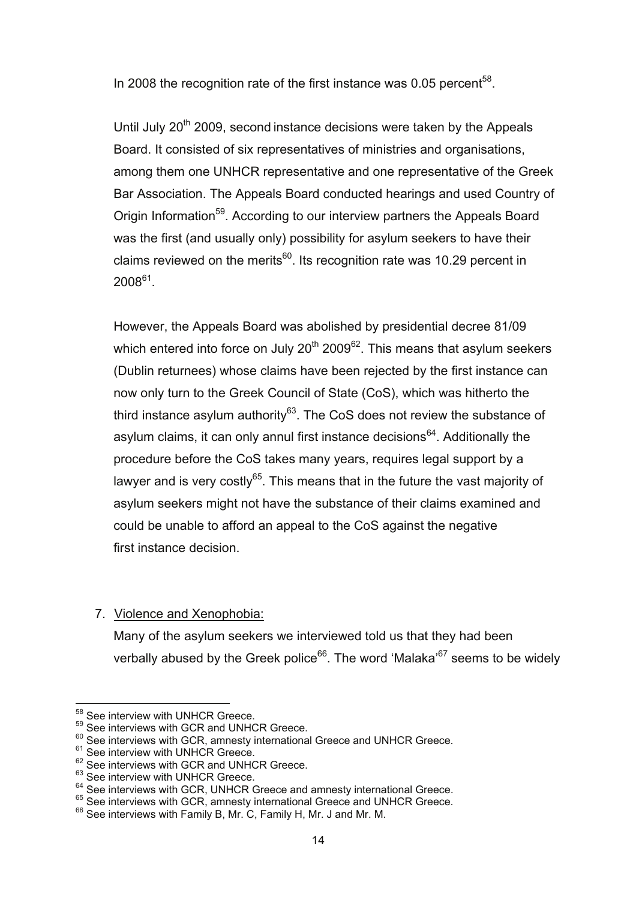In 2008 the recognition rate of the first instance was 0.05 percent[58].

Until July 20th 2009, second instance decisions were taken by the Appeals Board. It consisted of six representatives of ministries and organisations, among them one UNHCR representative and one representative of the Greek Bar Association. The Appeals Board conducted hearings and used Country of Origin Information[59]. According to our interview partners the Appeals Board was the first (and usually only) possibility for asylum seekers to have their claims reviewed on the merits[60]. Its recognition rate was 10.29 percent in 2008[61].

However, the Appeals Board was abolished by presidential decree 81/09 which entered into force on July 20th 2009[62]. This means that asylum seekers (Dublin returnees) whose claims have been rejected by the first instance can now only turn to the Greek Council of State (CoS), which was hitherto the third instance asylum authority[63]. The CoS does not review the substance of asylum claims, it can only annul first instance decisions[64]. Additionally the procedure before the CoS takes many years, requires legal support by a lawyer and is very costly[65]. This means that in the future the vast majority of asylum seekers might not have the substance of their claims examined and could be unable to afford an appeal to the CoS against the negative first instance decision.

7. Violence and Xenophobia:

   Many of the asylum seekers we interviewed told us that they had been verbally abused by the Greek police[66]. The word 'Malaka'[67] seems to be widely

---

[58] See interview with UNHCR Greece.
[59] See interviews with GCR and UNHCR Greece.
[60] See interviews with GCR, amnesty international Greece and UNHCR Greece.
[61] See interview with UNHCR Greece.
[62] See interviews with GCR and UNHCR Greece.
[63] See interview with UNHCR Greece.
[64] See interviews with GCR, UNHCR Greece and amnesty international Greece.
[65] See interviews with GCR, amnesty international Greece and UNHCR Greece.
[66] See interviews with Family B, Mr. C, Family H, Mr. J and Mr. M.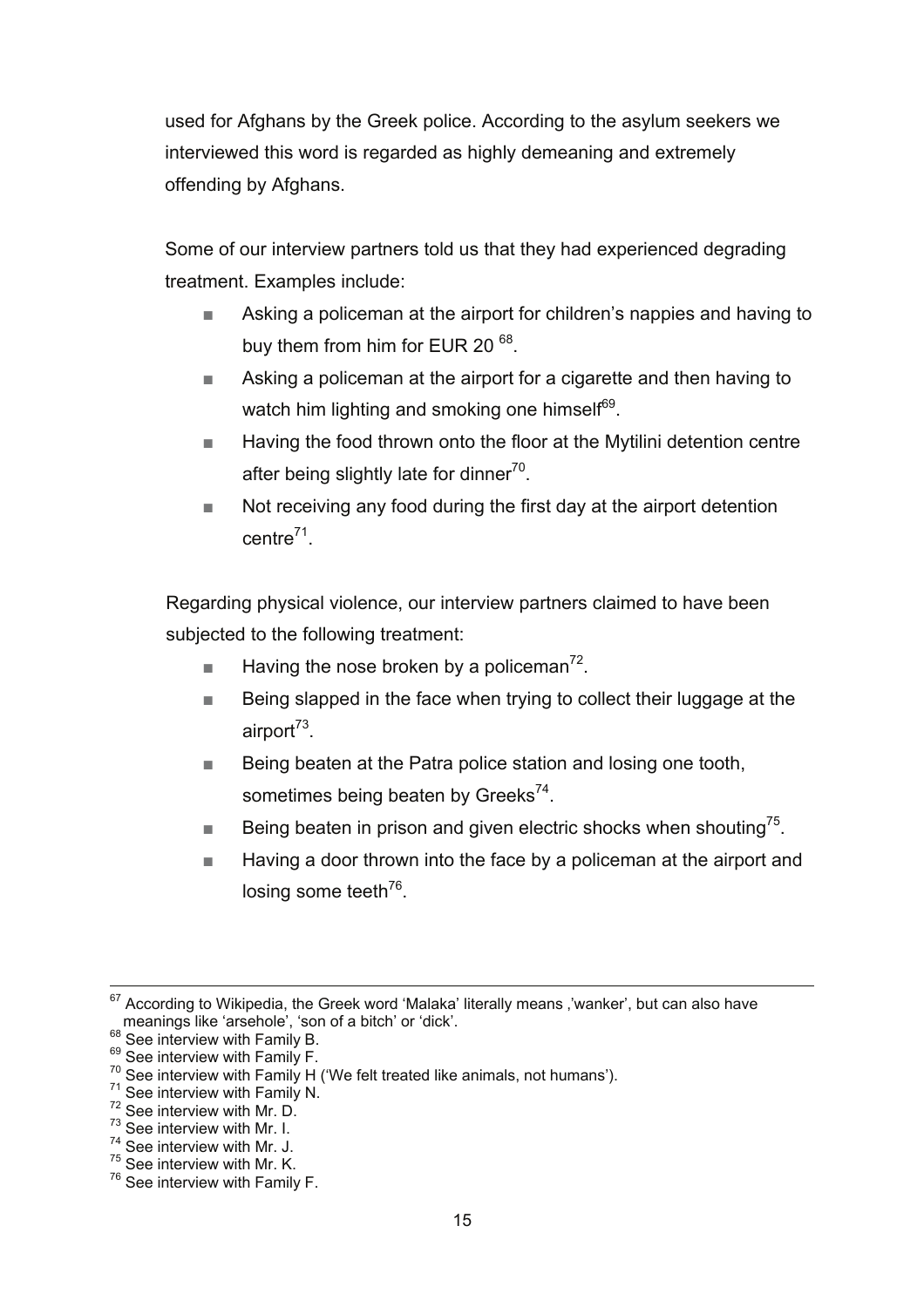used for Afghans by the Greek police. According to the asylum seekers we interviewed this word is regarded as highly demeaning and extremely offending by Afghans.

Some of our interview partners told us that they had experienced degrading treatment. Examples include:

- Asking a policeman at the airport for children's nappies and having to buy them from him for EUR 20 [68].
- Asking a policeman at the airport for a cigarette and then having to watch him lighting and smoking one himself[69].
- Having the food thrown onto the floor at the Mytilini detention centre after being slightly late for dinner[70].
- Not receiving any food during the first day at the airport detention centre[71].

Regarding physical violence, our interview partners claimed to have been subjected to the following treatment:

- Having the nose broken by a policeman[72].
- Being slapped in the face when trying to collect their luggage at the airport[73].
- Being beaten at the Patra police station and losing one tooth, sometimes being beaten by Greeks[74].
- Being beaten in prison and given electric shocks when shouting[75].
- Having a door thrown into the face by a policeman at the airport and losing some teeth[76].

---

[67] According to Wikipedia, the Greek word 'Malaka' literally means ,'wanker', but can also have meanings like 'arsehole', 'son of a bitch' or 'dick'.

[68] See interview with Family B.

[69] See interview with Family F.

[70] See interview with Family H ('We felt treated like animals, not humans').

[71] See interview with Family N.

[72] See interview with Mr. D.

[73] See interview with Mr. I.

[74] See interview with Mr. J.

[75] See interview with Mr. K.

[76] See interview with Family F.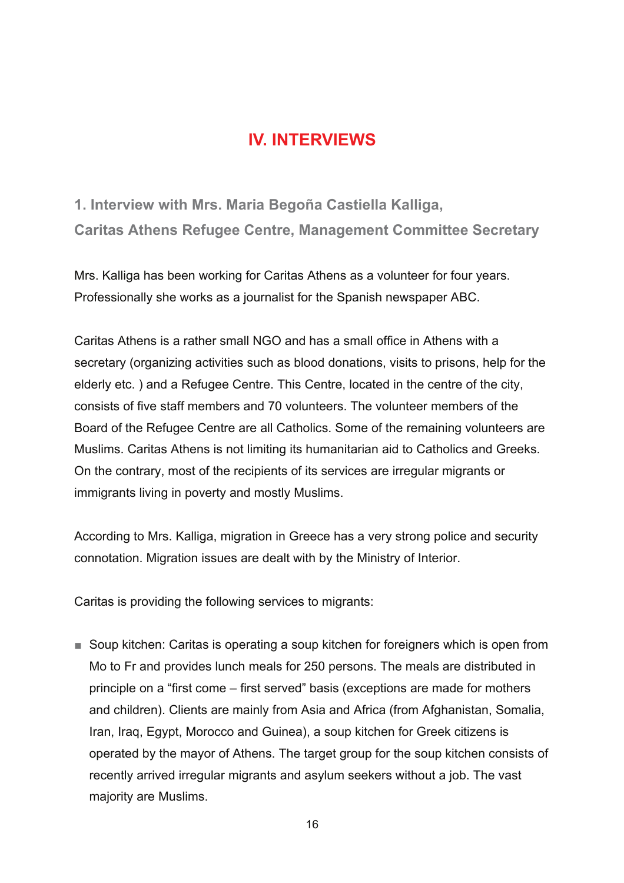# IV. INTERVIEWS

## 1. Interview with Mrs. Maria Begoña Castiella Kalliga, Caritas Athens Refugee Centre, Management Committee Secretary

Mrs. Kalliga has been working for Caritas Athens as a volunteer for four years. Professionally she works as a journalist for the Spanish newspaper ABC.

Caritas Athens is a rather small NGO and has a small office in Athens with a secretary (organizing activities such as blood donations, visits to prisons, help for the elderly etc. ) and a Refugee Centre. This Centre, located in the centre of the city, consists of five staff members and 70 volunteers. The volunteer members of the Board of the Refugee Centre are all Catholics. Some of the remaining volunteers are Muslims. Caritas Athens is not limiting its humanitarian aid to Catholics and Greeks. On the contrary, most of the recipients of its services are irregular migrants or immigrants living in poverty and mostly Muslims.

According to Mrs. Kalliga, migration in Greece has a very strong police and security connotation. Migration issues are dealt with by the Ministry of Interior.

Caritas is providing the following services to migrants:

- Soup kitchen: Caritas is operating a soup kitchen for foreigners which is open from Mo to Fr and provides lunch meals for 250 persons. The meals are distributed in principle on a “first come – first served” basis (exceptions are made for mothers and children). Clients are mainly from Asia and Africa (from Afghanistan, Somalia, Iran, Iraq, Egypt, Morocco and Guinea), a soup kitchen for Greek citizens is operated by the mayor of Athens. The target group for the soup kitchen consists of recently arrived irregular migrants and asylum seekers without a job. The vast majority are Muslims.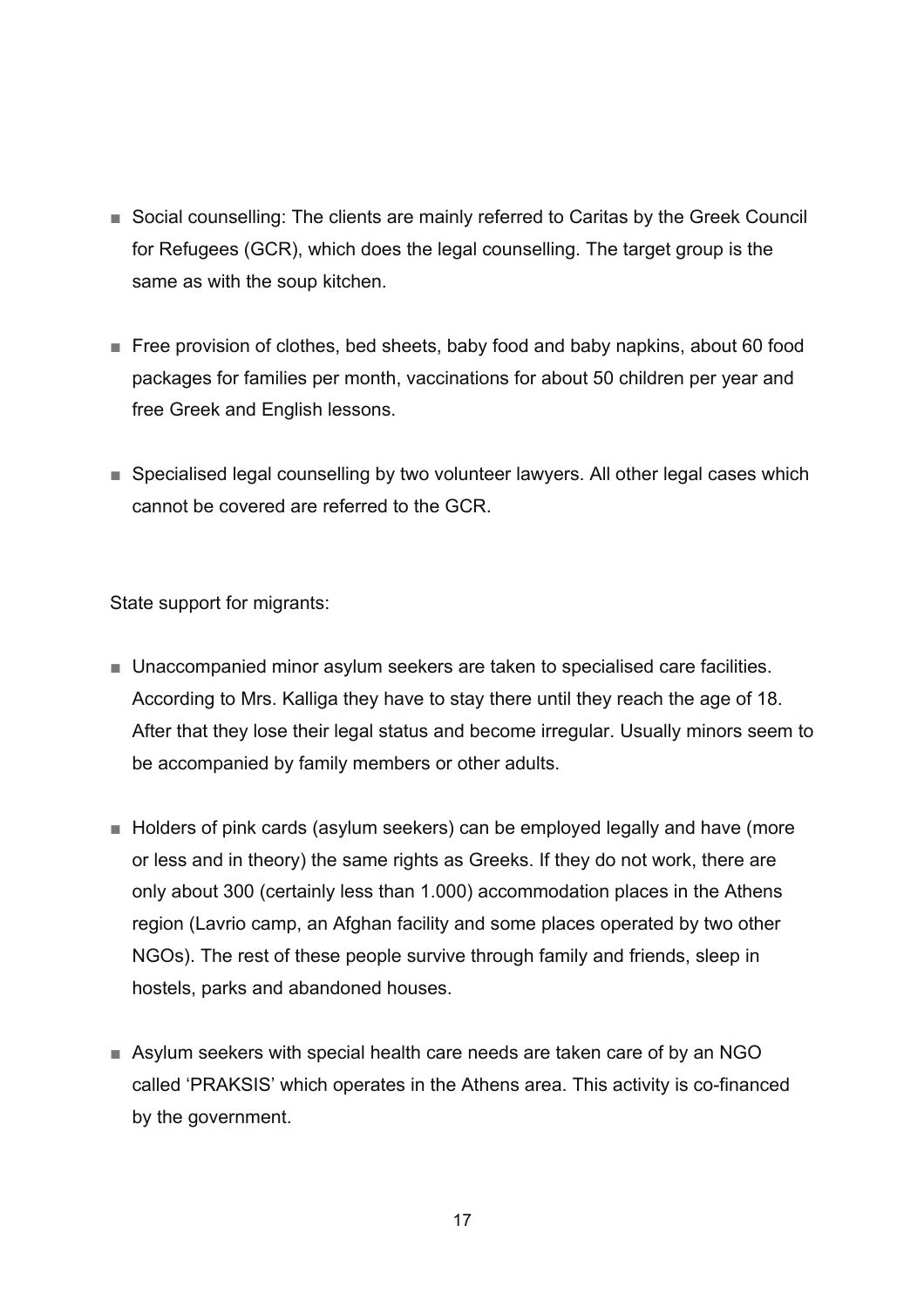- Social counselling: The clients are mainly referred to Caritas by the Greek Council for Refugees (GCR), which does the legal counselling. The target group is the same as with the soup kitchen.

- Free provision of clothes, bed sheets, baby food and baby napkins, about 60 food packages for families per month, vaccinations for about 50 children per year and free Greek and English lessons.

- Specialised legal counselling by two volunteer lawyers. All other legal cases which cannot be covered are referred to the GCR.

State support for migrants:

- Unaccompanied minor asylum seekers are taken to specialised care facilities. According to Mrs. Kalliga they have to stay there until they reach the age of 18. After that they lose their legal status and become irregular. Usually minors seem to be accompanied by family members or other adults.

- Holders of pink cards (asylum seekers) can be employed legally and have (more or less and in theory) the same rights as Greeks. If they do not work, there are only about 300 (certainly less than 1.000) accommodation places in the Athens region (Lavrio camp, an Afghan facility and some places operated by two other NGOs). The rest of these people survive through family and friends, sleep in hostels, parks and abandoned houses.

- Asylum seekers with special health care needs are taken care of by an NGO called 'PRAKSIS' which operates in the Athens area. This activity is co-financed by the government.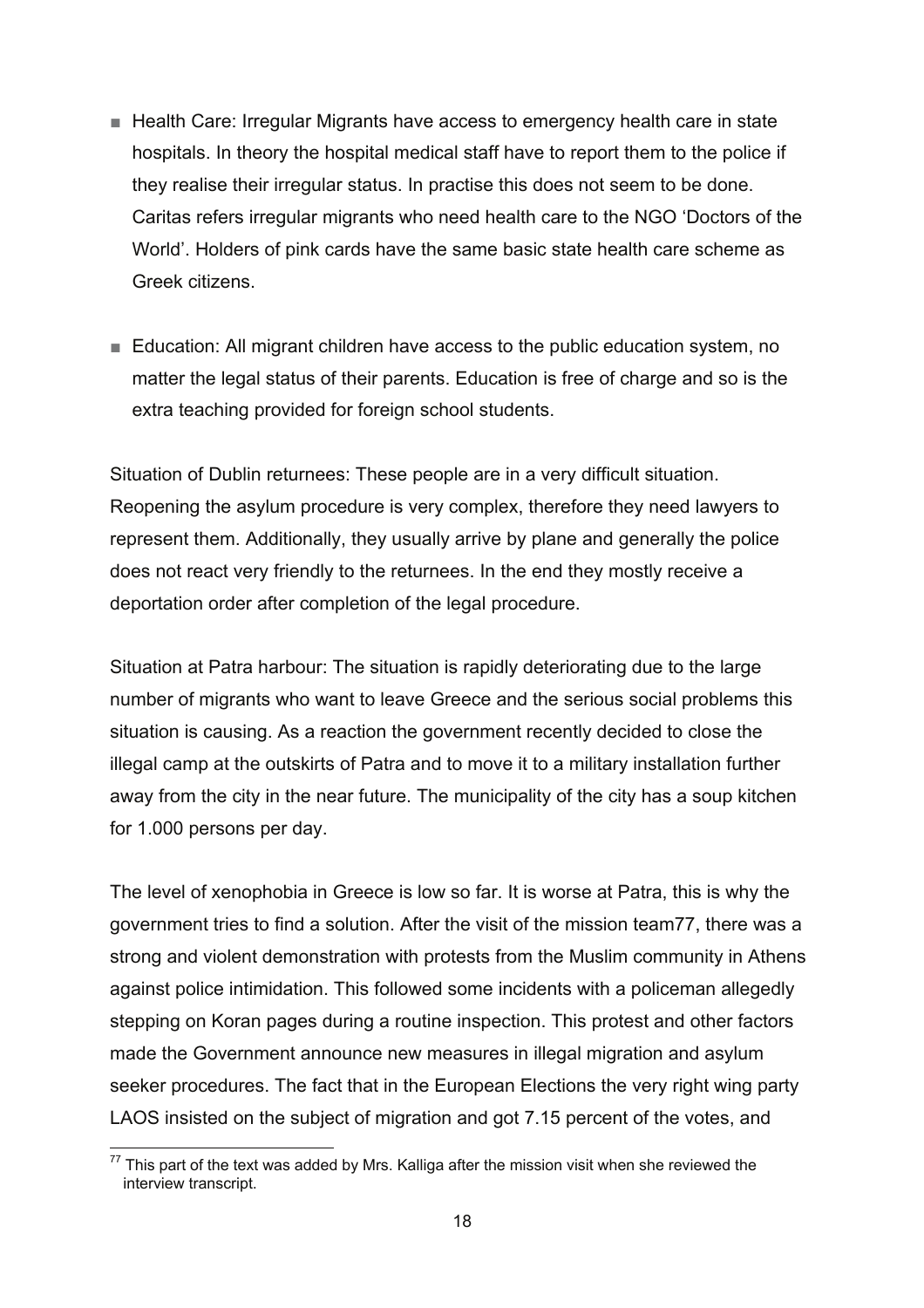- Health Care: Irregular Migrants have access to emergency health care in state hospitals. In theory the hospital medical staff have to report them to the police if they realise their irregular status. In practise this does not seem to be done. Caritas refers irregular migrants who need health care to the NGO 'Doctors of the World'. Holders of pink cards have the same basic state health care scheme as Greek citizens.

- Education: All migrant children have access to the public education system, no matter the legal status of their parents. Education is free of charge and so is the extra teaching provided for foreign school students.

Situation of Dublin returnees: These people are in a very difficult situation. Reopening the asylum procedure is very complex, therefore they need lawyers to represent them. Additionally, they usually arrive by plane and generally the police does not react very friendly to the returnees. In the end they mostly receive a deportation order after completion of the legal procedure.

Situation at Patra harbour: The situation is rapidly deteriorating due to the large number of migrants who want to leave Greece and the serious social problems this situation is causing. As a reaction the government recently decided to close the illegal camp at the outskirts of Patra and to move it to a military installation further away from the city in the near future. The municipality of the city has a soup kitchen for 1.000 persons per day.

The level of xenophobia in Greece is low so far. It is worse at Patra, this is why the government tries to find a solution. After the visit of the mission team[77], there was a strong and violent demonstration with protests from the Muslim community in Athens against police intimidation. This followed some incidents with a policeman allegedly stepping on Koran pages during a routine inspection. This protest and other factors made the Government announce new measures in illegal migration and asylum seeker procedures. The fact that in the European Elections the very right wing party LAOS insisted on the subject of migration and got 7.15 percent of the votes, and

[77] This part of the text was added by Mrs. Kalliga after the mission visit when she reviewed the interview transcript.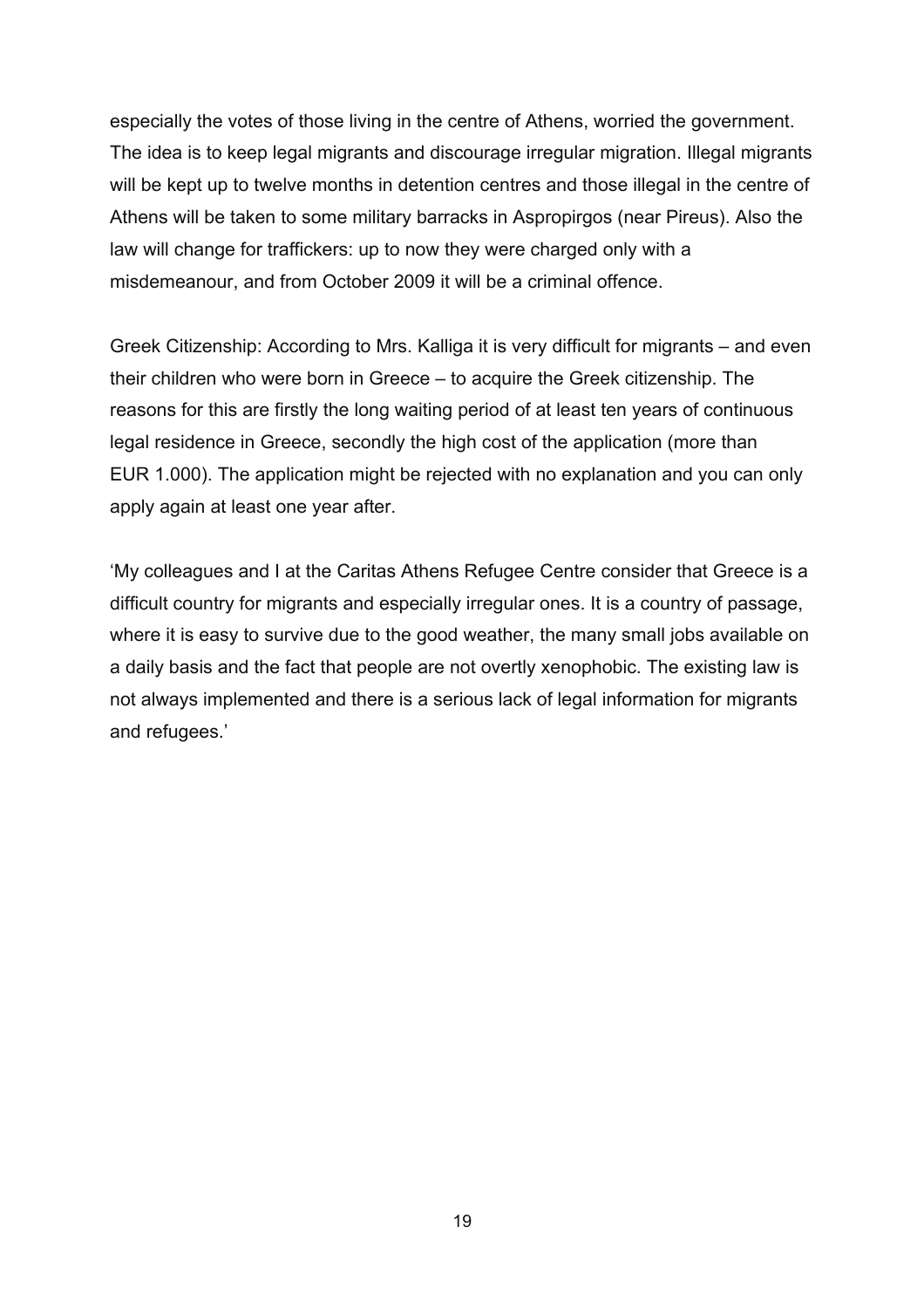especially the votes of those living in the centre of Athens, worried the government. The idea is to keep legal migrants and discourage irregular migration. Illegal migrants will be kept up to twelve months in detention centres and those illegal in the centre of Athens will be taken to some military barracks in Aspropirgos (near Pireus). Also the law will change for traffickers: up to now they were charged only with a misdemeanour, and from October 2009 it will be a criminal offence.

Greek Citizenship: According to Mrs. Kalliga it is very difficult for migrants – and even their children who were born in Greece – to acquire the Greek citizenship. The reasons for this are firstly the long waiting period of at least ten years of continuous legal residence in Greece, secondly the high cost of the application (more than EUR 1.000). The application might be rejected with no explanation and you can only apply again at least one year after.

'My colleagues and I at the Caritas Athens Refugee Centre consider that Greece is a difficult country for migrants and especially irregular ones. It is a country of passage, where it is easy to survive due to the good weather, the many small jobs available on a daily basis and the fact that people are not overtly xenophobic. The existing law is not always implemented and there is a serious lack of legal information for migrants and refugees.'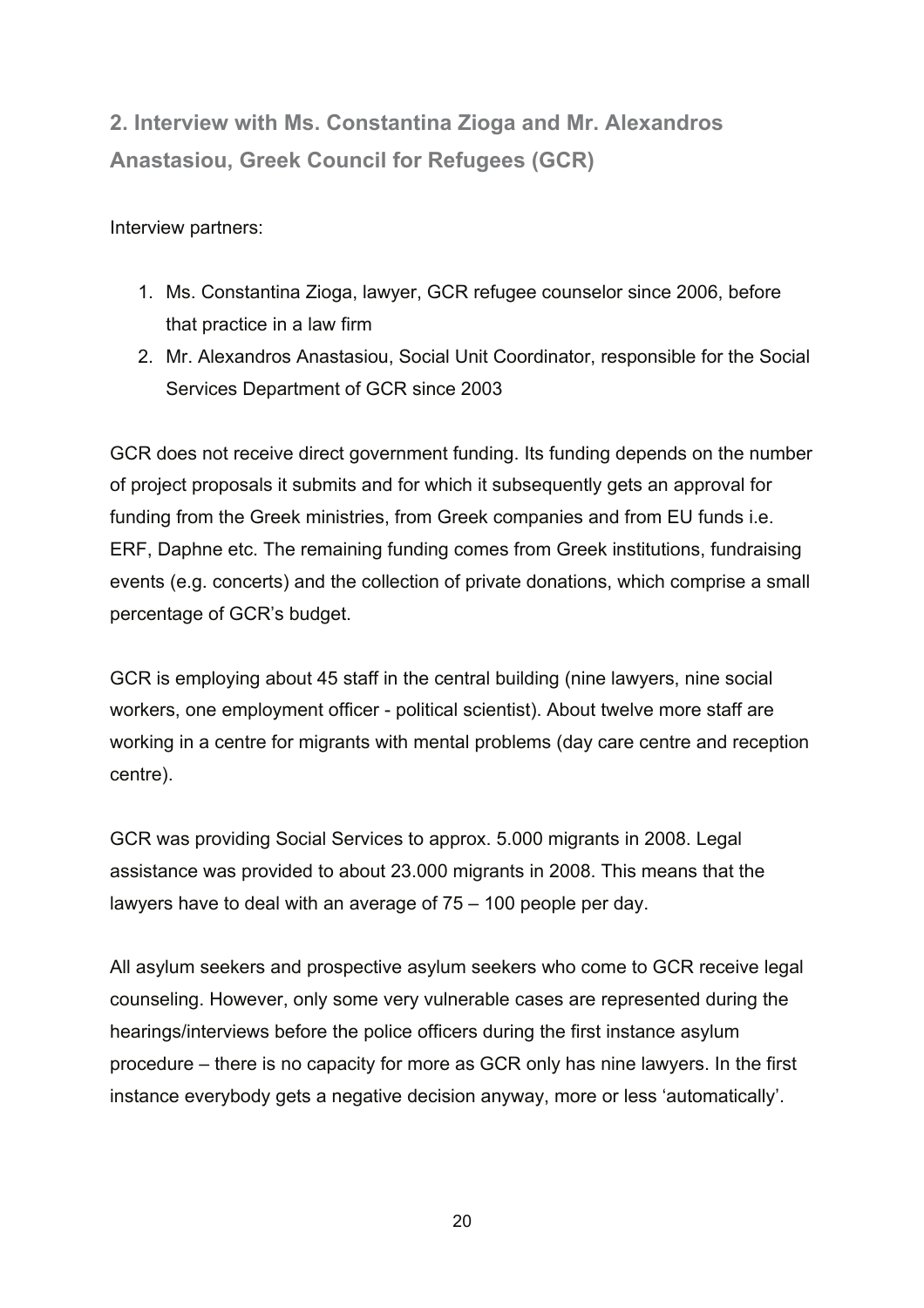## 2. Interview with Ms. Constantina Zioga and Mr. Alexandros Anastasiou, Greek Council for Refugees (GCR)

Interview partners:

1. Ms. Constantina Zioga, lawyer, GCR refugee counselor since 2006, before that practice in a law firm
2. Mr. Alexandros Anastasiou, Social Unit Coordinator, responsible for the Social Services Department of GCR since 2003

GCR does not receive direct government funding. Its funding depends on the number of project proposals it submits and for which it subsequently gets an approval for funding from the Greek ministries, from Greek companies and from EU funds i.e. ERF, Daphne etc. The remaining funding comes from Greek institutions, fundraising events (e.g. concerts) and the collection of private donations, which comprise a small percentage of GCR's budget.

GCR is employing about 45 staff in the central building (nine lawyers, nine social workers, one employment officer - political scientist). About twelve more staff are working in a centre for migrants with mental problems (day care centre and reception centre).

GCR was providing Social Services to approx. 5.000 migrants in 2008. Legal assistance was provided to about 23.000 migrants in 2008. This means that the lawyers have to deal with an average of 75 – 100 people per day.

All asylum seekers and prospective asylum seekers who come to GCR receive legal counseling. However, only some very vulnerable cases are represented during the hearings/interviews before the police officers during the first instance asylum procedure – there is no capacity for more as GCR only has nine lawyers. In the first instance everybody gets a negative decision anyway, more or less 'automatically'.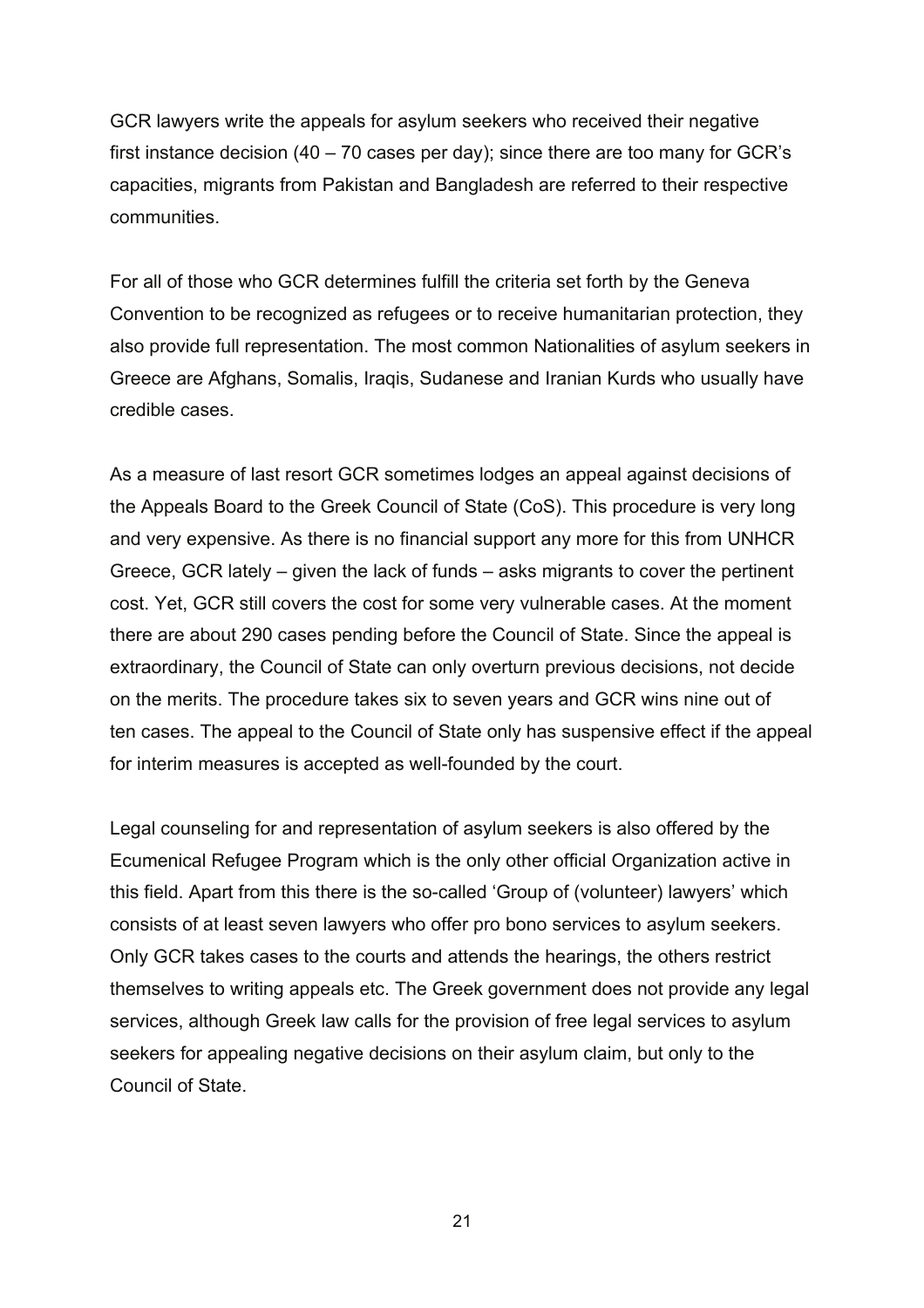GCR lawyers write the appeals for asylum seekers who received their negative first instance decision (40 – 70 cases per day); since there are too many for GCR's capacities, migrants from Pakistan and Bangladesh are referred to their respective communities.

For all of those who GCR determines fulfill the criteria set forth by the Geneva Convention to be recognized as refugees or to receive humanitarian protection, they also provide full representation. The most common Nationalities of asylum seekers in Greece are Afghans, Somalis, Iraqis, Sudanese and Iranian Kurds who usually have credible cases.

As a measure of last resort GCR sometimes lodges an appeal against decisions of the Appeals Board to the Greek Council of State (CoS). This procedure is very long and very expensive. As there is no financial support any more for this from UNHCR Greece, GCR lately – given the lack of funds – asks migrants to cover the pertinent cost. Yet, GCR still covers the cost for some very vulnerable cases. At the moment there are about 290 cases pending before the Council of State. Since the appeal is extraordinary, the Council of State can only overturn previous decisions, not decide on the merits. The procedure takes six to seven years and GCR wins nine out of ten cases. The appeal to the Council of State only has suspensive effect if the appeal for interim measures is accepted as well-founded by the court.

Legal counseling for and representation of asylum seekers is also offered by the Ecumenical Refugee Program which is the only other official Organization active in this field. Apart from this there is the so-called 'Group of (volunteer) lawyers' which consists of at least seven lawyers who offer pro bono services to asylum seekers. Only GCR takes cases to the courts and attends the hearings, the others restrict themselves to writing appeals etc. The Greek government does not provide any legal services, although Greek law calls for the provision of free legal services to asylum seekers for appealing negative decisions on their asylum claim, but only to the Council of State.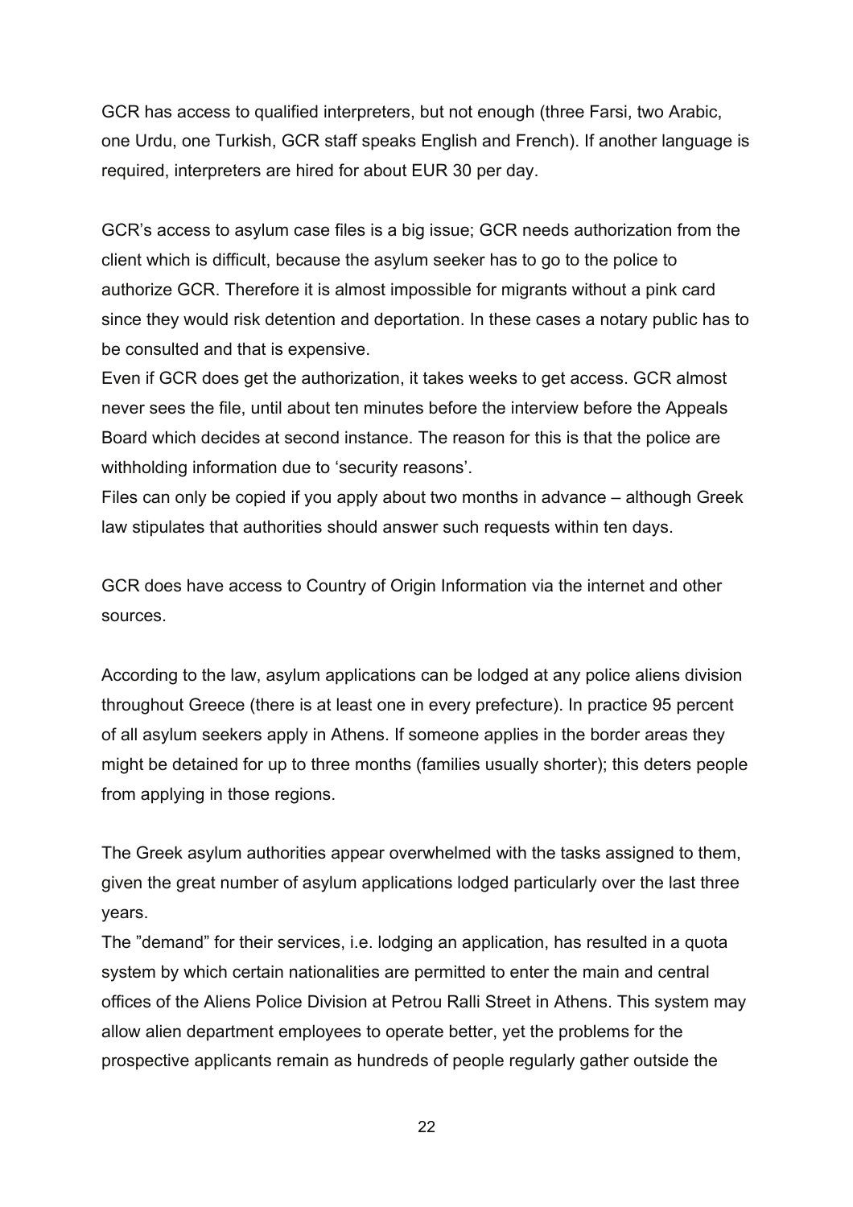GCR has access to qualified interpreters, but not enough (three Farsi, two Arabic, one Urdu, one Turkish, GCR staff speaks English and French). If another language is required, interpreters are hired for about EUR 30 per day.

GCR's access to asylum case files is a big issue; GCR needs authorization from the client which is difficult, because the asylum seeker has to go to the police to authorize GCR. Therefore it is almost impossible for migrants without a pink card since they would risk detention and deportation. In these cases a notary public has to be consulted and that is expensive.
Even if GCR does get the authorization, it takes weeks to get access. GCR almost never sees the file, until about ten minutes before the interview before the Appeals Board which decides at second instance. The reason for this is that the police are withholding information due to 'security reasons'.
Files can only be copied if you apply about two months in advance – although Greek law stipulates that authorities should answer such requests within ten days.

GCR does have access to Country of Origin Information via the internet and other sources.

According to the law, asylum applications can be lodged at any police aliens division throughout Greece (there is at least one in every prefecture). In practice 95 percent of all asylum seekers apply in Athens. If someone applies in the border areas they might be detained for up to three months (families usually shorter); this deters people from applying in those regions.

The Greek asylum authorities appear overwhelmed with the tasks assigned to them, given the great number of asylum applications lodged particularly over the last three years.
The "demand" for their services, i.e. lodging an application, has resulted in a quota system by which certain nationalities are permitted to enter the main and central offices of the Aliens Police Division at Petrou Ralli Street in Athens. This system may allow alien department employees to operate better, yet the problems for the prospective applicants remain as hundreds of people regularly gather outside the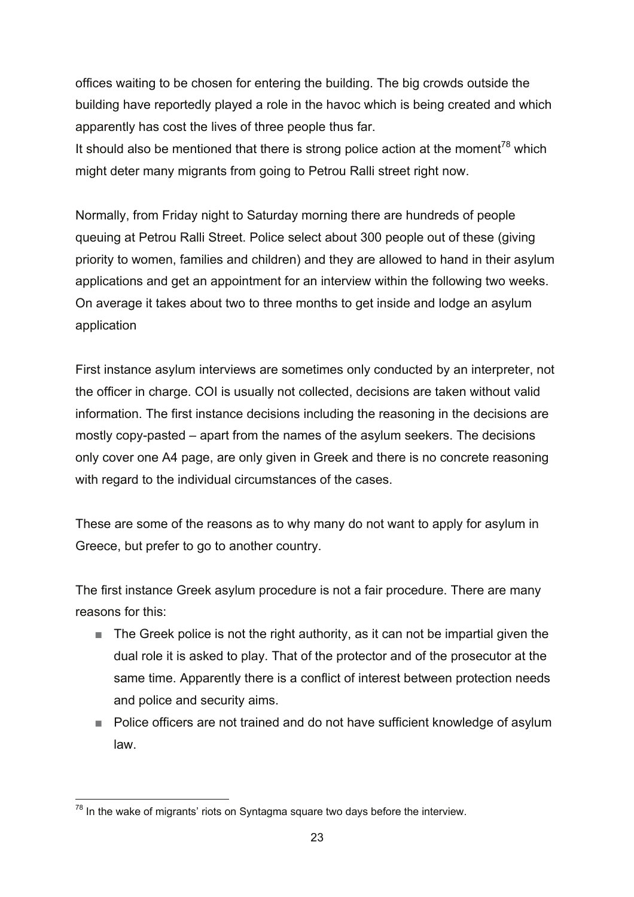offices waiting to be chosen for entering the building. The big crowds outside the building have reportedly played a role in the havoc which is being created and which apparently has cost the lives of three people thus far.
It should also be mentioned that there is strong police action at the moment[78] which might deter many migrants from going to Petrou Ralli street right now.

Normally, from Friday night to Saturday morning there are hundreds of people queuing at Petrou Ralli Street. Police select about 300 people out of these (giving priority to women, families and children) and they are allowed to hand in their asylum applications and get an appointment for an interview within the following two weeks. On average it takes about two to three months to get inside and lodge an asylum application

First instance asylum interviews are sometimes only conducted by an interpreter, not the officer in charge. COI is usually not collected, decisions are taken without valid information. The first instance decisions including the reasoning in the decisions are mostly copy-pasted – apart from the names of the asylum seekers. The decisions only cover one A4 page, are only given in Greek and there is no concrete reasoning with regard to the individual circumstances of the cases.

These are some of the reasons as to why many do not want to apply for asylum in Greece, but prefer to go to another country.

The first instance Greek asylum procedure is not a fair procedure. There are many reasons for this:

- The Greek police is not the right authority, as it can not be impartial given the dual role it is asked to play. That of the protector and of the prosecutor at the same time. Apparently there is a conflict of interest between protection needs and police and security aims.
- Police officers are not trained and do not have sufficient knowledge of asylum law.

[78] In the wake of migrants' riots on Syntagma square two days before the interview.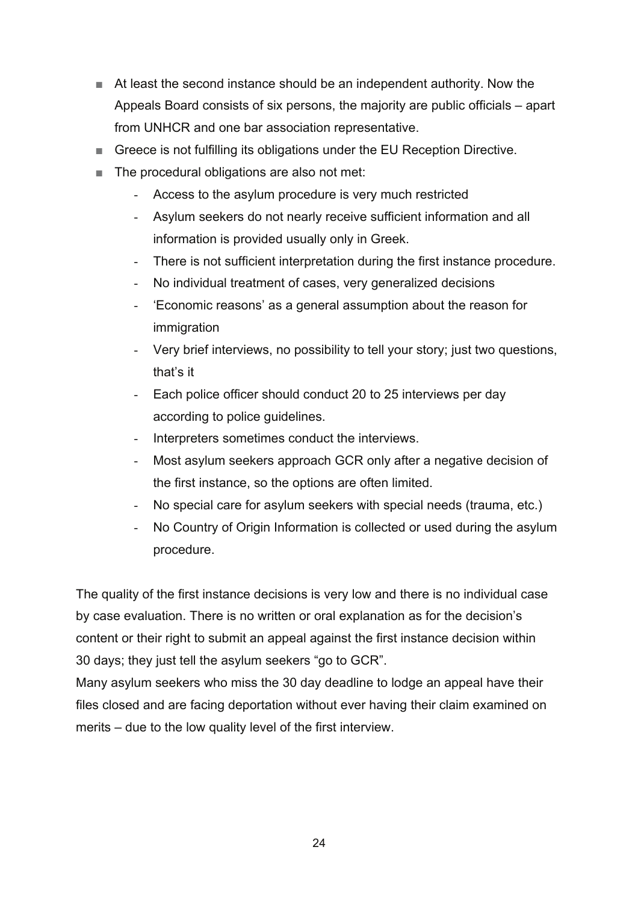- At least the second instance should be an independent authority. Now the Appeals Board consists of six persons, the majority are public officials – apart from UNHCR and one bar association representative.
- Greece is not fulfilling its obligations under the EU Reception Directive.
- The procedural obligations are also not met:
  - Access to the asylum procedure is very much restricted
  - Asylum seekers do not nearly receive sufficient information and all information is provided usually only in Greek.
  - There is not sufficient interpretation during the first instance procedure.
  - No individual treatment of cases, very generalized decisions
  - 'Economic reasons' as a general assumption about the reason for immigration
  - Very brief interviews, no possibility to tell your story; just two questions, that's it
  - Each police officer should conduct 20 to 25 interviews per day according to police guidelines.
  - Interpreters sometimes conduct the interviews.
  - Most asylum seekers approach GCR only after a negative decision of the first instance, so the options are often limited.
  - No special care for asylum seekers with special needs (trauma, etc.)
  - No Country of Origin Information is collected or used during the asylum procedure.

The quality of the first instance decisions is very low and there is no individual case by case evaluation. There is no written or oral explanation as for the decision's content or their right to submit an appeal against the first instance decision within 30 days; they just tell the asylum seekers "go to GCR".

Many asylum seekers who miss the 30 day deadline to lodge an appeal have their files closed and are facing deportation without ever having their claim examined on merits – due to the low quality level of the first interview.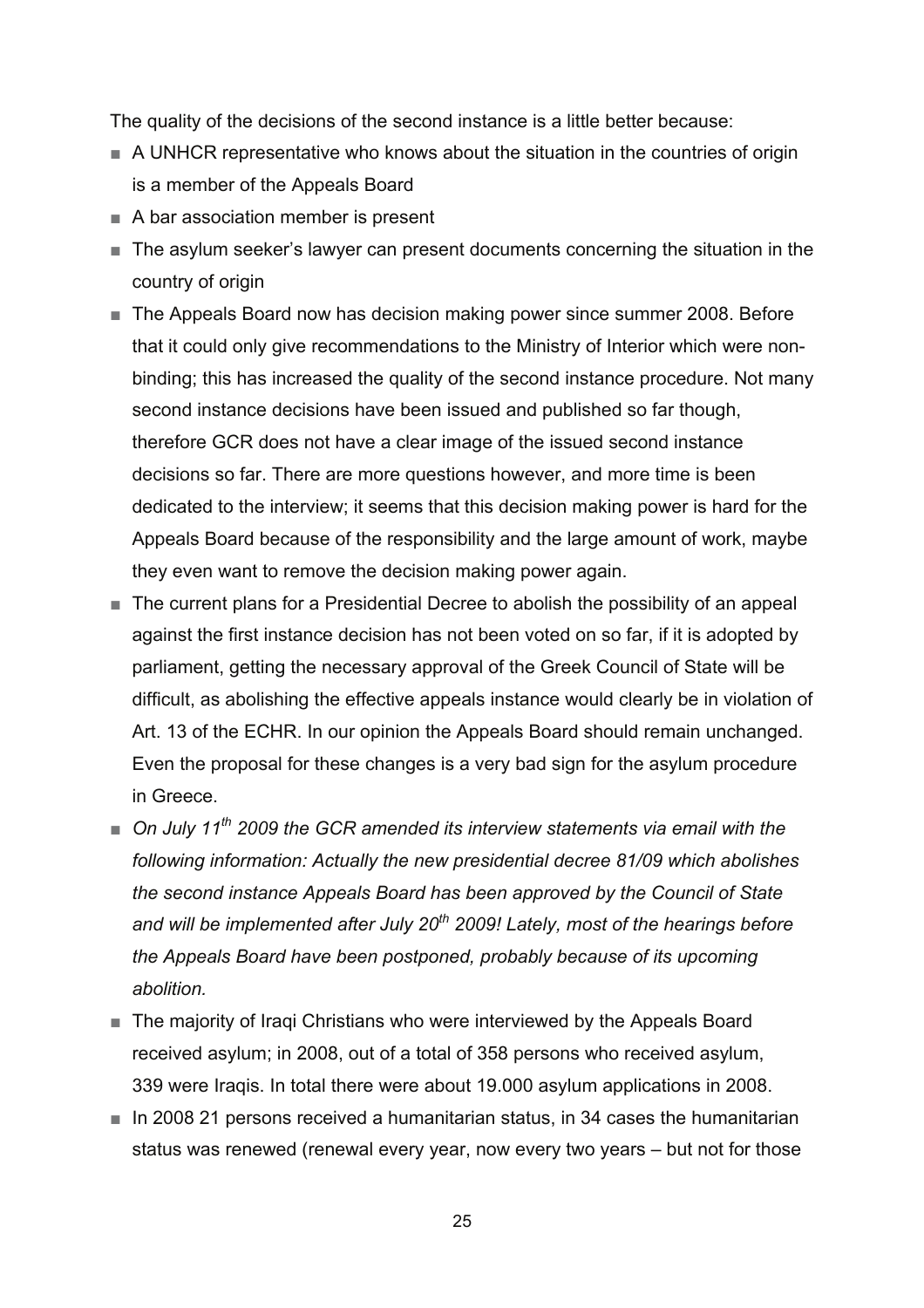The quality of the decisions of the second instance is a little better because:

- A UNHCR representative who knows about the situation in the countries of origin is a member of the Appeals Board
- A bar association member is present
- The asylum seeker's lawyer can present documents concerning the situation in the country of origin
- The Appeals Board now has decision making power since summer 2008. Before that it could only give recommendations to the Ministry of Interior which were non-binding; this has increased the quality of the second instance procedure. Not many second instance decisions have been issued and published so far though, therefore GCR does not have a clear image of the issued second instance decisions so far. There are more questions however, and more time is been dedicated to the interview; it seems that this decision making power is hard for the Appeals Board because of the responsibility and the large amount of work, maybe they even want to remove the decision making power again.
- The current plans for a Presidential Decree to abolish the possibility of an appeal against the first instance decision has not been voted on so far, if it is adopted by parliament, getting the necessary approval of the Greek Council of State will be difficult, as abolishing the effective appeals instance would clearly be in violation of Art. 13 of the ECHR. In our opinion the Appeals Board should remain unchanged. Even the proposal for these changes is a very bad sign for the asylum procedure in Greece.
- *On July 11th 2009 the GCR amended its interview statements via email with the following information: Actually the new presidential decree 81/09 which abolishes the second instance Appeals Board has been approved by the Council of State and will be implemented after July 20th 2009! Lately, most of the hearings before the Appeals Board have been postponed, probably because of its upcoming abolition.*
- The majority of Iraqi Christians who were interviewed by the Appeals Board received asylum; in 2008, out of a total of 358 persons who received asylum, 339 were Iraqis. In total there were about 19.000 asylum applications in 2008.
- In 2008 21 persons received a humanitarian status, in 34 cases the humanitarian status was renewed (renewal every year, now every two years – but not for those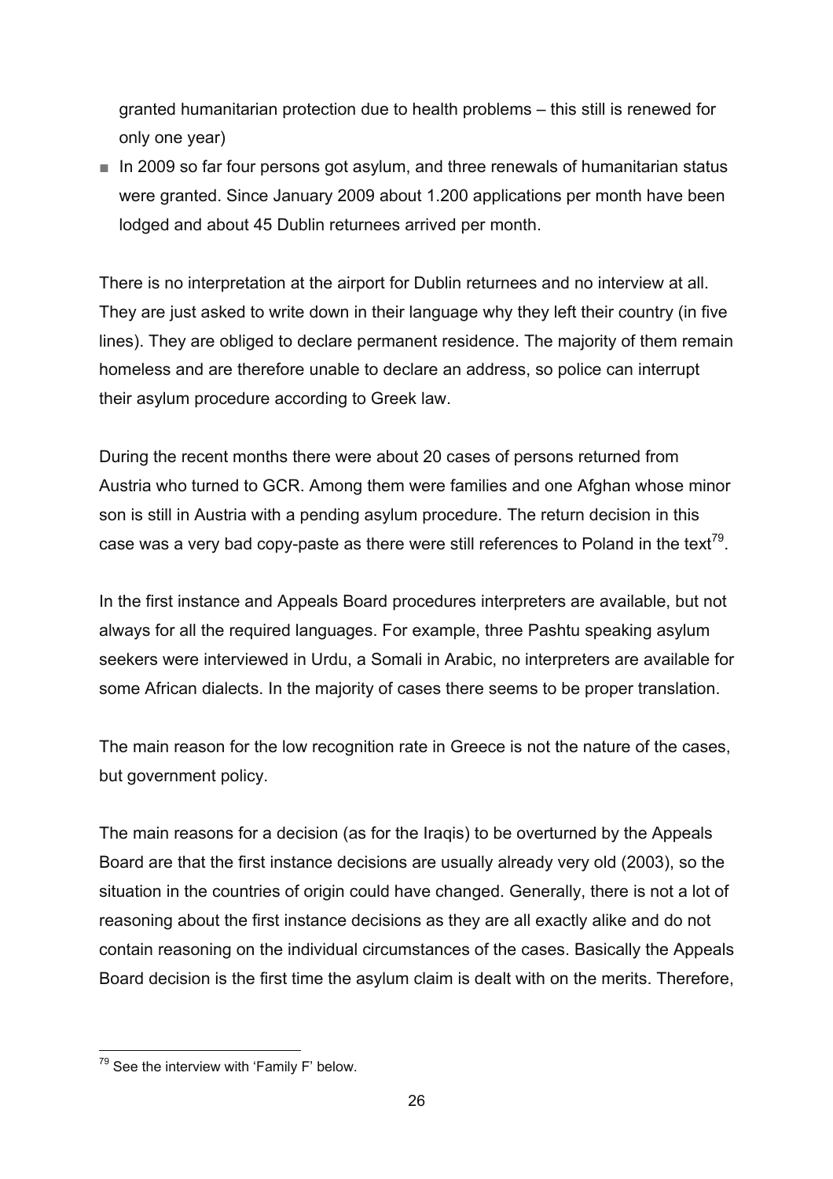granted humanitarian protection due to health problems – this still is renewed for only one year)

- In 2009 so far four persons got asylum, and three renewals of humanitarian status were granted. Since January 2009 about 1.200 applications per month have been lodged and about 45 Dublin returnees arrived per month.

There is no interpretation at the airport for Dublin returnees and no interview at all. They are just asked to write down in their language why they left their country (in five lines). They are obliged to declare permanent residence. The majority of them remain homeless and are therefore unable to declare an address, so police can interrupt their asylum procedure according to Greek law.

During the recent months there were about 20 cases of persons returned from Austria who turned to GCR. Among them were families and one Afghan whose minor son is still in Austria with a pending asylum procedure. The return decision in this case was a very bad copy-paste as there were still references to Poland in the text[79].

In the first instance and Appeals Board procedures interpreters are available, but not always for all the required languages. For example, three Pashtu speaking asylum seekers were interviewed in Urdu, a Somali in Arabic, no interpreters are available for some African dialects. In the majority of cases there seems to be proper translation.

The main reason for the low recognition rate in Greece is not the nature of the cases, but government policy.

The main reasons for a decision (as for the Iraqis) to be overturned by the Appeals Board are that the first instance decisions are usually already very old (2003), so the situation in the countries of origin could have changed. Generally, there is not a lot of reasoning about the first instance decisions as they are all exactly alike and do not contain reasoning on the individual circumstances of the cases. Basically the Appeals Board decision is the first time the asylum claim is dealt with on the merits. Therefore,

[79] See the interview with 'Family F' below.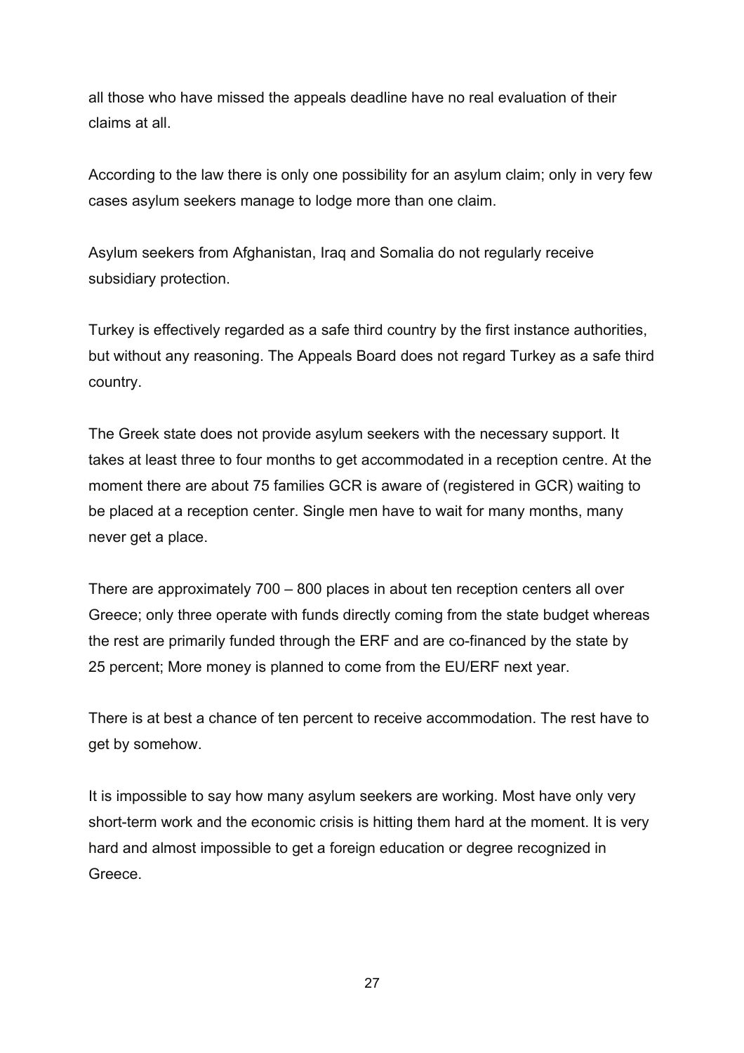all those who have missed the appeals deadline have no real evaluation of their claims at all.

According to the law there is only one possibility for an asylum claim; only in very few cases asylum seekers manage to lodge more than one claim.

Asylum seekers from Afghanistan, Iraq and Somalia do not regularly receive subsidiary protection.

Turkey is effectively regarded as a safe third country by the first instance authorities, but without any reasoning. The Appeals Board does not regard Turkey as a safe third country.

The Greek state does not provide asylum seekers with the necessary support. It takes at least three to four months to get accommodated in a reception centre. At the moment there are about 75 families GCR is aware of (registered in GCR) waiting to be placed at a reception center. Single men have to wait for many months, many never get a place.

There are approximately 700 – 800 places in about ten reception centers all over Greece; only three operate with funds directly coming from the state budget whereas the rest are primarily funded through the ERF and are co-financed by the state by 25 percent; More money is planned to come from the EU/ERF next year.

There is at best a chance of ten percent to receive accommodation. The rest have to get by somehow.

It is impossible to say how many asylum seekers are working. Most have only very short-term work and the economic crisis is hitting them hard at the moment. It is very hard and almost impossible to get a foreign education or degree recognized in Greece.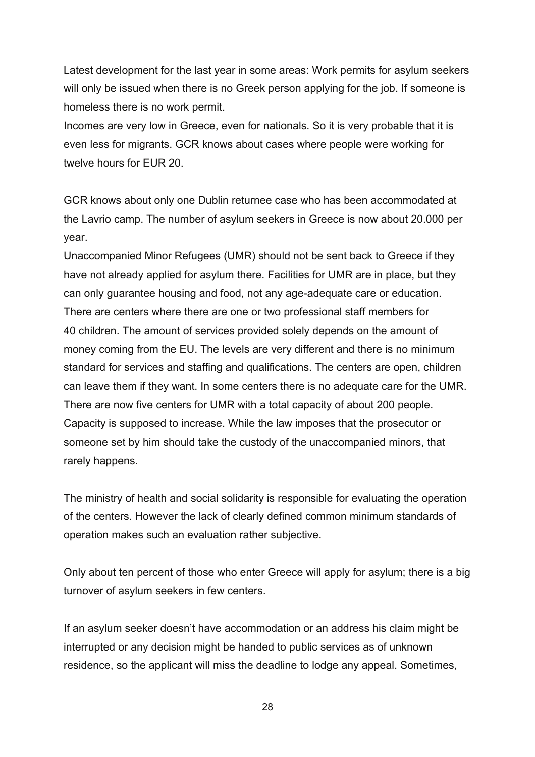Latest development for the last year in some areas: Work permits for asylum seekers will only be issued when there is no Greek person applying for the job. If someone is homeless there is no work permit.
Incomes are very low in Greece, even for nationals. So it is very probable that it is even less for migrants. GCR knows about cases where people were working for twelve hours for EUR 20.

GCR knows about only one Dublin returnee case who has been accommodated at the Lavrio camp. The number of asylum seekers in Greece is now about 20.000 per year.
Unaccompanied Minor Refugees (UMR) should not be sent back to Greece if they have not already applied for asylum there. Facilities for UMR are in place, but they can only guarantee housing and food, not any age-adequate care or education. There are centers where there are one or two professional staff members for 40 children. The amount of services provided solely depends on the amount of money coming from the EU. The levels are very different and there is no minimum standard for services and staffing and qualifications. The centers are open, children can leave them if they want. In some centers there is no adequate care for the UMR. There are now five centers for UMR with a total capacity of about 200 people. Capacity is supposed to increase. While the law imposes that the prosecutor or someone set by him should take the custody of the unaccompanied minors, that rarely happens.

The ministry of health and social solidarity is responsible for evaluating the operation of the centers. However the lack of clearly defined common minimum standards of operation makes such an evaluation rather subjective.

Only about ten percent of those who enter Greece will apply for asylum; there is a big turnover of asylum seekers in few centers.

If an asylum seeker doesn't have accommodation or an address his claim might be interrupted or any decision might be handed to public services as of unknown residence, so the applicant will miss the deadline to lodge any appeal. Sometimes,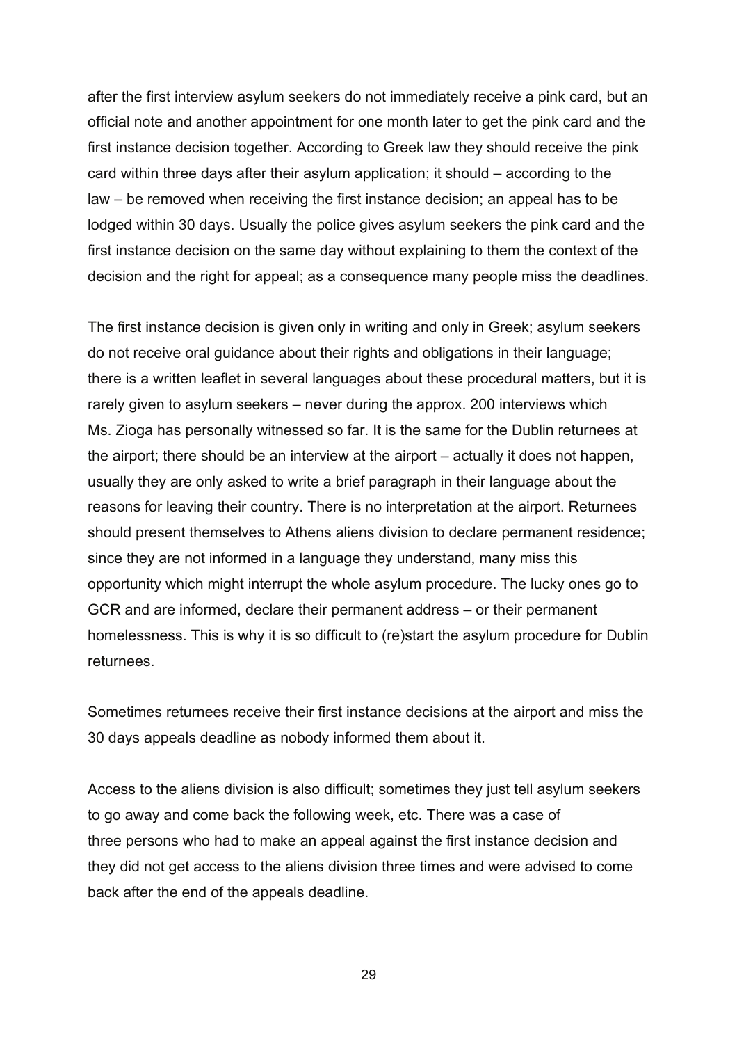after the first interview asylum seekers do not immediately receive a pink card, but an official note and another appointment for one month later to get the pink card and the first instance decision together. According to Greek law they should receive the pink card within three days after their asylum application; it should – according to the law – be removed when receiving the first instance decision; an appeal has to be lodged within 30 days. Usually the police gives asylum seekers the pink card and the first instance decision on the same day without explaining to them the context of the decision and the right for appeal; as a consequence many people miss the deadlines.

The first instance decision is given only in writing and only in Greek; asylum seekers do not receive oral guidance about their rights and obligations in their language; there is a written leaflet in several languages about these procedural matters, but it is rarely given to asylum seekers – never during the approx. 200 interviews which Ms. Zioga has personally witnessed so far. It is the same for the Dublin returnees at the airport; there should be an interview at the airport – actually it does not happen, usually they are only asked to write a brief paragraph in their language about the reasons for leaving their country. There is no interpretation at the airport. Returnees should present themselves to Athens aliens division to declare permanent residence; since they are not informed in a language they understand, many miss this opportunity which might interrupt the whole asylum procedure. The lucky ones go to GCR and are informed, declare their permanent address – or their permanent homelessness. This is why it is so difficult to (re)start the asylum procedure for Dublin returnees.

Sometimes returnees receive their first instance decisions at the airport and miss the 30 days appeals deadline as nobody informed them about it.

Access to the aliens division is also difficult; sometimes they just tell asylum seekers to go away and come back the following week, etc. There was a case of three persons who had to make an appeal against the first instance decision and they did not get access to the aliens division three times and were advised to come back after the end of the appeals deadline.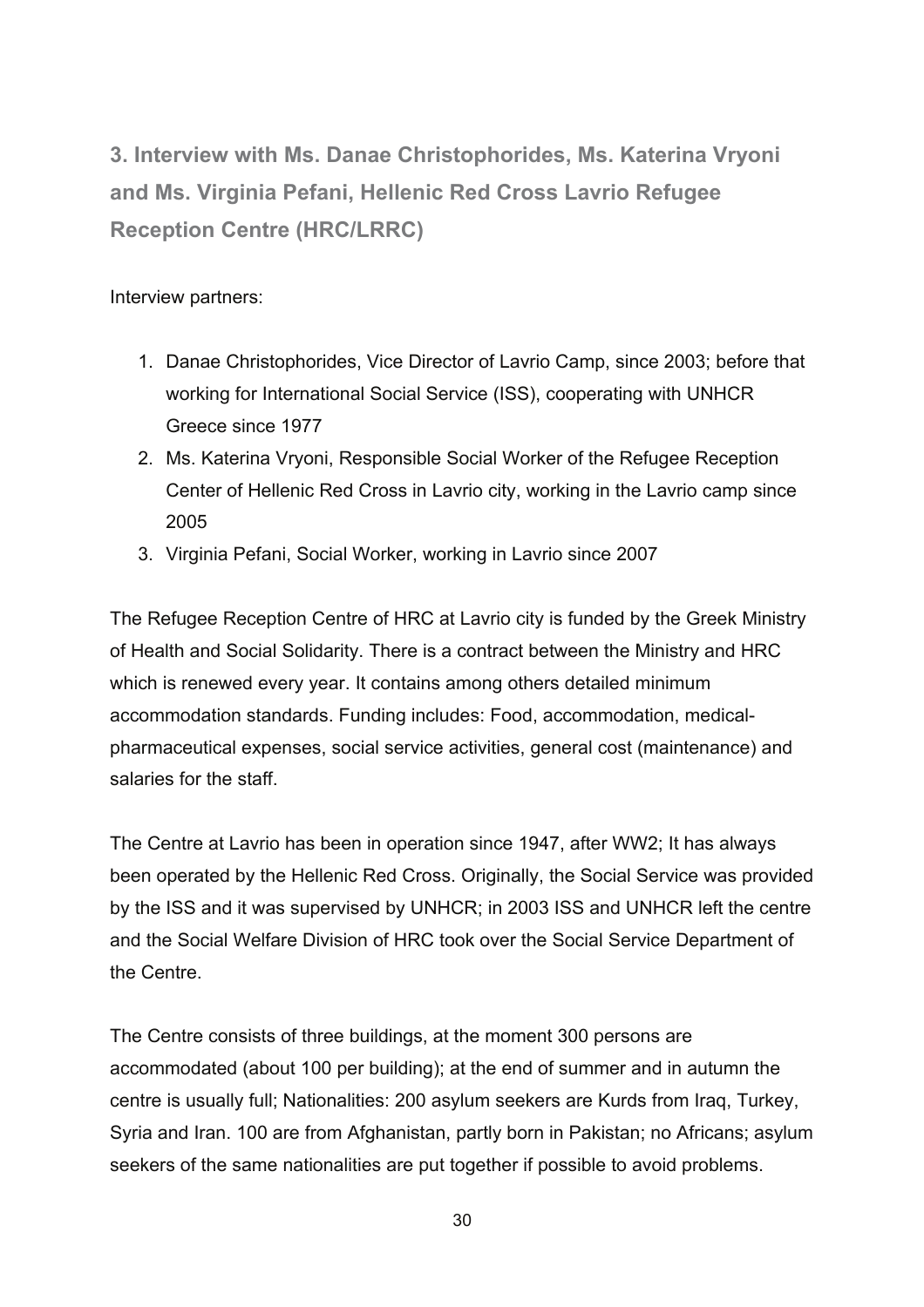### 3. Interview with Ms. Danae Christophorides, Ms. Katerina Vryoni and Ms. Virginia Pefani, Hellenic Red Cross Lavrio Refugee Reception Centre (HRC/LRRC)

Interview partners:

1. Danae Christophorides, Vice Director of Lavrio Camp, since 2003; before that working for International Social Service (ISS), cooperating with UNHCR Greece since 1977
2. Ms. Katerina Vryoni, Responsible Social Worker of the Refugee Reception Center of Hellenic Red Cross in Lavrio city, working in the Lavrio camp since 2005
3. Virginia Pefani, Social Worker, working in Lavrio since 2007

The Refugee Reception Centre of HRC at Lavrio city is funded by the Greek Ministry of Health and Social Solidarity. There is a contract between the Ministry and HRC which is renewed every year. It contains among others detailed minimum accommodation standards. Funding includes: Food, accommodation, medical-pharmaceutical expenses, social service activities, general cost (maintenance) and salaries for the staff.

The Centre at Lavrio has been in operation since 1947, after WW2; It has always been operated by the Hellenic Red Cross. Originally, the Social Service was provided by the ISS and it was supervised by UNHCR; in 2003 ISS and UNHCR left the centre and the Social Welfare Division of HRC took over the Social Service Department of the Centre.

The Centre consists of three buildings, at the moment 300 persons are accommodated (about 100 per building); at the end of summer and in autumn the centre is usually full; Nationalities: 200 asylum seekers are Kurds from Iraq, Turkey, Syria and Iran. 100 are from Afghanistan, partly born in Pakistan; no Africans; asylum seekers of the same nationalities are put together if possible to avoid problems.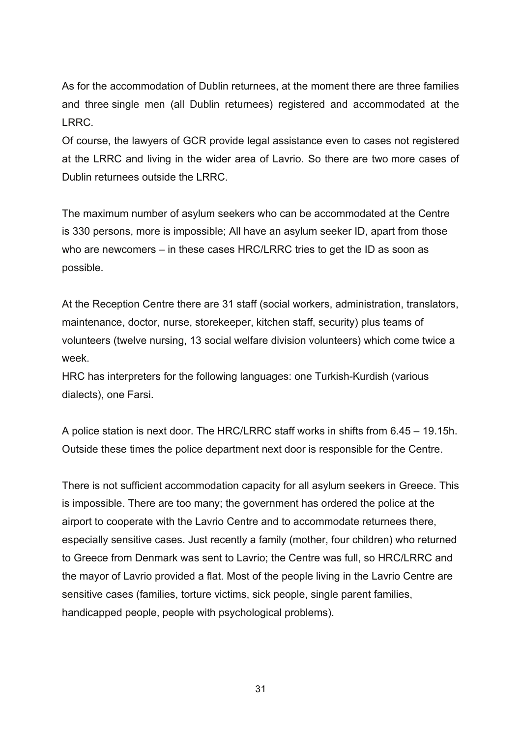As for the accommodation of Dublin returnees, at the moment there are three families and three single men (all Dublin returnees) registered and accommodated at the LRRC.

Of course, the lawyers of GCR provide legal assistance even to cases not registered at the LRRC and living in the wider area of Lavrio. So there are two more cases of Dublin returnees outside the LRRC.

The maximum number of asylum seekers who can be accommodated at the Centre is 330 persons, more is impossible; All have an asylum seeker ID, apart from those who are newcomers – in these cases HRC/LRRC tries to get the ID as soon as possible.

At the Reception Centre there are 31 staff (social workers, administration, translators, maintenance, doctor, nurse, storekeeper, kitchen staff, security) plus teams of volunteers (twelve nursing, 13 social welfare division volunteers) which come twice a week.

HRC has interpreters for the following languages: one Turkish-Kurdish (various dialects), one Farsi.

A police station is next door. The HRC/LRRC staff works in shifts from 6.45 – 19.15h. Outside these times the police department next door is responsible for the Centre.

There is not sufficient accommodation capacity for all asylum seekers in Greece. This is impossible. There are too many; the government has ordered the police at the airport to cooperate with the Lavrio Centre and to accommodate returnees there, especially sensitive cases. Just recently a family (mother, four children) who returned to Greece from Denmark was sent to Lavrio; the Centre was full, so HRC/LRRC and the mayor of Lavrio provided a flat. Most of the people living in the Lavrio Centre are sensitive cases (families, torture victims, sick people, single parent families, handicapped people, people with psychological problems).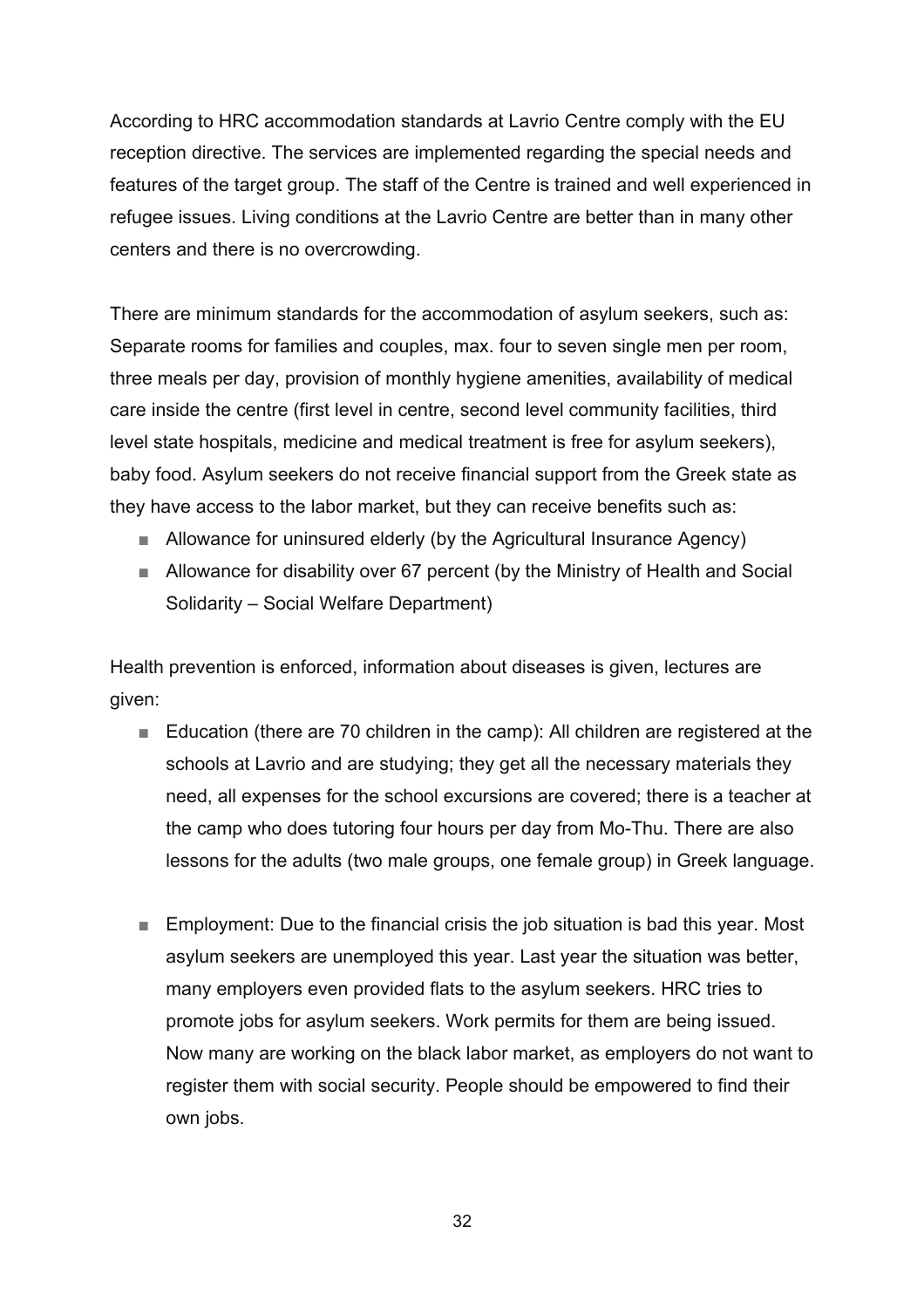According to HRC accommodation standards at Lavrio Centre comply with the EU reception directive. The services are implemented regarding the special needs and features of the target group. The staff of the Centre is trained and well experienced in refugee issues. Living conditions at the Lavrio Centre are better than in many other centers and there is no overcrowding.

There are minimum standards for the accommodation of asylum seekers, such as: Separate rooms for families and couples, max. four to seven single men per room, three meals per day, provision of monthly hygiene amenities, availability of medical care inside the centre (first level in centre, second level community facilities, third level state hospitals, medicine and medical treatment is free for asylum seekers), baby food. Asylum seekers do not receive financial support from the Greek state as they have access to the labor market, but they can receive benefits such as:

- Allowance for uninsured elderly (by the Agricultural Insurance Agency)
- Allowance for disability over 67 percent (by the Ministry of Health and Social Solidarity – Social Welfare Department)

Health prevention is enforced, information about diseases is given, lectures are given:

- Education (there are 70 children in the camp): All children are registered at the schools at Lavrio and are studying; they get all the necessary materials they need, all expenses for the school excursions are covered; there is a teacher at the camp who does tutoring four hours per day from Mo-Thu. There are also lessons for the adults (two male groups, one female group) in Greek language.

- Employment: Due to the financial crisis the job situation is bad this year. Most asylum seekers are unemployed this year. Last year the situation was better, many employers even provided flats to the asylum seekers. HRC tries to promote jobs for asylum seekers. Work permits for them are being issued. Now many are working on the black labor market, as employers do not want to register them with social security. People should be empowered to find their own jobs.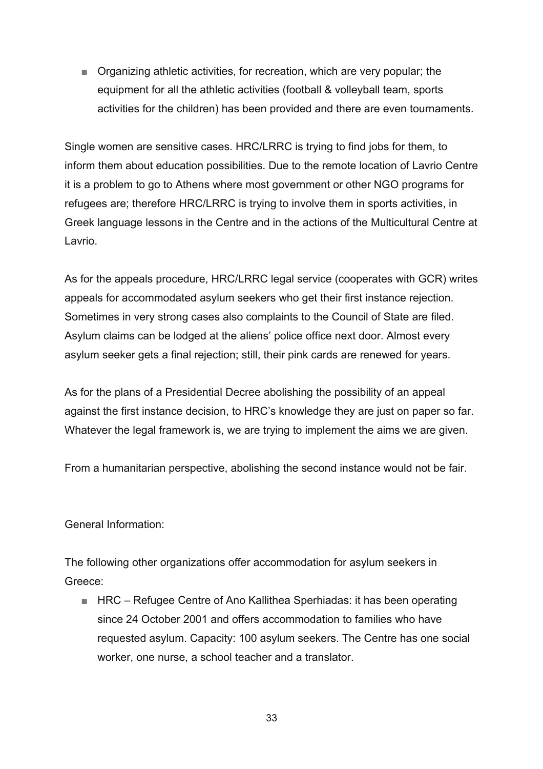- Organizing athletic activities, for recreation, which are very popular; the equipment for all the athletic activities (football & volleyball team, sports activities for the children) has been provided and there are even tournaments.

Single women are sensitive cases. HRC/LRRC is trying to find jobs for them, to inform them about education possibilities. Due to the remote location of Lavrio Centre it is a problem to go to Athens where most government or other NGO programs for refugees are; therefore HRC/LRRC is trying to involve them in sports activities, in Greek language lessons in the Centre and in the actions of the Multicultural Centre at Lavrio.

As for the appeals procedure, HRC/LRRC legal service (cooperates with GCR) writes appeals for accommodated asylum seekers who get their first instance rejection. Sometimes in very strong cases also complaints to the Council of State are filed. Asylum claims can be lodged at the aliens' police office next door. Almost every asylum seeker gets a final rejection; still, their pink cards are renewed for years.

As for the plans of a Presidential Decree abolishing the possibility of an appeal against the first instance decision, to HRC's knowledge they are just on paper so far. Whatever the legal framework is, we are trying to implement the aims we are given.

From a humanitarian perspective, abolishing the second instance would not be fair.

General Information:

The following other organizations offer accommodation for asylum seekers in Greece:

- HRC – Refugee Centre of Ano Kallithea Sperhiadas: it has been operating since 24 October 2001 and offers accommodation to families who have requested asylum. Capacity: 100 asylum seekers. The Centre has one social worker, one nurse, a school teacher and a translator.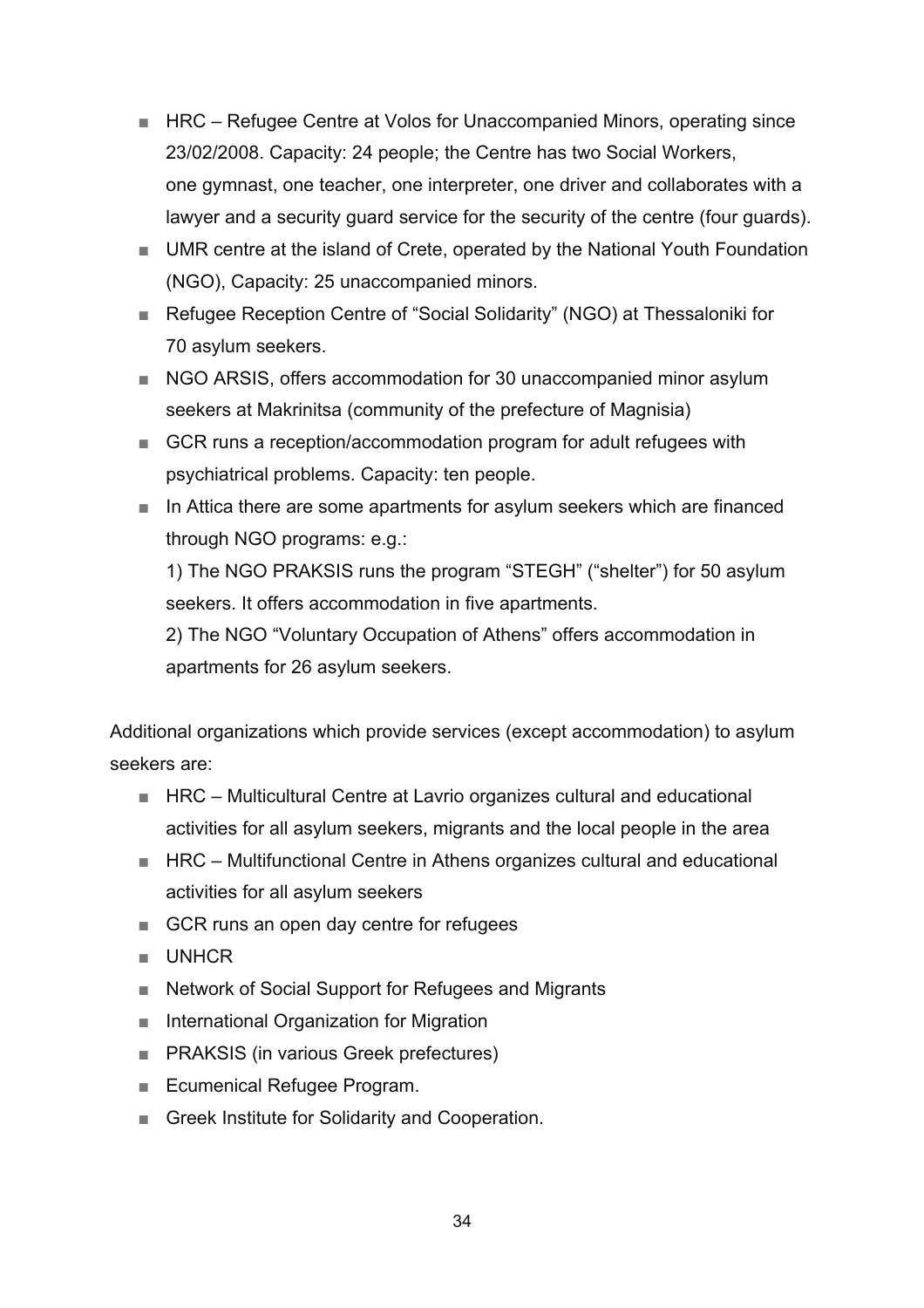- HRC – Refugee Centre at Volos for Unaccompanied Minors, operating since 23/02/2008. Capacity: 24 people; the Centre has two Social Workers, one gymnast, one teacher, one interpreter, one driver and collaborates with a lawyer and a security guard service for the security of the centre (four guards).
- UMR centre at the island of Crete, operated by the National Youth Foundation (NGO), Capacity: 25 unaccompanied minors.
- Refugee Reception Centre of "Social Solidarity" (NGO) at Thessaloniki for 70 asylum seekers.
- NGO ARSIS, offers accommodation for 30 unaccompanied minor asylum seekers at Makrinitsa (community of the prefecture of Magnisia)
- GCR runs a reception/accommodation program for adult refugees with psychiatrical problems. Capacity: ten people.
- In Attica there are some apartments for asylum seekers which are financed through NGO programs: e.g.:

  1) The NGO PRAKSIS runs the program "STEGH" ("shelter") for 50 asylum seekers. It offers accommodation in five apartments.

  2) The NGO "Voluntary Occupation of Athens" offers accommodation in apartments for 26 asylum seekers.

Additional organizations which provide services (except accommodation) to asylum seekers are:

- HRC – Multicultural Centre at Lavrio organizes cultural and educational activities for all asylum seekers, migrants and the local people in the area
- HRC – Multifunctional Centre in Athens organizes cultural and educational activities for all asylum seekers
- GCR runs an open day centre for refugees
- UNHCR
- Network of Social Support for Refugees and Migrants
- International Organization for Migration
- PRAKSIS (in various Greek prefectures)
- Ecumenical Refugee Program.
- Greek Institute for Solidarity and Cooperation.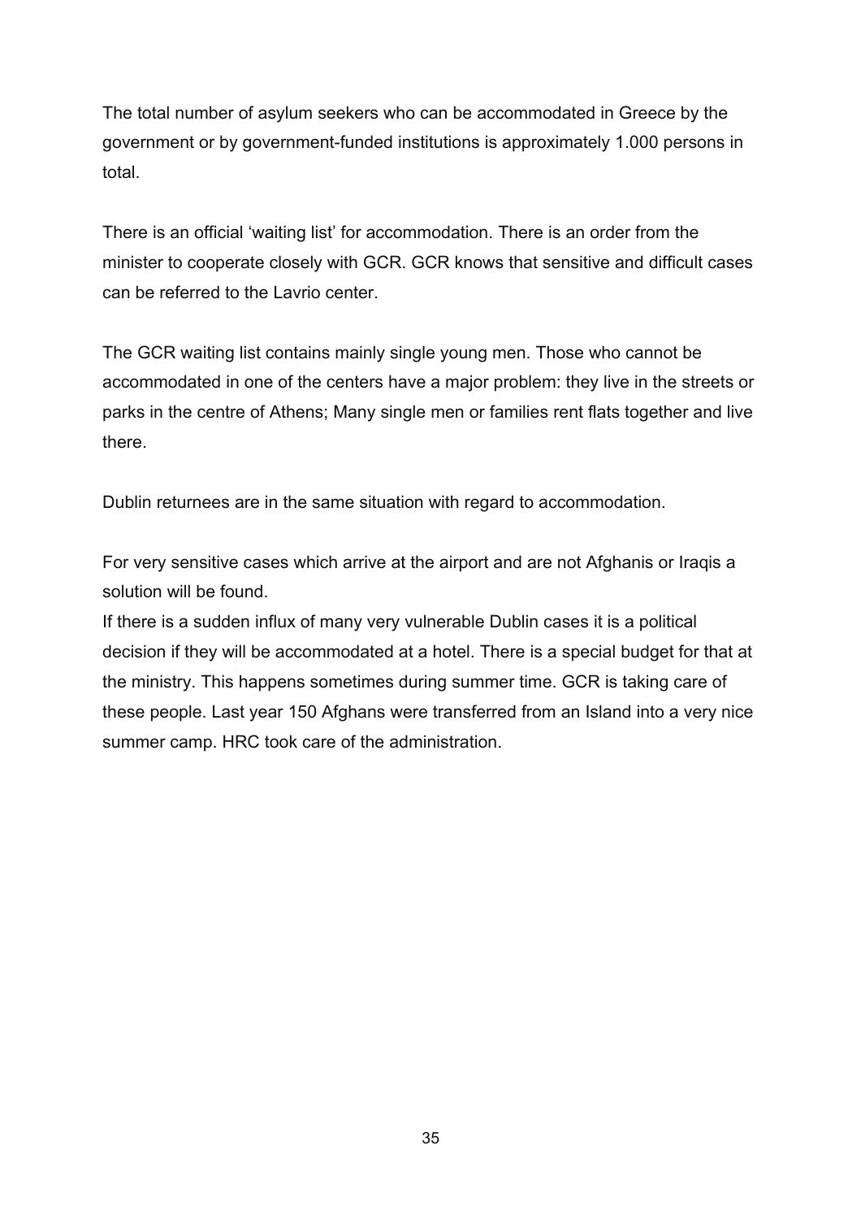The total number of asylum seekers who can be accommodated in Greece by the government or by government-funded institutions is approximately 1.000 persons in total.

There is an official ‘waiting list’ for accommodation. There is an order from the minister to cooperate closely with GCR. GCR knows that sensitive and difficult cases can be referred to the Lavrio center.

The GCR waiting list contains mainly single young men. Those who cannot be accommodated in one of the centers have a major problem: they live in the streets or parks in the centre of Athens; Many single men or families rent flats together and live there.

Dublin returnees are in the same situation with regard to accommodation.

For very sensitive cases which arrive at the airport and are not Afghanis or Iraqis a solution will be found.
If there is a sudden influx of many very vulnerable Dublin cases it is a political decision if they will be accommodated at a hotel. There is a special budget for that at the ministry. This happens sometimes during summer time. GCR is taking care of these people. Last year 150 Afghans were transferred from an Island into a very nice summer camp. HRC took care of the administration.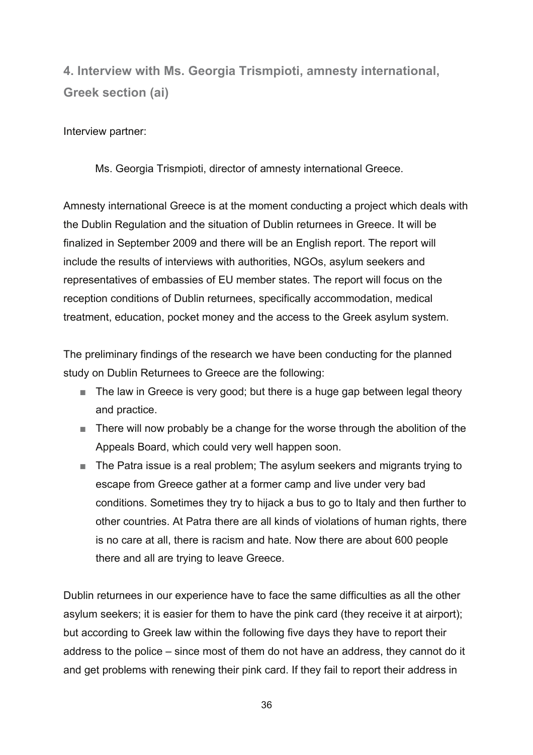## 4. Interview with Ms. Georgia Trismpioti, amnesty international, Greek section (ai)

Interview partner:

Ms. Georgia Trismpioti, director of amnesty international Greece.

Amnesty international Greece is at the moment conducting a project which deals with the Dublin Regulation and the situation of Dublin returnees in Greece. It will be finalized in September 2009 and there will be an English report. The report will include the results of interviews with authorities, NGOs, asylum seekers and representatives of embassies of EU member states. The report will focus on the reception conditions of Dublin returnees, specifically accommodation, medical treatment, education, pocket money and the access to the Greek asylum system.

The preliminary findings of the research we have been conducting for the planned study on Dublin Returnees to Greece are the following:

- The law in Greece is very good; but there is a huge gap between legal theory and practice.
- There will now probably be a change for the worse through the abolition of the Appeals Board, which could very well happen soon.
- The Patra issue is a real problem; The asylum seekers and migrants trying to escape from Greece gather at a former camp and live under very bad conditions. Sometimes they try to hijack a bus to go to Italy and then further to other countries. At Patra there are all kinds of violations of human rights, there is no care at all, there is racism and hate. Now there are about 600 people there and all are trying to leave Greece.

Dublin returnees in our experience have to face the same difficulties as all the other asylum seekers; it is easier for them to have the pink card (they receive it at airport); but according to Greek law within the following five days they have to report their address to the police – since most of them do not have an address, they cannot do it and get problems with renewing their pink card. If they fail to report their address in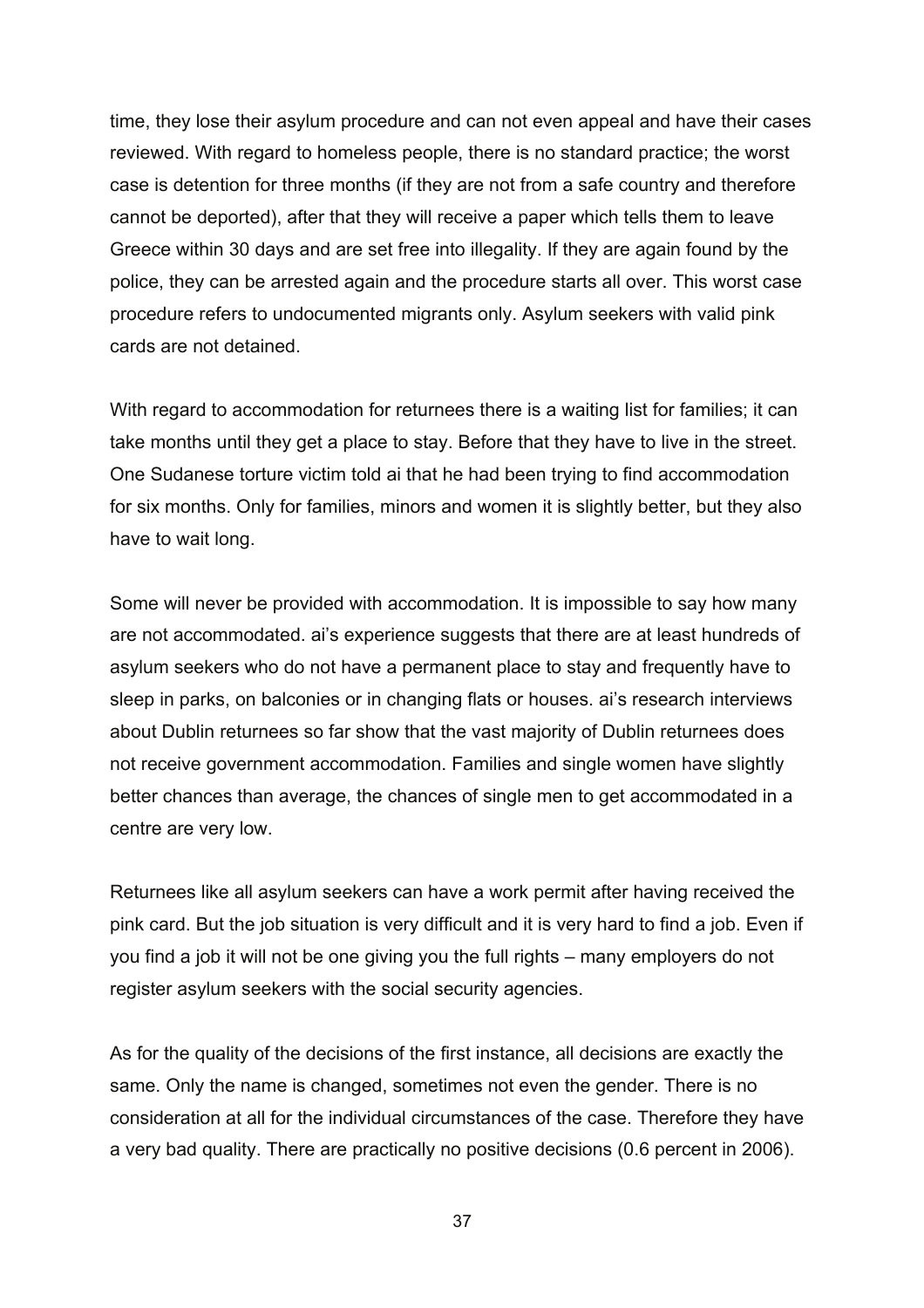time, they lose their asylum procedure and can not even appeal and have their cases reviewed. With regard to homeless people, there is no standard practice; the worst case is detention for three months (if they are not from a safe country and therefore cannot be deported), after that they will receive a paper which tells them to leave Greece within 30 days and are set free into illegality. If they are again found by the police, they can be arrested again and the procedure starts all over. This worst case procedure refers to undocumented migrants only. Asylum seekers with valid pink cards are not detained.

With regard to accommodation for returnees there is a waiting list for families; it can take months until they get a place to stay. Before that they have to live in the street. One Sudanese torture victim told ai that he had been trying to find accommodation for six months. Only for families, minors and women it is slightly better, but they also have to wait long.

Some will never be provided with accommodation. It is impossible to say how many are not accommodated. ai's experience suggests that there are at least hundreds of asylum seekers who do not have a permanent place to stay and frequently have to sleep in parks, on balconies or in changing flats or houses. ai's research interviews about Dublin returnees so far show that the vast majority of Dublin returnees does not receive government accommodation. Families and single women have slightly better chances than average, the chances of single men to get accommodated in a centre are very low.

Returnees like all asylum seekers can have a work permit after having received the pink card. But the job situation is very difficult and it is very hard to find a job. Even if you find a job it will not be one giving you the full rights – many employers do not register asylum seekers with the social security agencies.

As for the quality of the decisions of the first instance, all decisions are exactly the same. Only the name is changed, sometimes not even the gender. There is no consideration at all for the individual circumstances of the case. Therefore they have a very bad quality. There are practically no positive decisions (0.6 percent in 2006).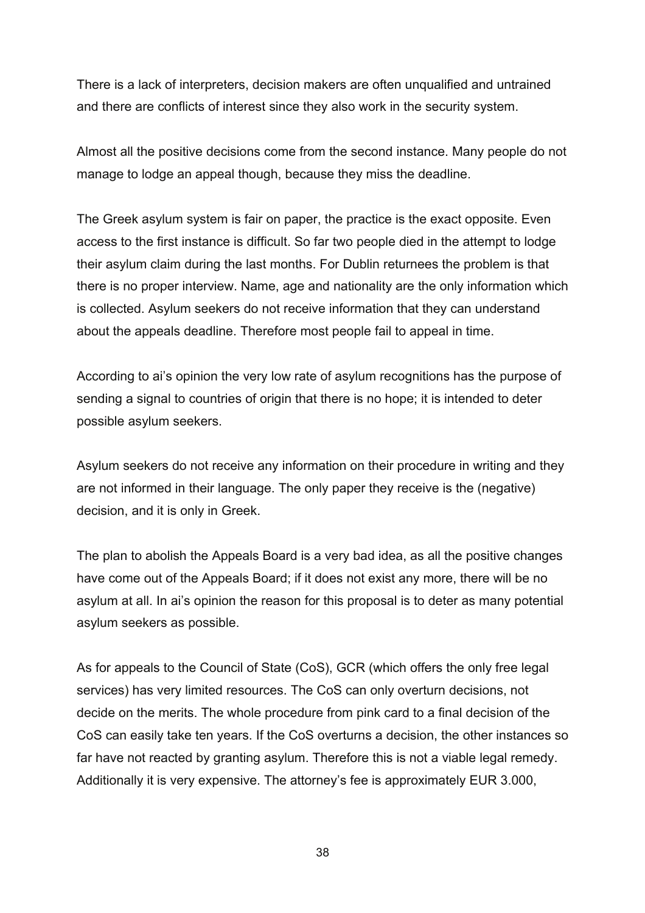There is a lack of interpreters, decision makers are often unqualified and untrained and there are conflicts of interest since they also work in the security system.

Almost all the positive decisions come from the second instance. Many people do not manage to lodge an appeal though, because they miss the deadline.

The Greek asylum system is fair on paper, the practice is the exact opposite. Even access to the first instance is difficult. So far two people died in the attempt to lodge their asylum claim during the last months. For Dublin returnees the problem is that there is no proper interview. Name, age and nationality are the only information which is collected. Asylum seekers do not receive information that they can understand about the appeals deadline. Therefore most people fail to appeal in time.

According to ai's opinion the very low rate of asylum recognitions has the purpose of sending a signal to countries of origin that there is no hope; it is intended to deter possible asylum seekers.

Asylum seekers do not receive any information on their procedure in writing and they are not informed in their language. The only paper they receive is the (negative) decision, and it is only in Greek.

The plan to abolish the Appeals Board is a very bad idea, as all the positive changes have come out of the Appeals Board; if it does not exist any more, there will be no asylum at all. In ai's opinion the reason for this proposal is to deter as many potential asylum seekers as possible.

As for appeals to the Council of State (CoS), GCR (which offers the only free legal services) has very limited resources. The CoS can only overturn decisions, not decide on the merits. The whole procedure from pink card to a final decision of the CoS can easily take ten years. If the CoS overturns a decision, the other instances so far have not reacted by granting asylum. Therefore this is not a viable legal remedy. Additionally it is very expensive. The attorney's fee is approximately EUR 3.000,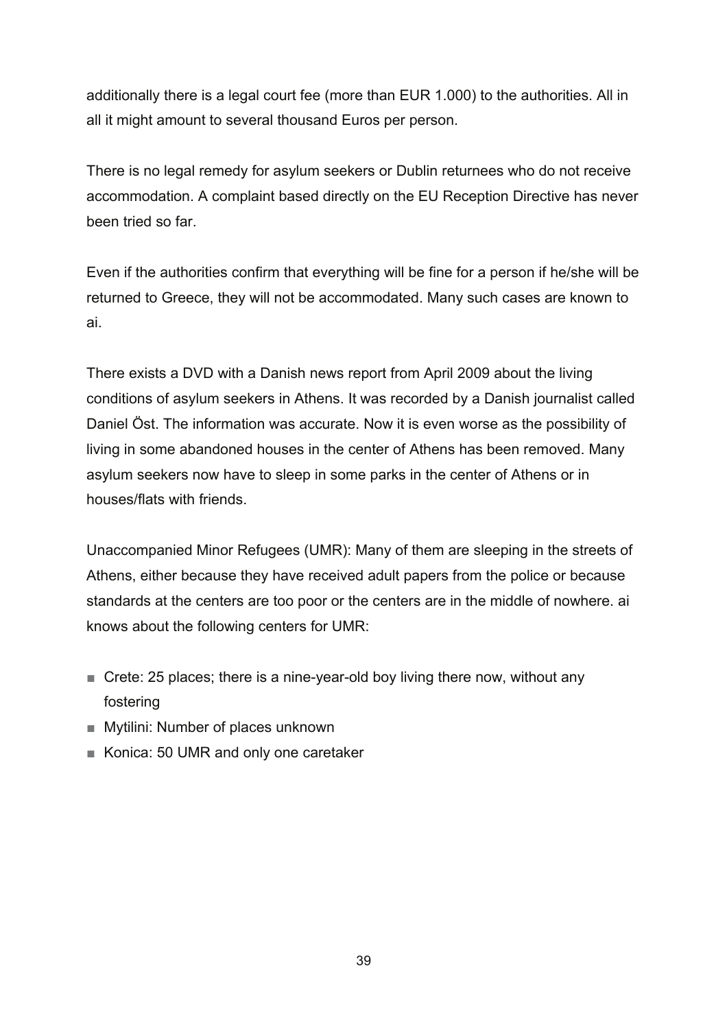additionally there is a legal court fee (more than EUR 1.000) to the authorities. All in all it might amount to several thousand Euros per person.

There is no legal remedy for asylum seekers or Dublin returnees who do not receive accommodation. A complaint based directly on the EU Reception Directive has never been tried so far.

Even if the authorities confirm that everything will be fine for a person if he/she will be returned to Greece, they will not be accommodated. Many such cases are known to ai.

There exists a DVD with a Danish news report from April 2009 about the living conditions of asylum seekers in Athens. It was recorded by a Danish journalist called Daniel Öst. The information was accurate. Now it is even worse as the possibility of living in some abandoned houses in the center of Athens has been removed. Many asylum seekers now have to sleep in some parks in the center of Athens or in houses/flats with friends.

Unaccompanied Minor Refugees (UMR): Many of them are sleeping in the streets of Athens, either because they have received adult papers from the police or because standards at the centers are too poor or the centers are in the middle of nowhere. ai knows about the following centers for UMR:

- Crete: 25 places; there is a nine-year-old boy living there now, without any fostering
- Mytilini: Number of places unknown
- Konica: 50 UMR and only one caretaker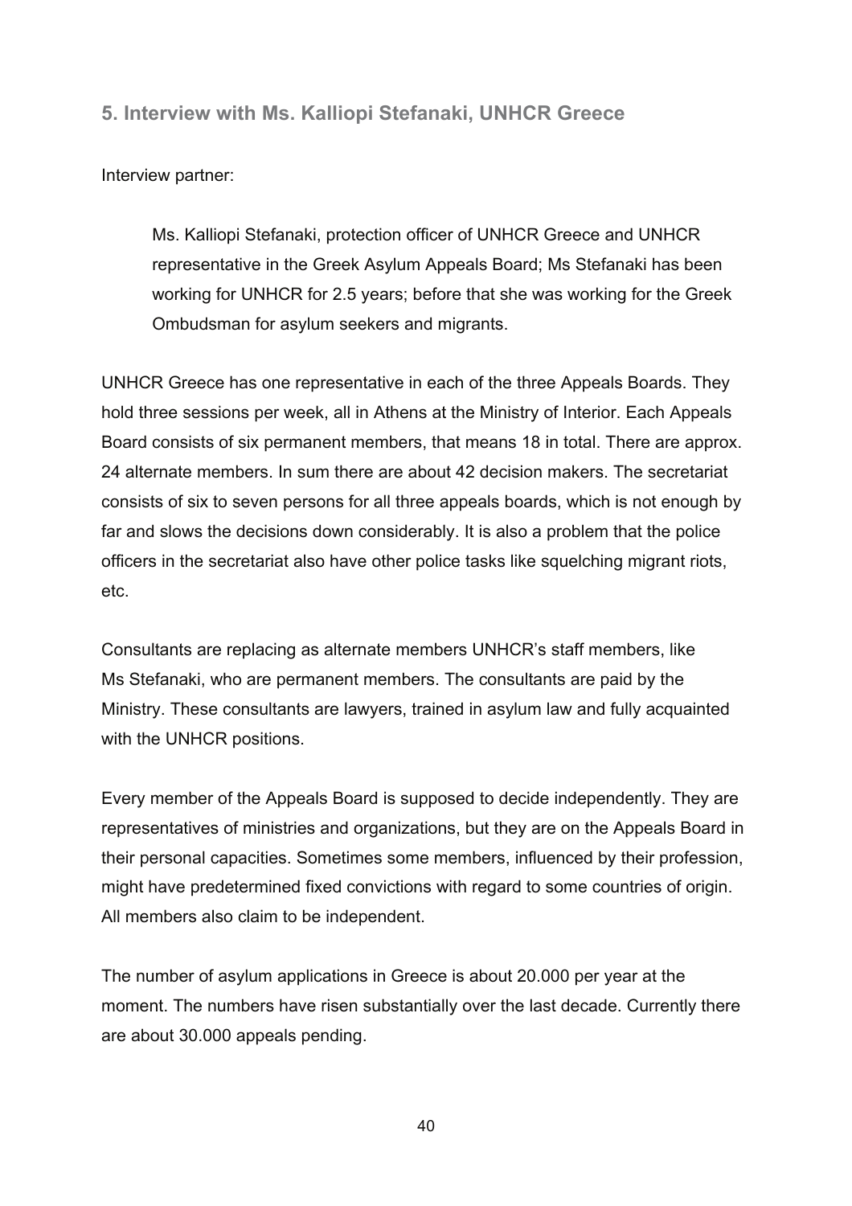## 5. Interview with Ms. Kalliopi Stefanaki, UNHCR Greece

Interview partner:

> Ms. Kalliopi Stefanaki, protection officer of UNHCR Greece and UNHCR representative in the Greek Asylum Appeals Board; Ms Stefanaki has been working for UNHCR for 2.5 years; before that she was working for the Greek Ombudsman for asylum seekers and migrants.

UNHCR Greece has one representative in each of the three Appeals Boards. They hold three sessions per week, all in Athens at the Ministry of Interior. Each Appeals Board consists of six permanent members, that means 18 in total. There are approx. 24 alternate members. In sum there are about 42 decision makers. The secretariat consists of six to seven persons for all three appeals boards, which is not enough by far and slows the decisions down considerably. It is also a problem that the police officers in the secretariat also have other police tasks like squelching migrant riots, etc.

Consultants are replacing as alternate members UNHCR's staff members, like Ms Stefanaki, who are permanent members. The consultants are paid by the Ministry. These consultants are lawyers, trained in asylum law and fully acquainted with the UNHCR positions.

Every member of the Appeals Board is supposed to decide independently. They are representatives of ministries and organizations, but they are on the Appeals Board in their personal capacities. Sometimes some members, influenced by their profession, might have predetermined fixed convictions with regard to some countries of origin. All members also claim to be independent.

The number of asylum applications in Greece is about 20.000 per year at the moment. The numbers have risen substantially over the last decade. Currently there are about 30.000 appeals pending.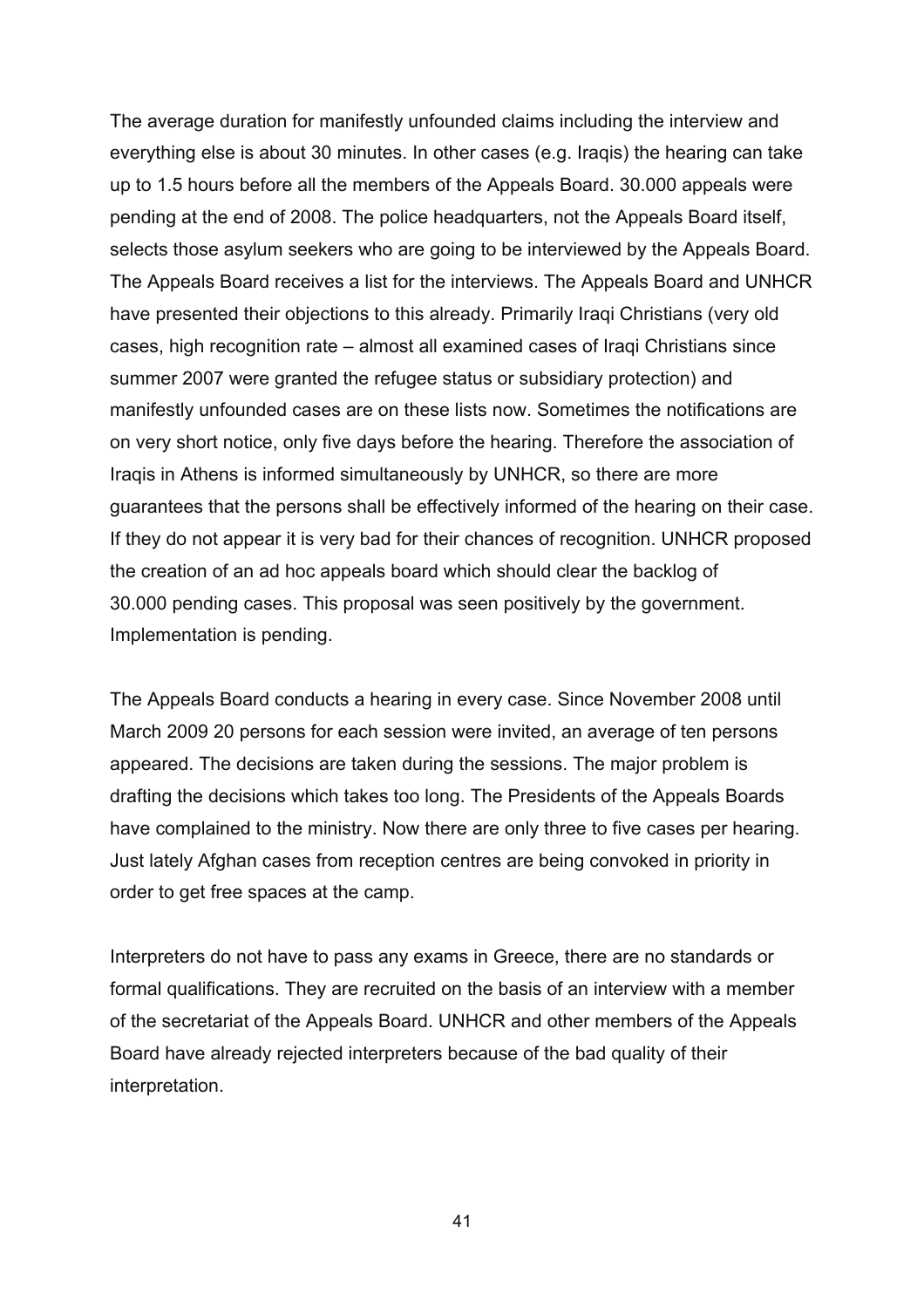The average duration for manifestly unfounded claims including the interview and everything else is about 30 minutes. In other cases (e.g. Iraqis) the hearing can take up to 1.5 hours before all the members of the Appeals Board. 30.000 appeals were pending at the end of 2008. The police headquarters, not the Appeals Board itself, selects those asylum seekers who are going to be interviewed by the Appeals Board. The Appeals Board receives a list for the interviews. The Appeals Board and UNHCR have presented their objections to this already. Primarily Iraqi Christians (very old cases, high recognition rate – almost all examined cases of Iraqi Christians since summer 2007 were granted the refugee status or subsidiary protection) and manifestly unfounded cases are on these lists now. Sometimes the notifications are on very short notice, only five days before the hearing. Therefore the association of Iraqis in Athens is informed simultaneously by UNHCR, so there are more guarantees that the persons shall be effectively informed of the hearing on their case. If they do not appear it is very bad for their chances of recognition. UNHCR proposed the creation of an ad hoc appeals board which should clear the backlog of 30.000 pending cases. This proposal was seen positively by the government. Implementation is pending.

The Appeals Board conducts a hearing in every case. Since November 2008 until March 2009 20 persons for each session were invited, an average of ten persons appeared. The decisions are taken during the sessions. The major problem is drafting the decisions which takes too long. The Presidents of the Appeals Boards have complained to the ministry. Now there are only three to five cases per hearing. Just lately Afghan cases from reception centres are being convoked in priority in order to get free spaces at the camp.

Interpreters do not have to pass any exams in Greece, there are no standards or formal qualifications. They are recruited on the basis of an interview with a member of the secretariat of the Appeals Board. UNHCR and other members of the Appeals Board have already rejected interpreters because of the bad quality of their interpretation.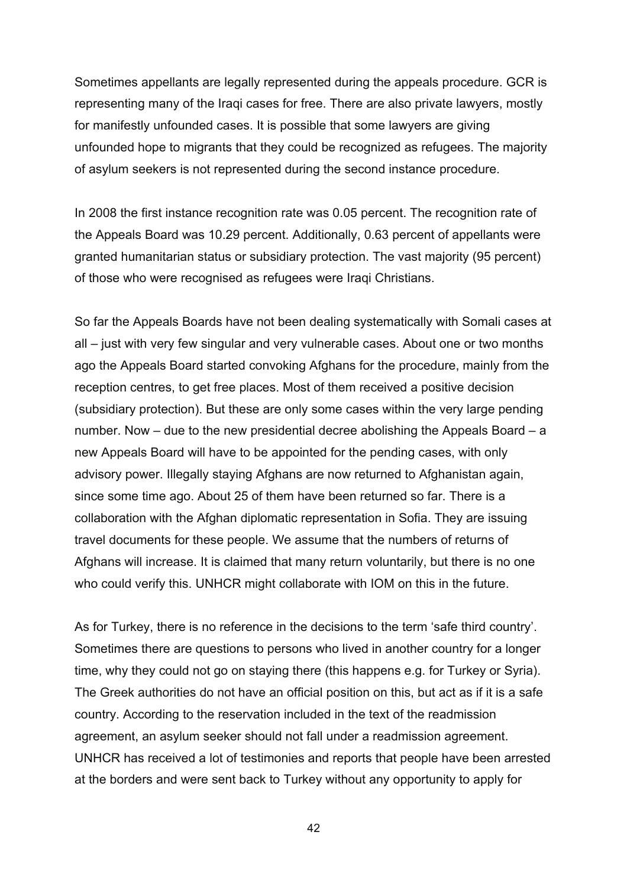Sometimes appellants are legally represented during the appeals procedure. GCR is representing many of the Iraqi cases for free. There are also private lawyers, mostly for manifestly unfounded cases. It is possible that some lawyers are giving unfounded hope to migrants that they could be recognized as refugees. The majority of asylum seekers is not represented during the second instance procedure.

In 2008 the first instance recognition rate was 0.05 percent. The recognition rate of the Appeals Board was 10.29 percent. Additionally, 0.63 percent of appellants were granted humanitarian status or subsidiary protection. The vast majority (95 percent) of those who were recognised as refugees were Iraqi Christians.

So far the Appeals Boards have not been dealing systematically with Somali cases at all – just with very few singular and very vulnerable cases. About one or two months ago the Appeals Board started convoking Afghans for the procedure, mainly from the reception centres, to get free places. Most of them received a positive decision (subsidiary protection). But these are only some cases within the very large pending number. Now – due to the new presidential decree abolishing the Appeals Board – a new Appeals Board will have to be appointed for the pending cases, with only advisory power. Illegally staying Afghans are now returned to Afghanistan again, since some time ago. About 25 of them have been returned so far. There is a collaboration with the Afghan diplomatic representation in Sofia. They are issuing travel documents for these people. We assume that the numbers of returns of Afghans will increase. It is claimed that many return voluntarily, but there is no one who could verify this. UNHCR might collaborate with IOM on this in the future.

As for Turkey, there is no reference in the decisions to the term 'safe third country'. Sometimes there are questions to persons who lived in another country for a longer time, why they could not go on staying there (this happens e.g. for Turkey or Syria). The Greek authorities do not have an official position on this, but act as if it is a safe country. According to the reservation included in the text of the readmission agreement, an asylum seeker should not fall under a readmission agreement. UNHCR has received a lot of testimonies and reports that people have been arrested at the borders and were sent back to Turkey without any opportunity to apply for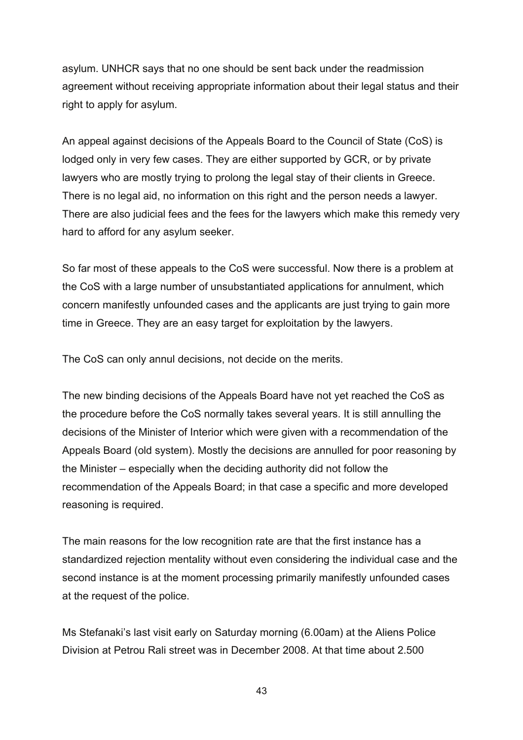asylum. UNHCR says that no one should be sent back under the readmission agreement without receiving appropriate information about their legal status and their right to apply for asylum.

An appeal against decisions of the Appeals Board to the Council of State (CoS) is lodged only in very few cases. They are either supported by GCR, or by private lawyers who are mostly trying to prolong the legal stay of their clients in Greece. There is no legal aid, no information on this right and the person needs a lawyer. There are also judicial fees and the fees for the lawyers which make this remedy very hard to afford for any asylum seeker.

So far most of these appeals to the CoS were successful. Now there is a problem at the CoS with a large number of unsubstantiated applications for annulment, which concern manifestly unfounded cases and the applicants are just trying to gain more time in Greece. They are an easy target for exploitation by the lawyers.

The CoS can only annul decisions, not decide on the merits.

The new binding decisions of the Appeals Board have not yet reached the CoS as the procedure before the CoS normally takes several years. It is still annulling the decisions of the Minister of Interior which were given with a recommendation of the Appeals Board (old system). Mostly the decisions are annulled for poor reasoning by the Minister – especially when the deciding authority did not follow the recommendation of the Appeals Board; in that case a specific and more developed reasoning is required.

The main reasons for the low recognition rate are that the first instance has a standardized rejection mentality without even considering the individual case and the second instance is at the moment processing primarily manifestly unfounded cases at the request of the police.

Ms Stefanaki's last visit early on Saturday morning (6.00am) at the Aliens Police Division at Petrou Rali street was in December 2008. At that time about 2.500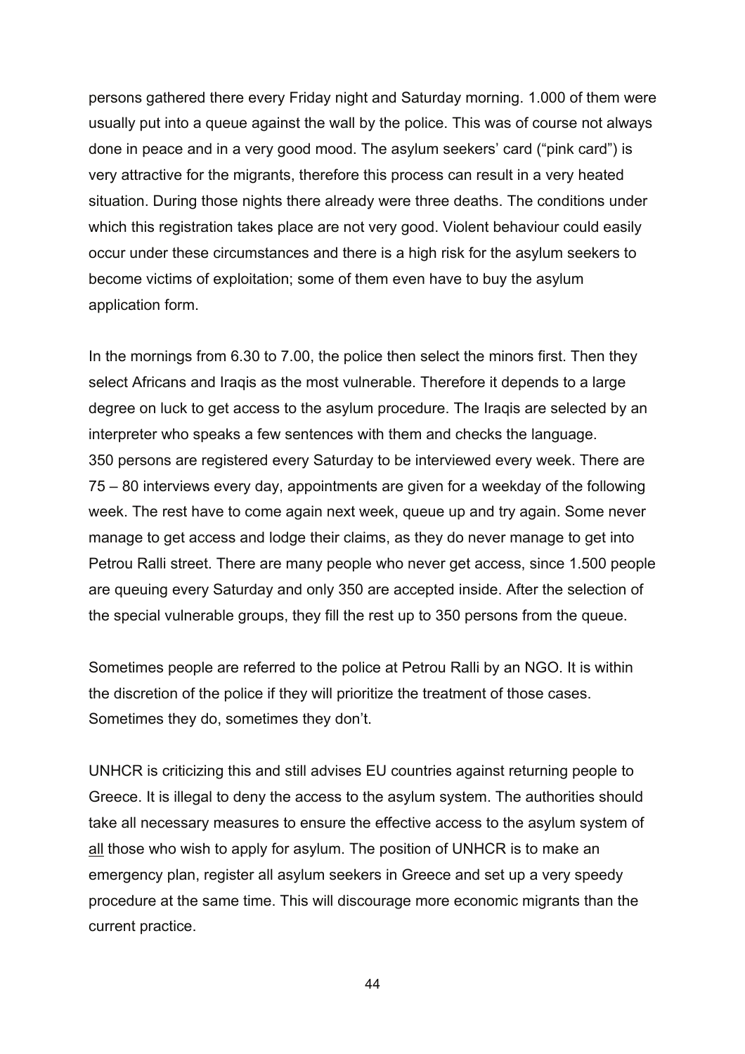persons gathered there every Friday night and Saturday morning. 1.000 of them were usually put into a queue against the wall by the police. This was of course not always done in peace and in a very good mood. The asylum seekers' card ("pink card") is very attractive for the migrants, therefore this process can result in a very heated situation. During those nights there already were three deaths. The conditions under which this registration takes place are not very good. Violent behaviour could easily occur under these circumstances and there is a high risk for the asylum seekers to become victims of exploitation; some of them even have to buy the asylum application form.

In the mornings from 6.30 to 7.00, the police then select the minors first. Then they select Africans and Iraqis as the most vulnerable. Therefore it depends to a large degree on luck to get access to the asylum procedure. The Iraqis are selected by an interpreter who speaks a few sentences with them and checks the language. 350 persons are registered every Saturday to be interviewed every week. There are 75 – 80 interviews every day, appointments are given for a weekday of the following week. The rest have to come again next week, queue up and try again. Some never manage to get access and lodge their claims, as they do never manage to get into Petrou Ralli street. There are many people who never get access, since 1.500 people are queuing every Saturday and only 350 are accepted inside. After the selection of the special vulnerable groups, they fill the rest up to 350 persons from the queue.

Sometimes people are referred to the police at Petrou Ralli by an NGO. It is within the discretion of the police if they will prioritize the treatment of those cases. Sometimes they do, sometimes they don't.

UNHCR is criticizing this and still advises EU countries against returning people to Greece. It is illegal to deny the access to the asylum system. The authorities should take all necessary measures to ensure the effective access to the asylum system of <u>all</u> those who wish to apply for asylum. The position of UNHCR is to make an emergency plan, register all asylum seekers in Greece and set up a very speedy procedure at the same time. This will discourage more economic migrants than the current practice.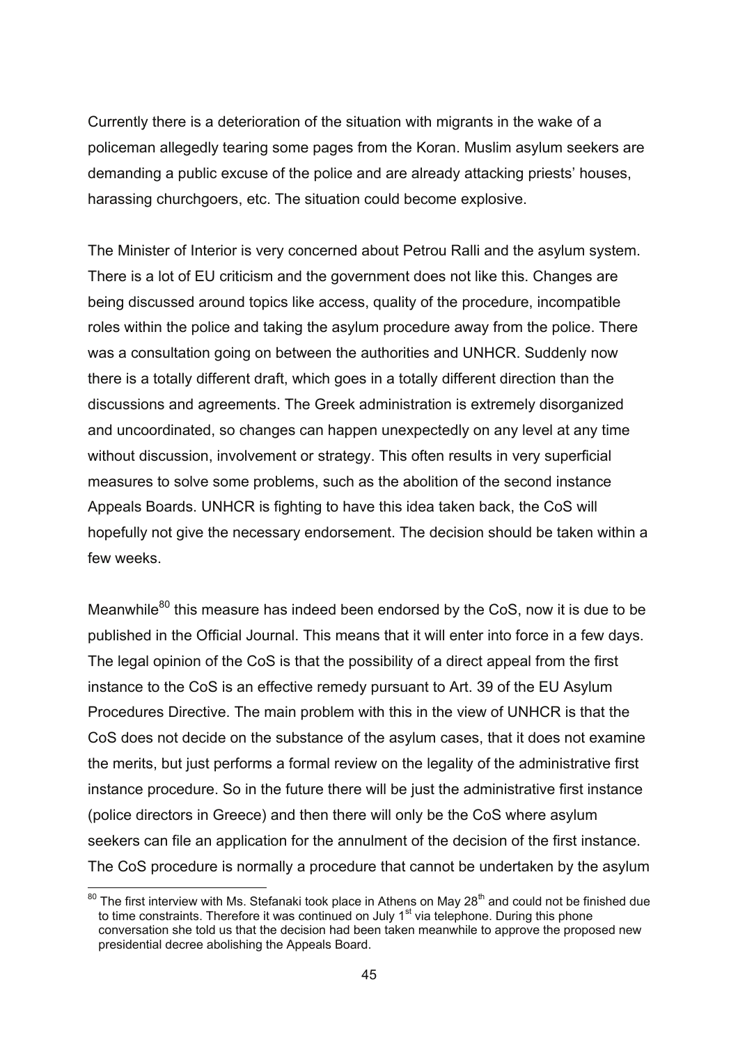Currently there is a deterioration of the situation with migrants in the wake of a policeman allegedly tearing some pages from the Koran. Muslim asylum seekers are demanding a public excuse of the police and are already attacking priests' houses, harassing churchgoers, etc. The situation could become explosive.

The Minister of Interior is very concerned about Petrou Ralli and the asylum system. There is a lot of EU criticism and the government does not like this. Changes are being discussed around topics like access, quality of the procedure, incompatible roles within the police and taking the asylum procedure away from the police. There was a consultation going on between the authorities and UNHCR. Suddenly now there is a totally different draft, which goes in a totally different direction than the discussions and agreements. The Greek administration is extremely disorganized and uncoordinated, so changes can happen unexpectedly on any level at any time without discussion, involvement or strategy. This often results in very superficial measures to solve some problems, such as the abolition of the second instance Appeals Boards. UNHCR is fighting to have this idea taken back, the CoS will hopefully not give the necessary endorsement. The decision should be taken within a few weeks.

Meanwhile[80] this measure has indeed been endorsed by the CoS, now it is due to be published in the Official Journal. This means that it will enter into force in a few days. The legal opinion of the CoS is that the possibility of a direct appeal from the first instance to the CoS is an effective remedy pursuant to Art. 39 of the EU Asylum Procedures Directive. The main problem with this in the view of UNHCR is that the CoS does not decide on the substance of the asylum cases, that it does not examine the merits, but just performs a formal review on the legality of the administrative first instance procedure. So in the future there will be just the administrative first instance (police directors in Greece) and then there will only be the CoS where asylum seekers can file an application for the annulment of the decision of the first instance. The CoS procedure is normally a procedure that cannot be undertaken by the asylum

[80] The first interview with Ms. Stefanaki took place in Athens on May 28th and could not be finished due to time constraints. Therefore it was continued on July 1st via telephone. During this phone conversation she told us that the decision had been taken meanwhile to approve the proposed new presidential decree abolishing the Appeals Board.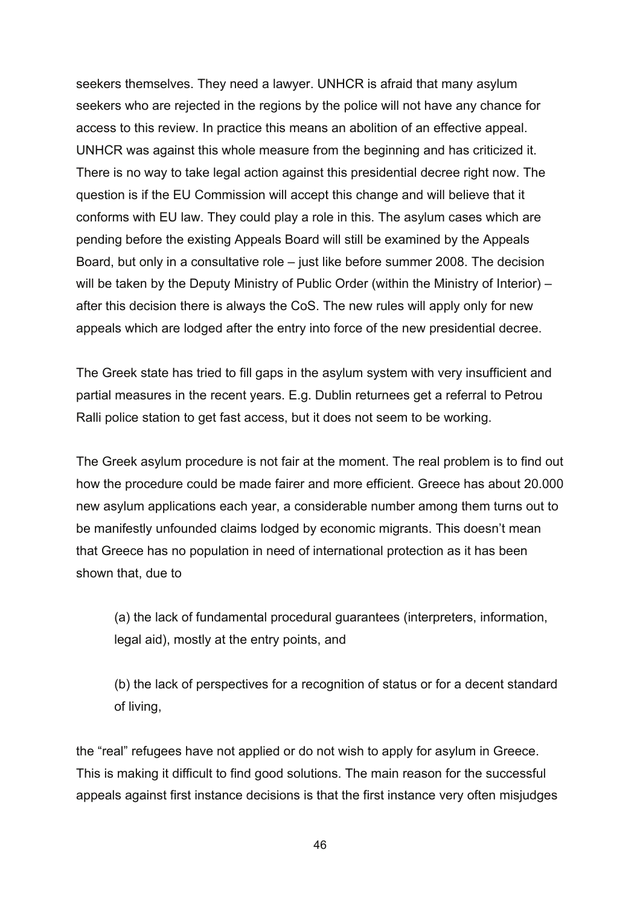seekers themselves. They need a lawyer. UNHCR is afraid that many asylum seekers who are rejected in the regions by the police will not have any chance for access to this review. In practice this means an abolition of an effective appeal. UNHCR was against this whole measure from the beginning and has criticized it. There is no way to take legal action against this presidential decree right now. The question is if the EU Commission will accept this change and will believe that it conforms with EU law. They could play a role in this. The asylum cases which are pending before the existing Appeals Board will still be examined by the Appeals Board, but only in a consultative role – just like before summer 2008. The decision will be taken by the Deputy Ministry of Public Order (within the Ministry of Interior) – after this decision there is always the CoS. The new rules will apply only for new appeals which are lodged after the entry into force of the new presidential decree.

The Greek state has tried to fill gaps in the asylum system with very insufficient and partial measures in the recent years. E.g. Dublin returnees get a referral to Petrou Ralli police station to get fast access, but it does not seem to be working.

The Greek asylum procedure is not fair at the moment. The real problem is to find out how the procedure could be made fairer and more efficient. Greece has about 20.000 new asylum applications each year, a considerable number among them turns out to be manifestly unfounded claims lodged by economic migrants. This doesn't mean that Greece has no population in need of international protection as it has been shown that, due to

(a) the lack of fundamental procedural guarantees (interpreters, information, legal aid), mostly at the entry points, and

(b) the lack of perspectives for a recognition of status or for a decent standard of living,

the "real" refugees have not applied or do not wish to apply for asylum in Greece. This is making it difficult to find good solutions. The main reason for the successful appeals against first instance decisions is that the first instance very often misjudges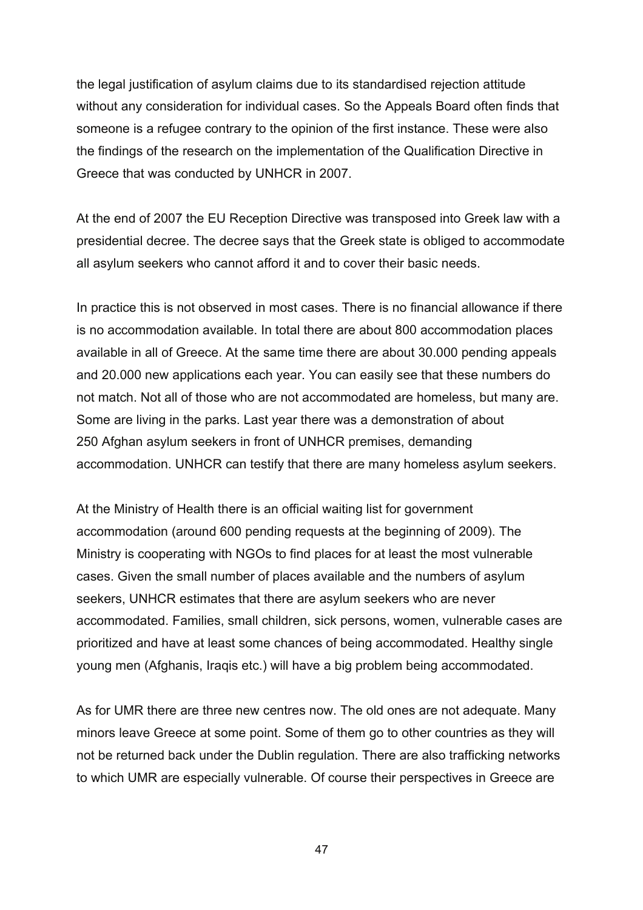the legal justification of asylum claims due to its standardised rejection attitude without any consideration for individual cases. So the Appeals Board often finds that someone is a refugee contrary to the opinion of the first instance. These were also the findings of the research on the implementation of the Qualification Directive in Greece that was conducted by UNHCR in 2007.

At the end of 2007 the EU Reception Directive was transposed into Greek law with a presidential decree. The decree says that the Greek state is obliged to accommodate all asylum seekers who cannot afford it and to cover their basic needs.

In practice this is not observed in most cases. There is no financial allowance if there is no accommodation available. In total there are about 800 accommodation places available in all of Greece. At the same time there are about 30.000 pending appeals and 20.000 new applications each year. You can easily see that these numbers do not match. Not all of those who are not accommodated are homeless, but many are. Some are living in the parks. Last year there was a demonstration of about 250 Afghan asylum seekers in front of UNHCR premises, demanding accommodation. UNHCR can testify that there are many homeless asylum seekers.

At the Ministry of Health there is an official waiting list for government accommodation (around 600 pending requests at the beginning of 2009). The Ministry is cooperating with NGOs to find places for at least the most vulnerable cases. Given the small number of places available and the numbers of asylum seekers, UNHCR estimates that there are asylum seekers who are never accommodated. Families, small children, sick persons, women, vulnerable cases are prioritized and have at least some chances of being accommodated. Healthy single young men (Afghanis, Iraqis etc.) will have a big problem being accommodated.

As for UMR there are three new centres now. The old ones are not adequate. Many minors leave Greece at some point. Some of them go to other countries as they will not be returned back under the Dublin regulation. There are also trafficking networks to which UMR are especially vulnerable. Of course their perspectives in Greece are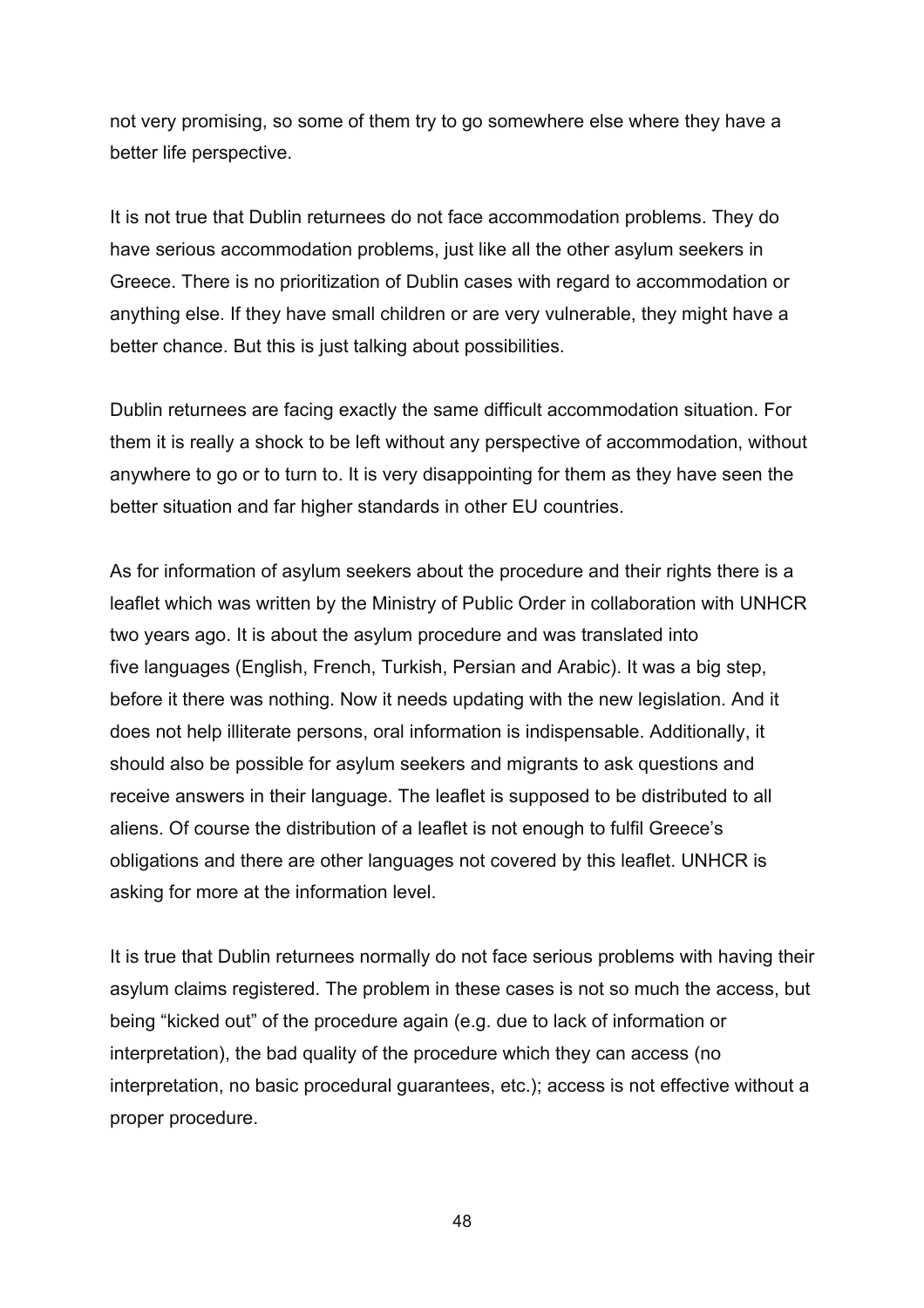not very promising, so some of them try to go somewhere else where they have a better life perspective.

It is not true that Dublin returnees do not face accommodation problems. They do have serious accommodation problems, just like all the other asylum seekers in Greece. There is no prioritization of Dublin cases with regard to accommodation or anything else. If they have small children or are very vulnerable, they might have a better chance. But this is just talking about possibilities.

Dublin returnees are facing exactly the same difficult accommodation situation. For them it is really a shock to be left without any perspective of accommodation, without anywhere to go or to turn to. It is very disappointing for them as they have seen the better situation and far higher standards in other EU countries.

As for information of asylum seekers about the procedure and their rights there is a leaflet which was written by the Ministry of Public Order in collaboration with UNHCR two years ago. It is about the asylum procedure and was translated into five languages (English, French, Turkish, Persian and Arabic). It was a big step, before it there was nothing. Now it needs updating with the new legislation. And it does not help illiterate persons, oral information is indispensable. Additionally, it should also be possible for asylum seekers and migrants to ask questions and receive answers in their language. The leaflet is supposed to be distributed to all aliens. Of course the distribution of a leaflet is not enough to fulfil Greece's obligations and there are other languages not covered by this leaflet. UNHCR is asking for more at the information level.

It is true that Dublin returnees normally do not face serious problems with having their asylum claims registered. The problem in these cases is not so much the access, but being "kicked out" of the procedure again (e.g. due to lack of information or interpretation), the bad quality of the procedure which they can access (no interpretation, no basic procedural guarantees, etc.); access is not effective without a proper procedure.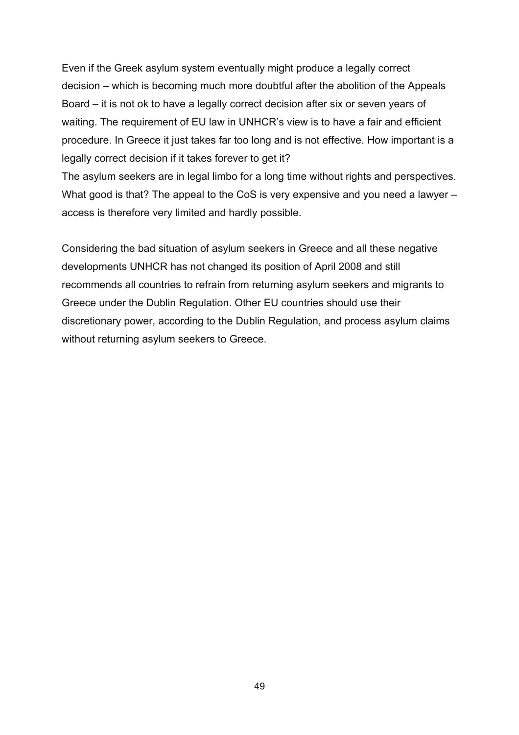Even if the Greek asylum system eventually might produce a legally correct decision – which is becoming much more doubtful after the abolition of the Appeals Board – it is not ok to have a legally correct decision after six or seven years of waiting. The requirement of EU law in UNHCR's view is to have a fair and efficient procedure. In Greece it just takes far too long and is not effective. How important is a legally correct decision if it takes forever to get it?
The asylum seekers are in legal limbo for a long time without rights and perspectives. What good is that? The appeal to the CoS is very expensive and you need a lawyer – access is therefore very limited and hardly possible.

Considering the bad situation of asylum seekers in Greece and all these negative developments UNHCR has not changed its position of April 2008 and still recommends all countries to refrain from returning asylum seekers and migrants to Greece under the Dublin Regulation. Other EU countries should use their discretionary power, according to the Dublin Regulation, and process asylum claims without returning asylum seekers to Greece.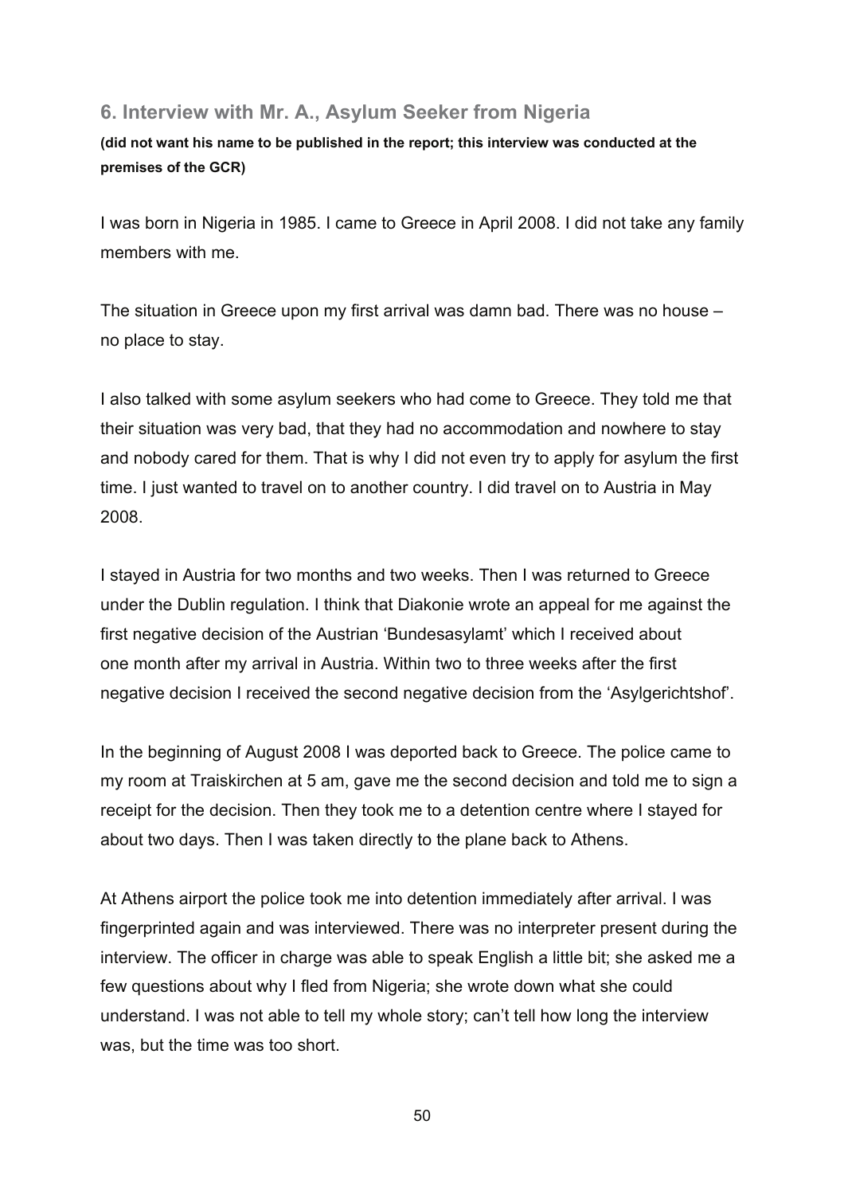## 6. Interview with Mr. A., Asylum Seeker from Nigeria

**(did not want his name to be published in the report; this interview was conducted at the premises of the GCR)**

I was born in Nigeria in 1985. I came to Greece in April 2008. I did not take any family members with me.

The situation in Greece upon my first arrival was damn bad. There was no house – no place to stay.

I also talked with some asylum seekers who had come to Greece. They told me that their situation was very bad, that they had no accommodation and nowhere to stay and nobody cared for them. That is why I did not even try to apply for asylum the first time. I just wanted to travel on to another country. I did travel on to Austria in May 2008.

I stayed in Austria for two months and two weeks. Then I was returned to Greece under the Dublin regulation. I think that Diakonie wrote an appeal for me against the first negative decision of the Austrian 'Bundesasylamt' which I received about one month after my arrival in Austria. Within two to three weeks after the first negative decision I received the second negative decision from the 'Asylgerichtshof'.

In the beginning of August 2008 I was deported back to Greece. The police came to my room at Traiskirchen at 5 am, gave me the second decision and told me to sign a receipt for the decision. Then they took me to a detention centre where I stayed for about two days. Then I was taken directly to the plane back to Athens.

At Athens airport the police took me into detention immediately after arrival. I was fingerprinted again and was interviewed. There was no interpreter present during the interview. The officer in charge was able to speak English a little bit; she asked me a few questions about why I fled from Nigeria; she wrote down what she could understand. I was not able to tell my whole story; can't tell how long the interview was, but the time was too short.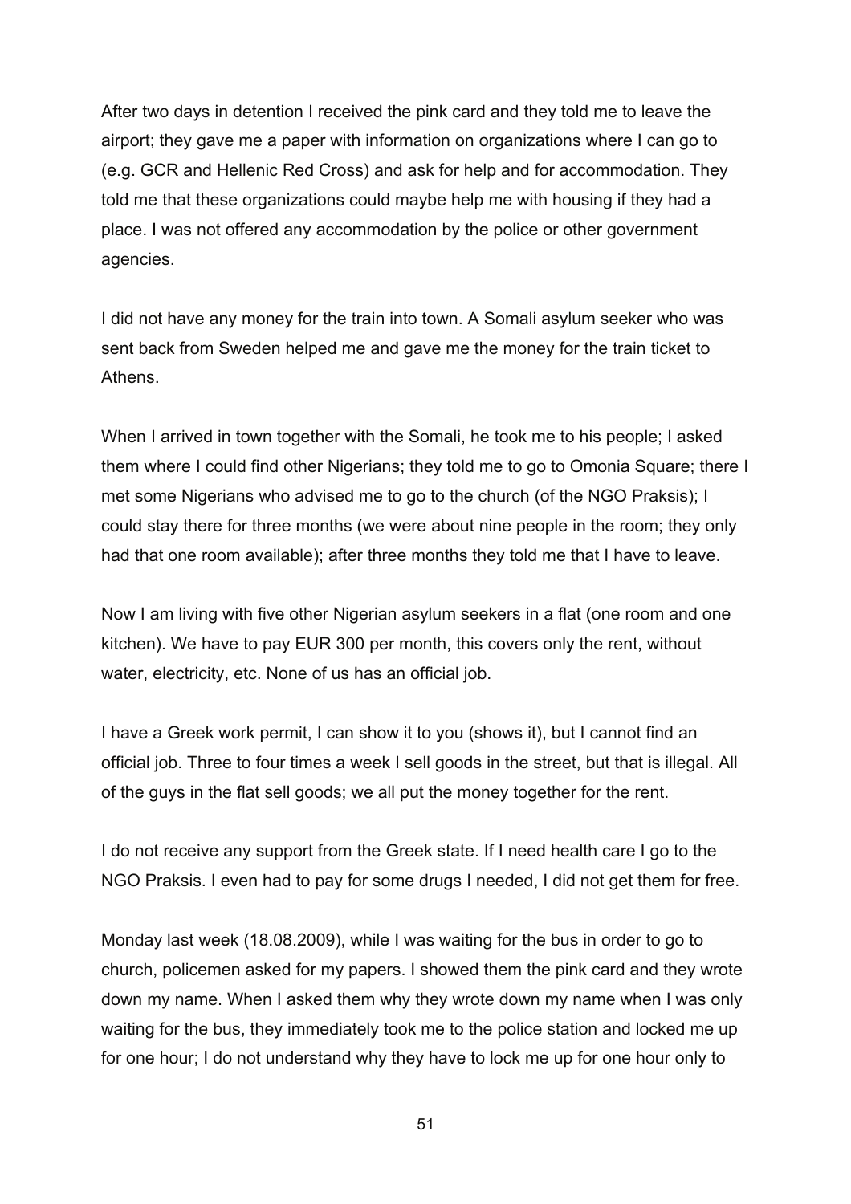After two days in detention I received the pink card and they told me to leave the airport; they gave me a paper with information on organizations where I can go to (e.g. GCR and Hellenic Red Cross) and ask for help and for accommodation. They told me that these organizations could maybe help me with housing if they had a place. I was not offered any accommodation by the police or other government agencies.

I did not have any money for the train into town. A Somali asylum seeker who was sent back from Sweden helped me and gave me the money for the train ticket to Athens.

When I arrived in town together with the Somali, he took me to his people; I asked them where I could find other Nigerians; they told me to go to Omonia Square; there I met some Nigerians who advised me to go to the church (of the NGO Praksis); I could stay there for three months (we were about nine people in the room; they only had that one room available); after three months they told me that I have to leave.

Now I am living with five other Nigerian asylum seekers in a flat (one room and one kitchen). We have to pay EUR 300 per month, this covers only the rent, without water, electricity, etc. None of us has an official job.

I have a Greek work permit, I can show it to you (shows it), but I cannot find an official job. Three to four times a week I sell goods in the street, but that is illegal. All of the guys in the flat sell goods; we all put the money together for the rent.

I do not receive any support from the Greek state. If I need health care I go to the NGO Praksis. I even had to pay for some drugs I needed, I did not get them for free.

Monday last week (18.08.2009), while I was waiting for the bus in order to go to church, policemen asked for my papers. I showed them the pink card and they wrote down my name. When I asked them why they wrote down my name when I was only waiting for the bus, they immediately took me to the police station and locked me up for one hour; I do not understand why they have to lock me up for one hour only to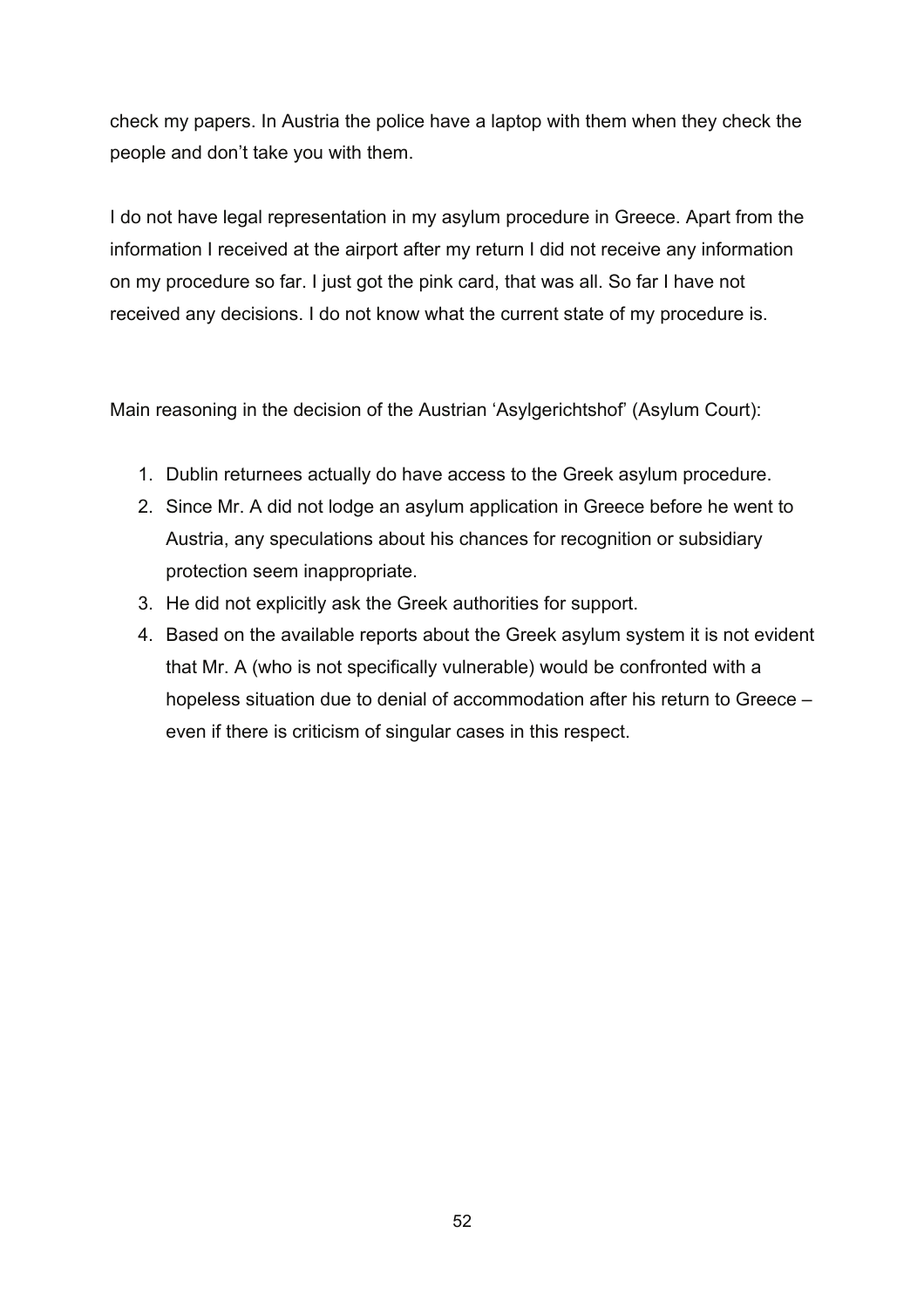check my papers. In Austria the police have a laptop with them when they check the people and don't take you with them.

I do not have legal representation in my asylum procedure in Greece. Apart from the information I received at the airport after my return I did not receive any information on my procedure so far. I just got the pink card, that was all. So far I have not received any decisions. I do not know what the current state of my procedure is.

Main reasoning in the decision of the Austrian 'Asylgerichtshof' (Asylum Court):

1. Dublin returnees actually do have access to the Greek asylum procedure.
2. Since Mr. A did not lodge an asylum application in Greece before he went to Austria, any speculations about his chances for recognition or subsidiary protection seem inappropriate.
3. He did not explicitly ask the Greek authorities for support.
4. Based on the available reports about the Greek asylum system it is not evident that Mr. A (who is not specifically vulnerable) would be confronted with a hopeless situation due to denial of accommodation after his return to Greece – even if there is criticism of singular cases in this respect.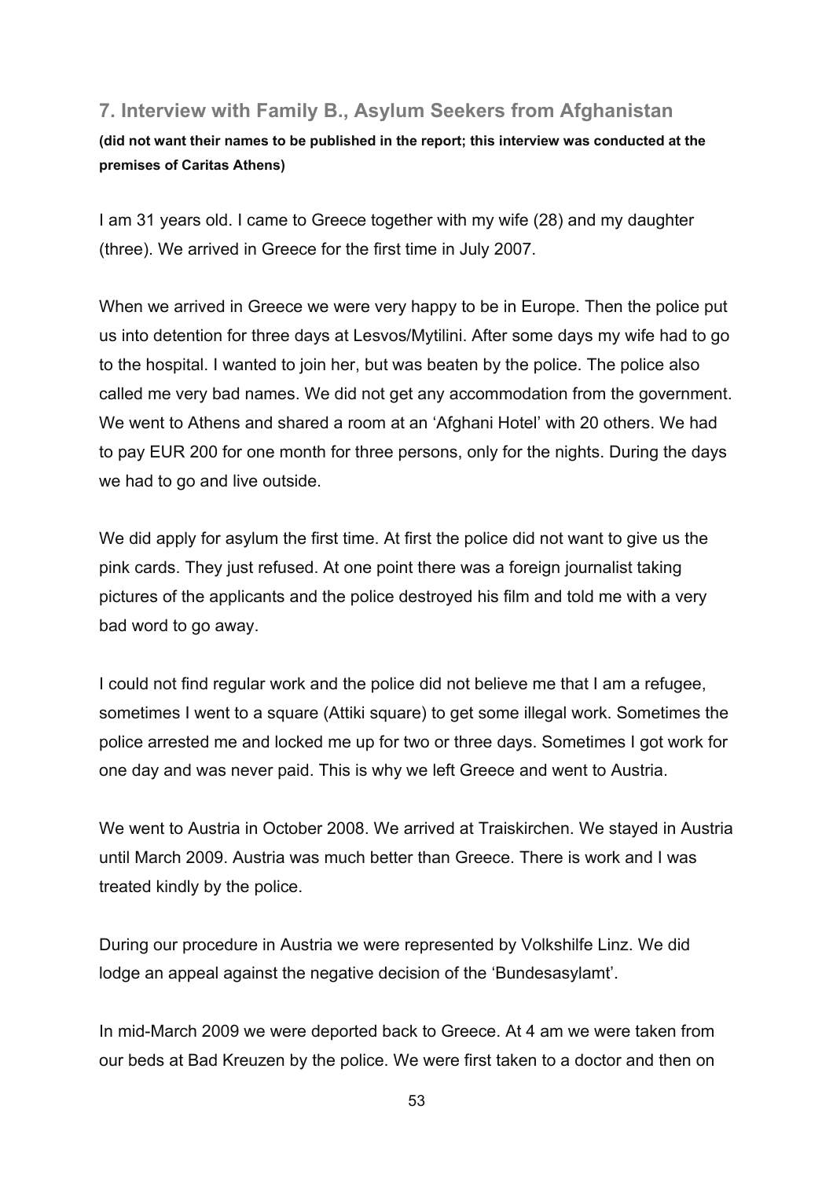## 7. Interview with Family B., Asylum Seekers from Afghanistan

**(did not want their names to be published in the report; this interview was conducted at the premises of Caritas Athens)**

I am 31 years old. I came to Greece together with my wife (28) and my daughter (three). We arrived in Greece for the first time in July 2007.

When we arrived in Greece we were very happy to be in Europe. Then the police put us into detention for three days at Lesvos/Mytilini. After some days my wife had to go to the hospital. I wanted to join her, but was beaten by the police. The police also called me very bad names. We did not get any accommodation from the government. We went to Athens and shared a room at an 'Afghani Hotel' with 20 others. We had to pay EUR 200 for one month for three persons, only for the nights. During the days we had to go and live outside.

We did apply for asylum the first time. At first the police did not want to give us the pink cards. They just refused. At one point there was a foreign journalist taking pictures of the applicants and the police destroyed his film and told me with a very bad word to go away.

I could not find regular work and the police did not believe me that I am a refugee, sometimes I went to a square (Attiki square) to get some illegal work. Sometimes the police arrested me and locked me up for two or three days. Sometimes I got work for one day and was never paid. This is why we left Greece and went to Austria.

We went to Austria in October 2008. We arrived at Traiskirchen. We stayed in Austria until March 2009. Austria was much better than Greece. There is work and I was treated kindly by the police.

During our procedure in Austria we were represented by Volkshilfe Linz. We did lodge an appeal against the negative decision of the 'Bundesasylamt'.

In mid-March 2009 we were deported back to Greece. At 4 am we were taken from our beds at Bad Kreuzen by the police. We were first taken to a doctor and then on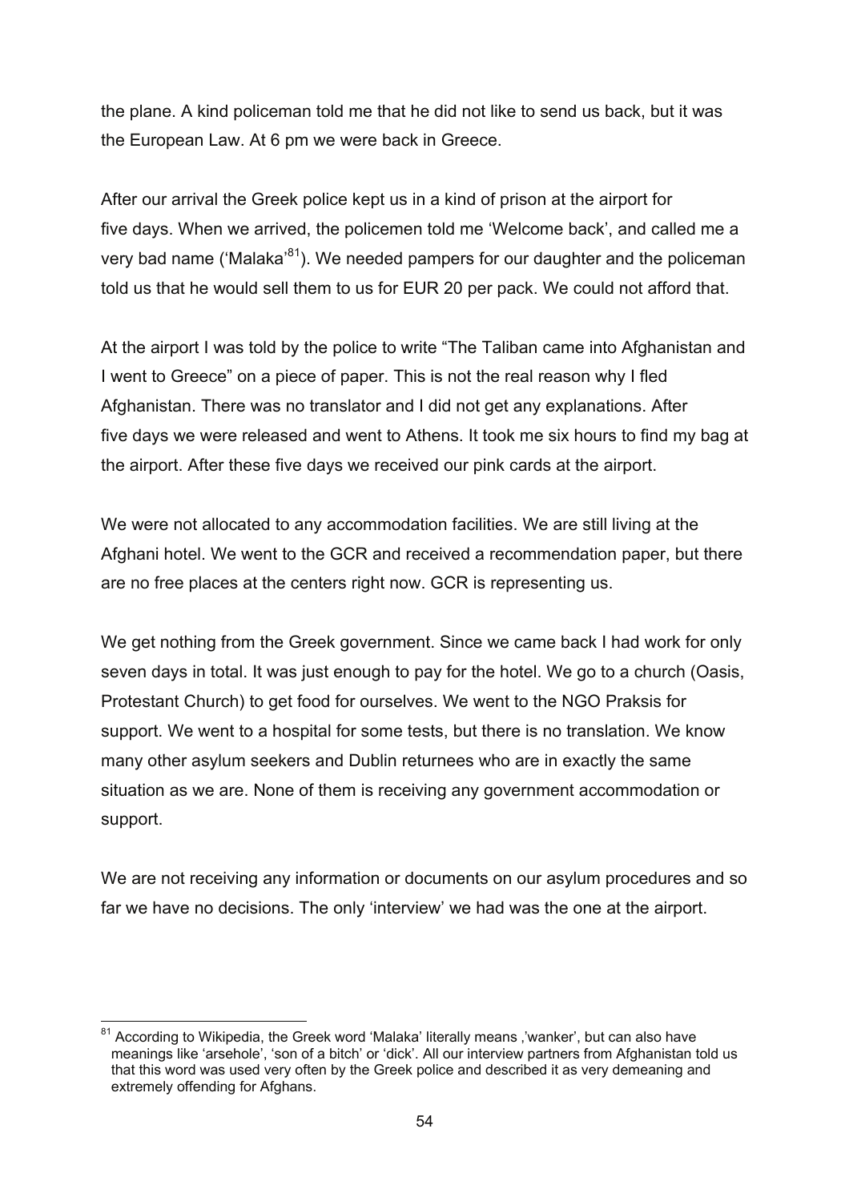the plane. A kind policeman told me that he did not like to send us back, but it was the European Law. At 6 pm we were back in Greece.

After our arrival the Greek police kept us in a kind of prison at the airport for five days. When we arrived, the policemen told me 'Welcome back', and called me a very bad name ('Malaka'[81]). We needed pampers for our daughter and the policeman told us that he would sell them to us for EUR 20 per pack. We could not afford that.

At the airport I was told by the police to write "The Taliban came into Afghanistan and I went to Greece" on a piece of paper. This is not the real reason why I fled Afghanistan. There was no translator and I did not get any explanations. After five days we were released and went to Athens. It took me six hours to find my bag at the airport. After these five days we received our pink cards at the airport.

We were not allocated to any accommodation facilities. We are still living at the Afghani hotel. We went to the GCR and received a recommendation paper, but there are no free places at the centers right now. GCR is representing us.

We get nothing from the Greek government. Since we came back I had work for only seven days in total. It was just enough to pay for the hotel. We go to a church (Oasis, Protestant Church) to get food for ourselves. We went to the NGO Praksis for support. We went to a hospital for some tests, but there is no translation. We know many other asylum seekers and Dublin returnees who are in exactly the same situation as we are. None of them is receiving any government accommodation or support.

We are not receiving any information or documents on our asylum procedures and so far we have no decisions. The only 'interview' we had was the one at the airport.

---

[81] According to Wikipedia, the Greek word 'Malaka' literally means ,'wanker', but can also have meanings like 'arsehole', 'son of a bitch' or 'dick'. All our interview partners from Afghanistan told us that this word was used very often by the Greek police and described it as very demeaning and extremely offending for Afghans.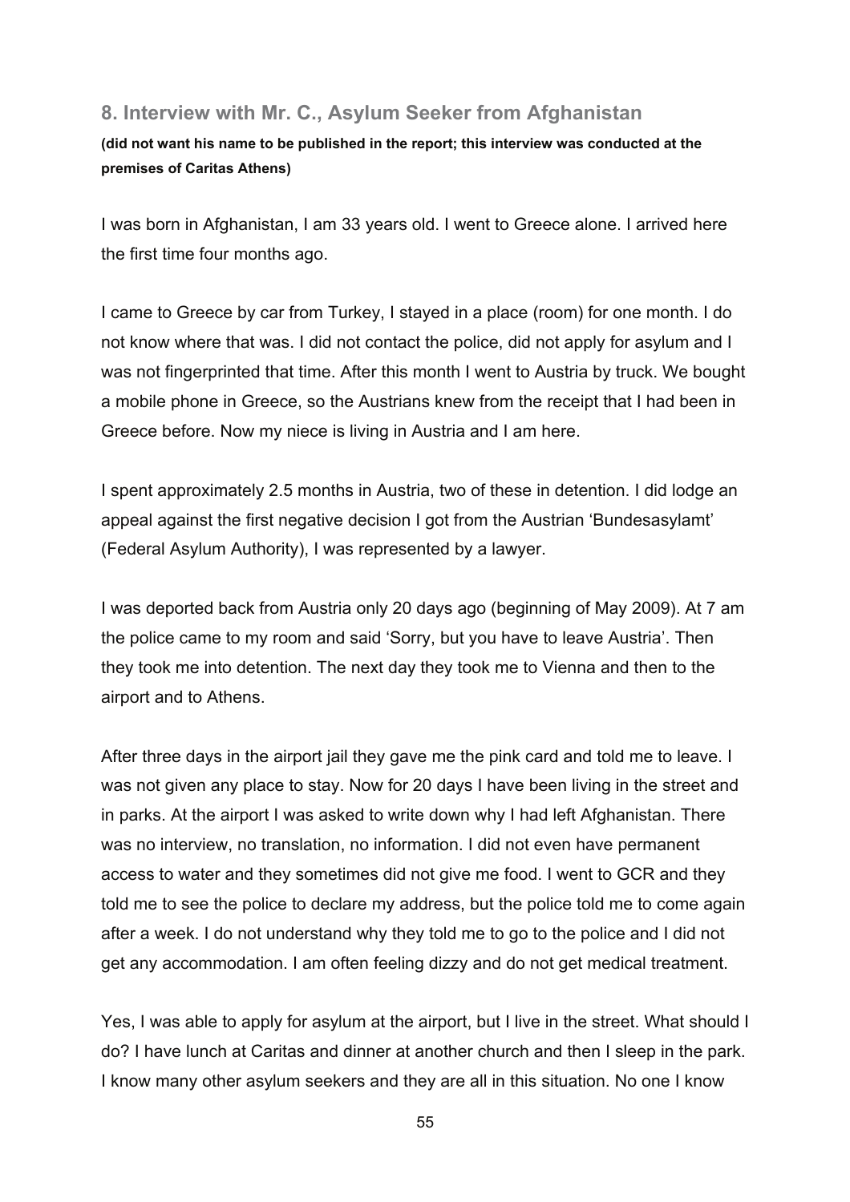### 8. Interview with Mr. C., Asylum Seeker from Afghanistan

**(did not want his name to be published in the report; this interview was conducted at the premises of Caritas Athens)**

I was born in Afghanistan, I am 33 years old. I went to Greece alone. I arrived here the first time four months ago.

I came to Greece by car from Turkey, I stayed in a place (room) for one month. I do not know where that was. I did not contact the police, did not apply for asylum and I was not fingerprinted that time. After this month I went to Austria by truck. We bought a mobile phone in Greece, so the Austrians knew from the receipt that I had been in Greece before. Now my niece is living in Austria and I am here.

I spent approximately 2.5 months in Austria, two of these in detention. I did lodge an appeal against the first negative decision I got from the Austrian 'Bundesasylamt' (Federal Asylum Authority), I was represented by a lawyer.

I was deported back from Austria only 20 days ago (beginning of May 2009). At 7 am the police came to my room and said 'Sorry, but you have to leave Austria'. Then they took me into detention. The next day they took me to Vienna and then to the airport and to Athens.

After three days in the airport jail they gave me the pink card and told me to leave. I was not given any place to stay. Now for 20 days I have been living in the street and in parks. At the airport I was asked to write down why I had left Afghanistan. There was no interview, no translation, no information. I did not even have permanent access to water and they sometimes did not give me food. I went to GCR and they told me to see the police to declare my address, but the police told me to come again after a week. I do not understand why they told me to go to the police and I did not get any accommodation. I am often feeling dizzy and do not get medical treatment.

Yes, I was able to apply for asylum at the airport, but I live in the street. What should I do? I have lunch at Caritas and dinner at another church and then I sleep in the park. I know many other asylum seekers and they are all in this situation. No one I know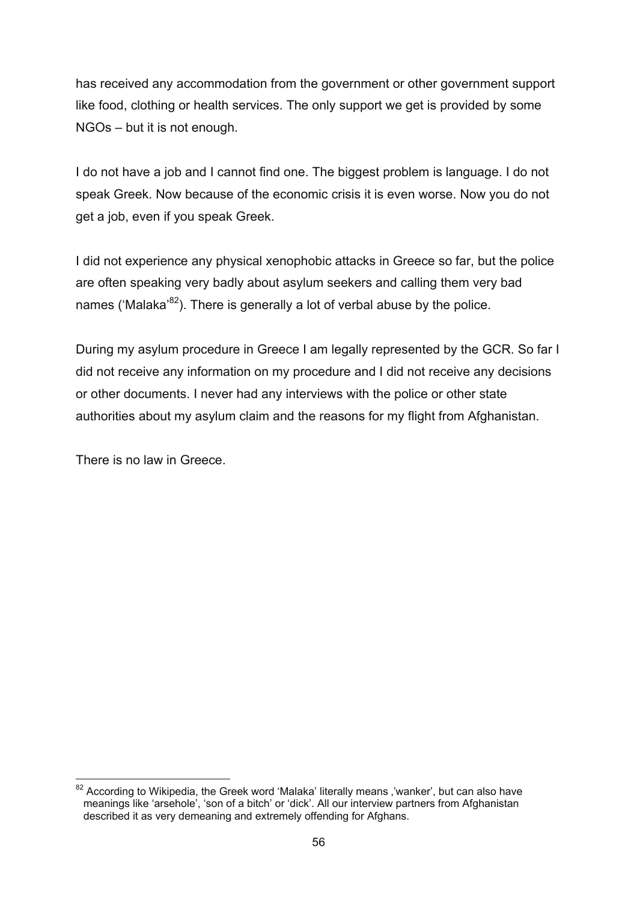has received any accommodation from the government or other government support like food, clothing or health services. The only support we get is provided by some NGOs – but it is not enough.

I do not have a job and I cannot find one. The biggest problem is language. I do not speak Greek. Now because of the economic crisis it is even worse. Now you do not get a job, even if you speak Greek.

I did not experience any physical xenophobic attacks in Greece so far, but the police are often speaking very badly about asylum seekers and calling them very bad names ('Malaka'[82]). There is generally a lot of verbal abuse by the police.

During my asylum procedure in Greece I am legally represented by the GCR. So far I did not receive any information on my procedure and I did not receive any decisions or other documents. I never had any interviews with the police or other state authorities about my asylum claim and the reasons for my flight from Afghanistan.

There is no law in Greece.

---

[82] According to Wikipedia, the Greek word 'Malaka' literally means ,'wanker', but can also have meanings like 'arsehole', 'son of a bitch' or 'dick'. All our interview partners from Afghanistan described it as very demeaning and extremely offending for Afghans.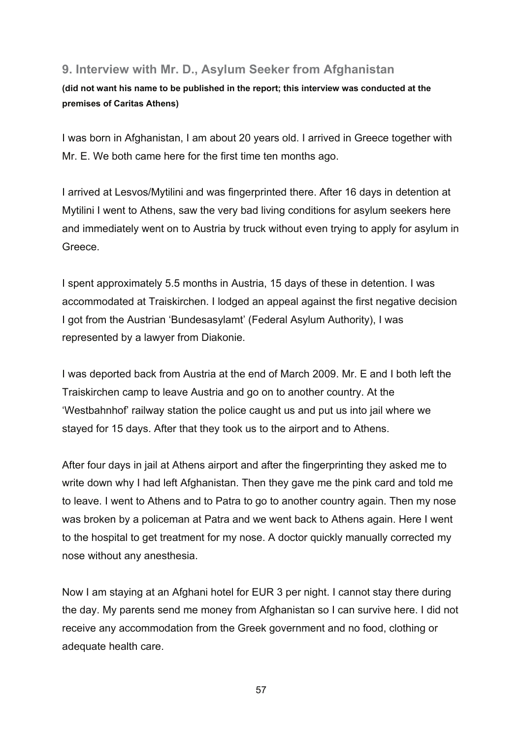## 9. Interview with Mr. D., Asylum Seeker from Afghanistan

**(did not want his name to be published in the report; this interview was conducted at the premises of Caritas Athens)**

I was born in Afghanistan, I am about 20 years old. I arrived in Greece together with Mr. E. We both came here for the first time ten months ago.

I arrived at Lesvos/Mytilini and was fingerprinted there. After 16 days in detention at Mytilini I went to Athens, saw the very bad living conditions for asylum seekers here and immediately went on to Austria by truck without even trying to apply for asylum in Greece.

I spent approximately 5.5 months in Austria, 15 days of these in detention. I was accommodated at Traiskirchen. I lodged an appeal against the first negative decision I got from the Austrian 'Bundesasylamt' (Federal Asylum Authority), I was represented by a lawyer from Diakonie.

I was deported back from Austria at the end of March 2009. Mr. E and I both left the Traiskirchen camp to leave Austria and go on to another country. At the 'Westbahnhof' railway station the police caught us and put us into jail where we stayed for 15 days. After that they took us to the airport and to Athens.

After four days in jail at Athens airport and after the fingerprinting they asked me to write down why I had left Afghanistan. Then they gave me the pink card and told me to leave. I went to Athens and to Patra to go to another country again. Then my nose was broken by a policeman at Patra and we went back to Athens again. Here I went to the hospital to get treatment for my nose. A doctor quickly manually corrected my nose without any anesthesia.

Now I am staying at an Afghani hotel for EUR 3 per night. I cannot stay there during the day. My parents send me money from Afghanistan so I can survive here. I did not receive any accommodation from the Greek government and no food, clothing or adequate health care.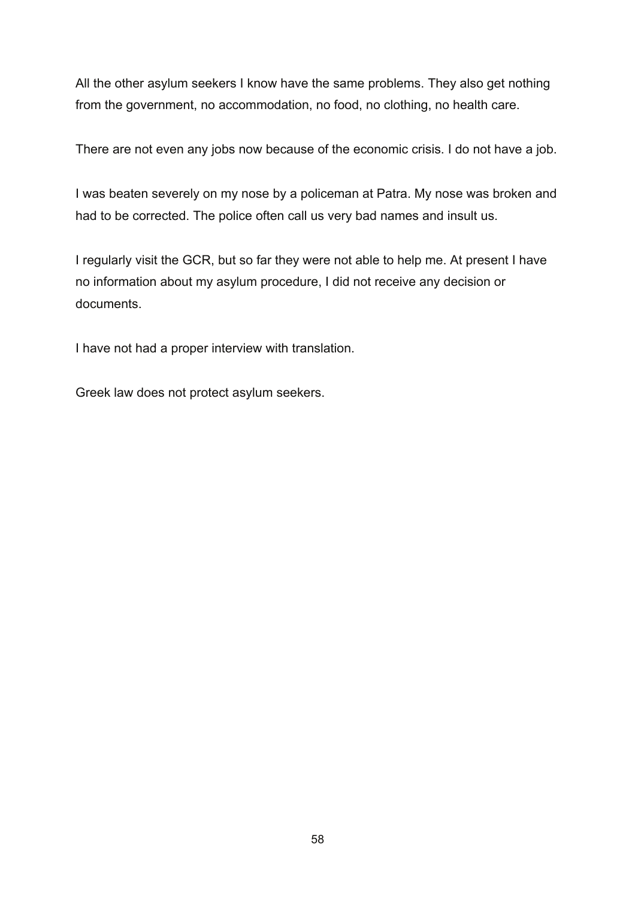All the other asylum seekers I know have the same problems. They also get nothing from the government, no accommodation, no food, no clothing, no health care.

There are not even any jobs now because of the economic crisis. I do not have a job.

I was beaten severely on my nose by a policeman at Patra. My nose was broken and had to be corrected. The police often call us very bad names and insult us.

I regularly visit the GCR, but so far they were not able to help me. At present I have no information about my asylum procedure, I did not receive any decision or documents.

I have not had a proper interview with translation.

Greek law does not protect asylum seekers.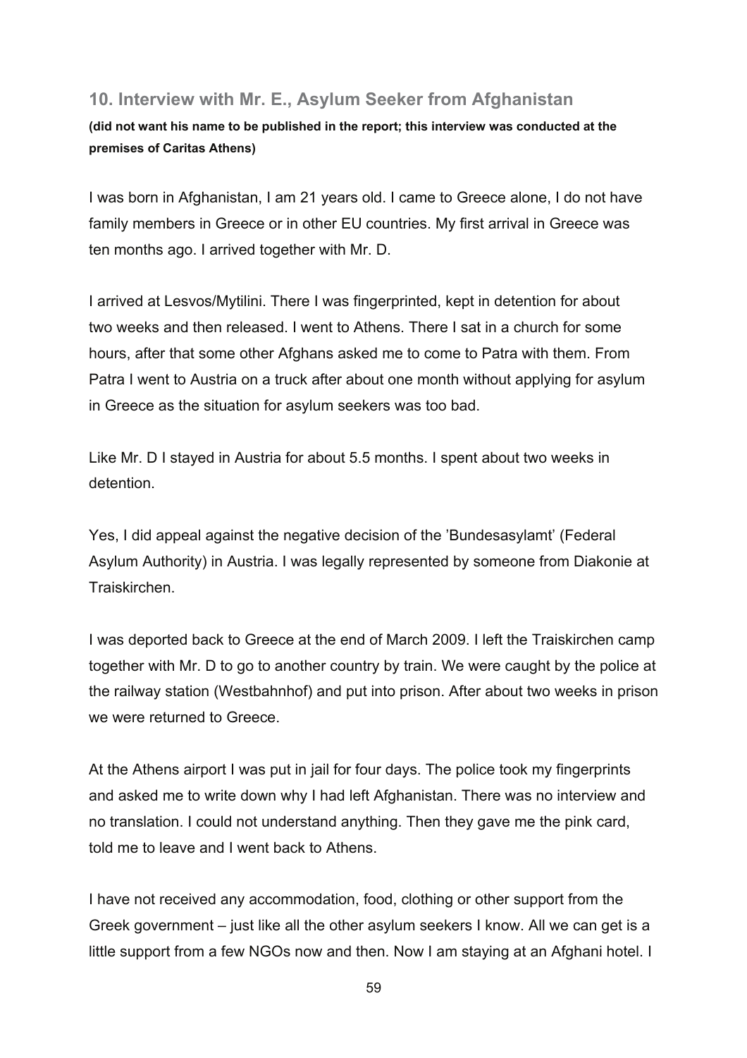## 10. Interview with Mr. E., Asylum Seeker from Afghanistan

**(did not want his name to be published in the report; this interview was conducted at the premises of Caritas Athens)**

I was born in Afghanistan, I am 21 years old. I came to Greece alone, I do not have family members in Greece or in other EU countries. My first arrival in Greece was ten months ago. I arrived together with Mr. D.

I arrived at Lesvos/Mytilini. There I was fingerprinted, kept in detention for about two weeks and then released. I went to Athens. There I sat in a church for some hours, after that some other Afghans asked me to come to Patra with them. From Patra I went to Austria on a truck after about one month without applying for asylum in Greece as the situation for asylum seekers was too bad.

Like Mr. D I stayed in Austria for about 5.5 months. I spent about two weeks in detention.

Yes, I did appeal against the negative decision of the 'Bundesasylamt' (Federal Asylum Authority) in Austria. I was legally represented by someone from Diakonie at Traiskirchen.

I was deported back to Greece at the end of March 2009. I left the Traiskirchen camp together with Mr. D to go to another country by train. We were caught by the police at the railway station (Westbahnhof) and put into prison. After about two weeks in prison we were returned to Greece.

At the Athens airport I was put in jail for four days. The police took my fingerprints and asked me to write down why I had left Afghanistan. There was no interview and no translation. I could not understand anything. Then they gave me the pink card, told me to leave and I went back to Athens.

I have not received any accommodation, food, clothing or other support from the Greek government – just like all the other asylum seekers I know. All we can get is a little support from a few NGOs now and then. Now I am staying at an Afghani hotel. I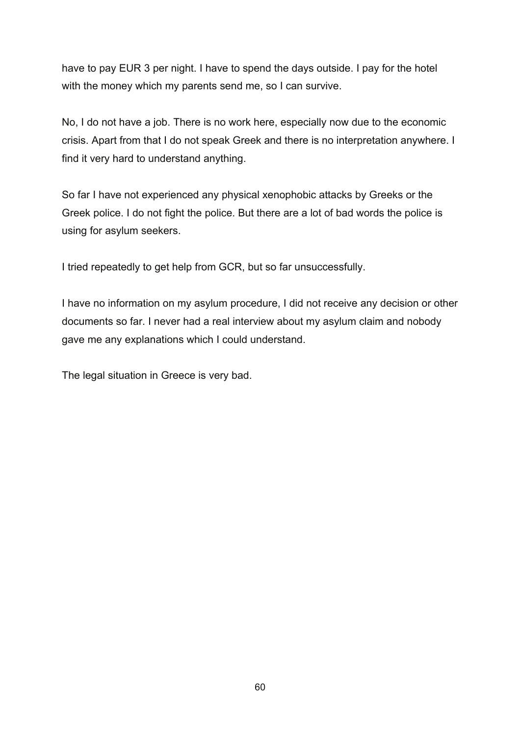have to pay EUR 3 per night. I have to spend the days outside. I pay for the hotel with the money which my parents send me, so I can survive.

No, I do not have a job. There is no work here, especially now due to the economic crisis. Apart from that I do not speak Greek and there is no interpretation anywhere. I find it very hard to understand anything.

So far I have not experienced any physical xenophobic attacks by Greeks or the Greek police. I do not fight the police. But there are a lot of bad words the police is using for asylum seekers.

I tried repeatedly to get help from GCR, but so far unsuccessfully.

I have no information on my asylum procedure, I did not receive any decision or other documents so far. I never had a real interview about my asylum claim and nobody gave me any explanations which I could understand.

The legal situation in Greece is very bad.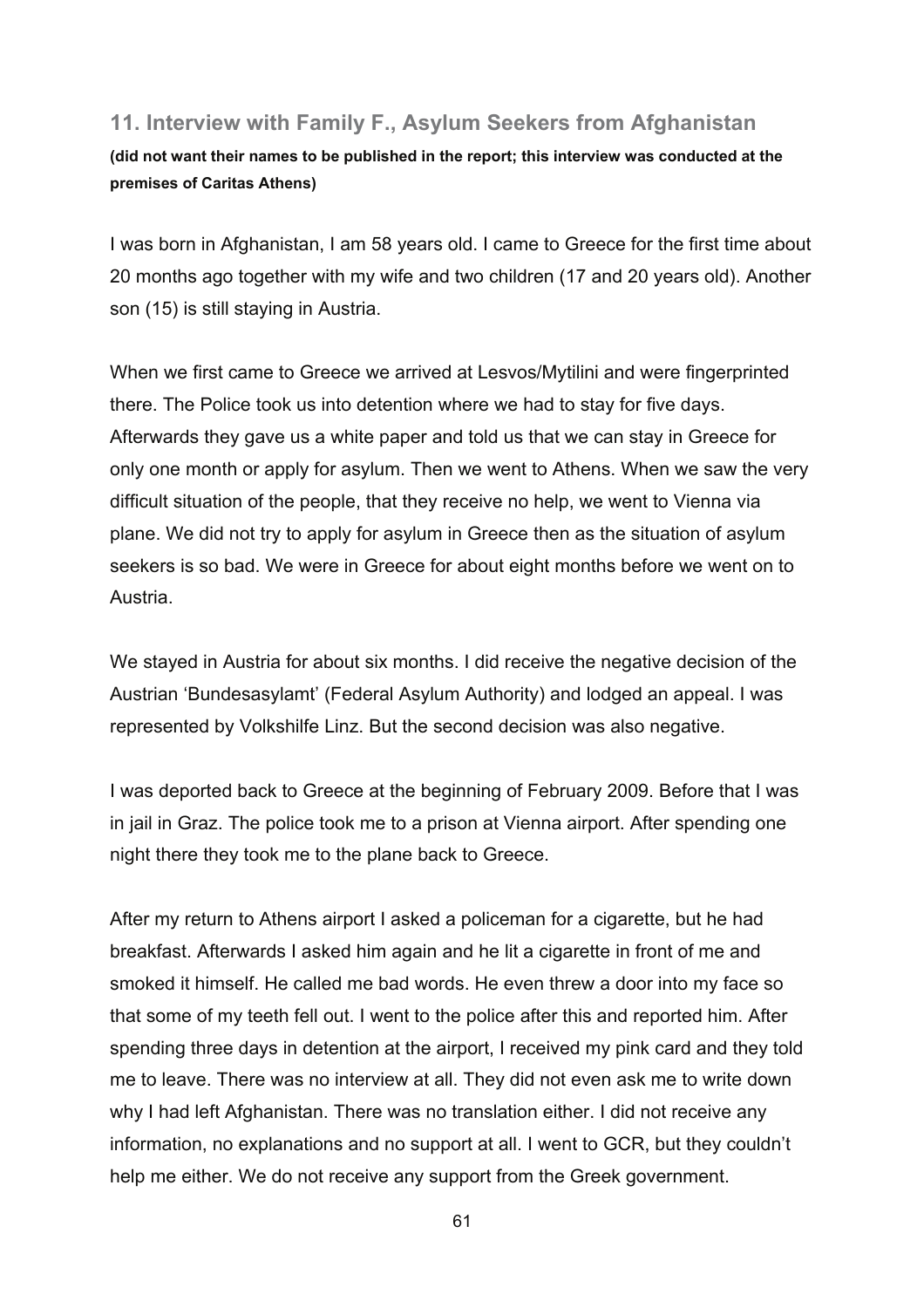## 11. Interview with Family F., Asylum Seekers from Afghanistan

**(did not want their names to be published in the report; this interview was conducted at the premises of Caritas Athens)**

I was born in Afghanistan, I am 58 years old. I came to Greece for the first time about 20 months ago together with my wife and two children (17 and 20 years old). Another son (15) is still staying in Austria.

When we first came to Greece we arrived at Lesvos/Mytilini and were fingerprinted there. The Police took us into detention where we had to stay for five days. Afterwards they gave us a white paper and told us that we can stay in Greece for only one month or apply for asylum. Then we went to Athens. When we saw the very difficult situation of the people, that they receive no help, we went to Vienna via plane. We did not try to apply for asylum in Greece then as the situation of asylum seekers is so bad. We were in Greece for about eight months before we went on to Austria.

We stayed in Austria for about six months. I did receive the negative decision of the Austrian 'Bundesasylamt' (Federal Asylum Authority) and lodged an appeal. I was represented by Volkshilfe Linz. But the second decision was also negative.

I was deported back to Greece at the beginning of February 2009. Before that I was in jail in Graz. The police took me to a prison at Vienna airport. After spending one night there they took me to the plane back to Greece.

After my return to Athens airport I asked a policeman for a cigarette, but he had breakfast. Afterwards I asked him again and he lit a cigarette in front of me and smoked it himself. He called me bad words. He even threw a door into my face so that some of my teeth fell out. I went to the police after this and reported him. After spending three days in detention at the airport, I received my pink card and they told me to leave. There was no interview at all. They did not even ask me to write down why I had left Afghanistan. There was no translation either. I did not receive any information, no explanations and no support at all. I went to GCR, but they couldn't help me either. We do not receive any support from the Greek government.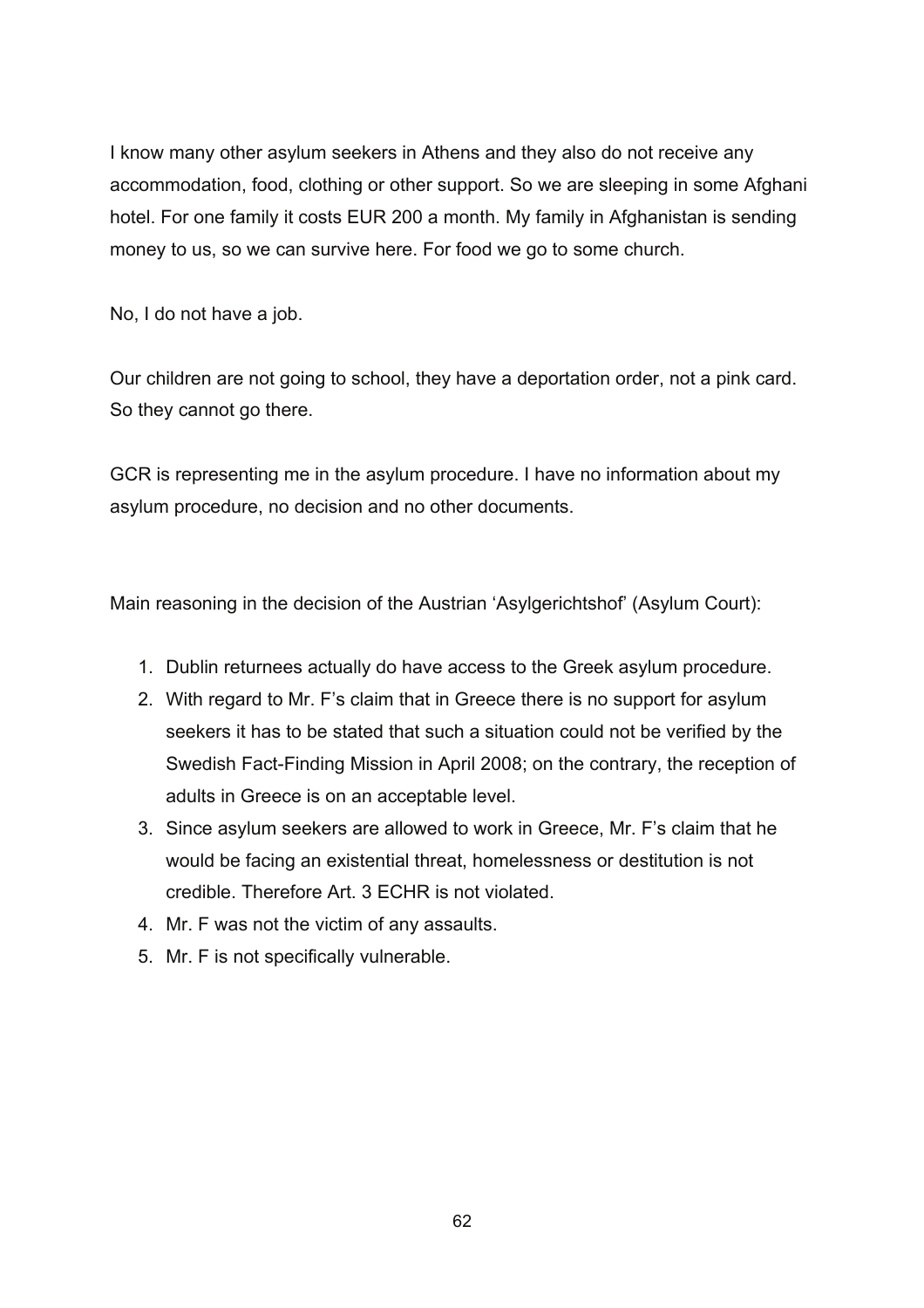I know many other asylum seekers in Athens and they also do not receive any accommodation, food, clothing or other support. So we are sleeping in some Afghani hotel. For one family it costs EUR 200 a month. My family in Afghanistan is sending money to us, so we can survive here. For food we go to some church.

No, I do not have a job.

Our children are not going to school, they have a deportation order, not a pink card. So they cannot go there.

GCR is representing me in the asylum procedure. I have no information about my asylum procedure, no decision and no other documents.

Main reasoning in the decision of the Austrian 'Asylgerichtshof' (Asylum Court):

1. Dublin returnees actually do have access to the Greek asylum procedure.
2. With regard to Mr. F's claim that in Greece there is no support for asylum seekers it has to be stated that such a situation could not be verified by the Swedish Fact-Finding Mission in April 2008; on the contrary, the reception of adults in Greece is on an acceptable level.
3. Since asylum seekers are allowed to work in Greece, Mr. F's claim that he would be facing an existential threat, homelessness or destitution is not credible. Therefore Art. 3 ECHR is not violated.
4. Mr. F was not the victim of any assaults.
5. Mr. F is not specifically vulnerable.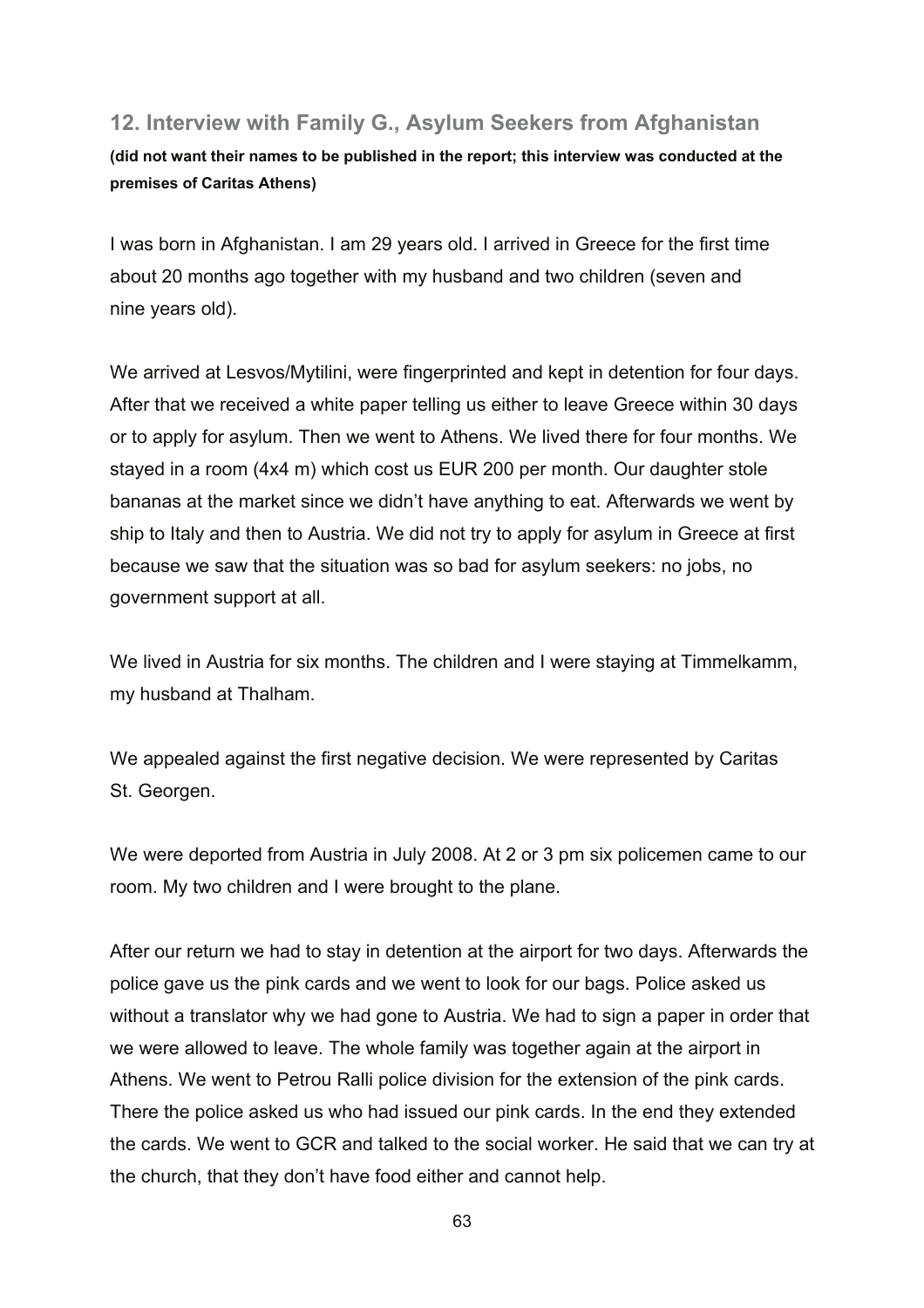## 12. Interview with Family G., Asylum Seekers from Afghanistan

**(did not want their names to be published in the report; this interview was conducted at the premises of Caritas Athens)**

I was born in Afghanistan. I am 29 years old. I arrived in Greece for the first time about 20 months ago together with my husband and two children (seven and nine years old).

We arrived at Lesvos/Mytilini, were fingerprinted and kept in detention for four days. After that we received a white paper telling us either to leave Greece within 30 days or to apply for asylum. Then we went to Athens. We lived there for four months. We stayed in a room (4x4 m) which cost us EUR 200 per month. Our daughter stole bananas at the market since we didn't have anything to eat. Afterwards we went by ship to Italy and then to Austria. We did not try to apply for asylum in Greece at first because we saw that the situation was so bad for asylum seekers: no jobs, no government support at all.

We lived in Austria for six months. The children and I were staying at Timmelkamm, my husband at Thalham.

We appealed against the first negative decision. We were represented by Caritas St. Georgen.

We were deported from Austria in July 2008. At 2 or 3 pm six policemen came to our room. My two children and I were brought to the plane.

After our return we had to stay in detention at the airport for two days. Afterwards the police gave us the pink cards and we went to look for our bags. Police asked us without a translator why we had gone to Austria. We had to sign a paper in order that we were allowed to leave. The whole family was together again at the airport in Athens. We went to Petrou Ralli police division for the extension of the pink cards. There the police asked us who had issued our pink cards. In the end they extended the cards. We went to GCR and talked to the social worker. He said that we can try at the church, that they don't have food either and cannot help.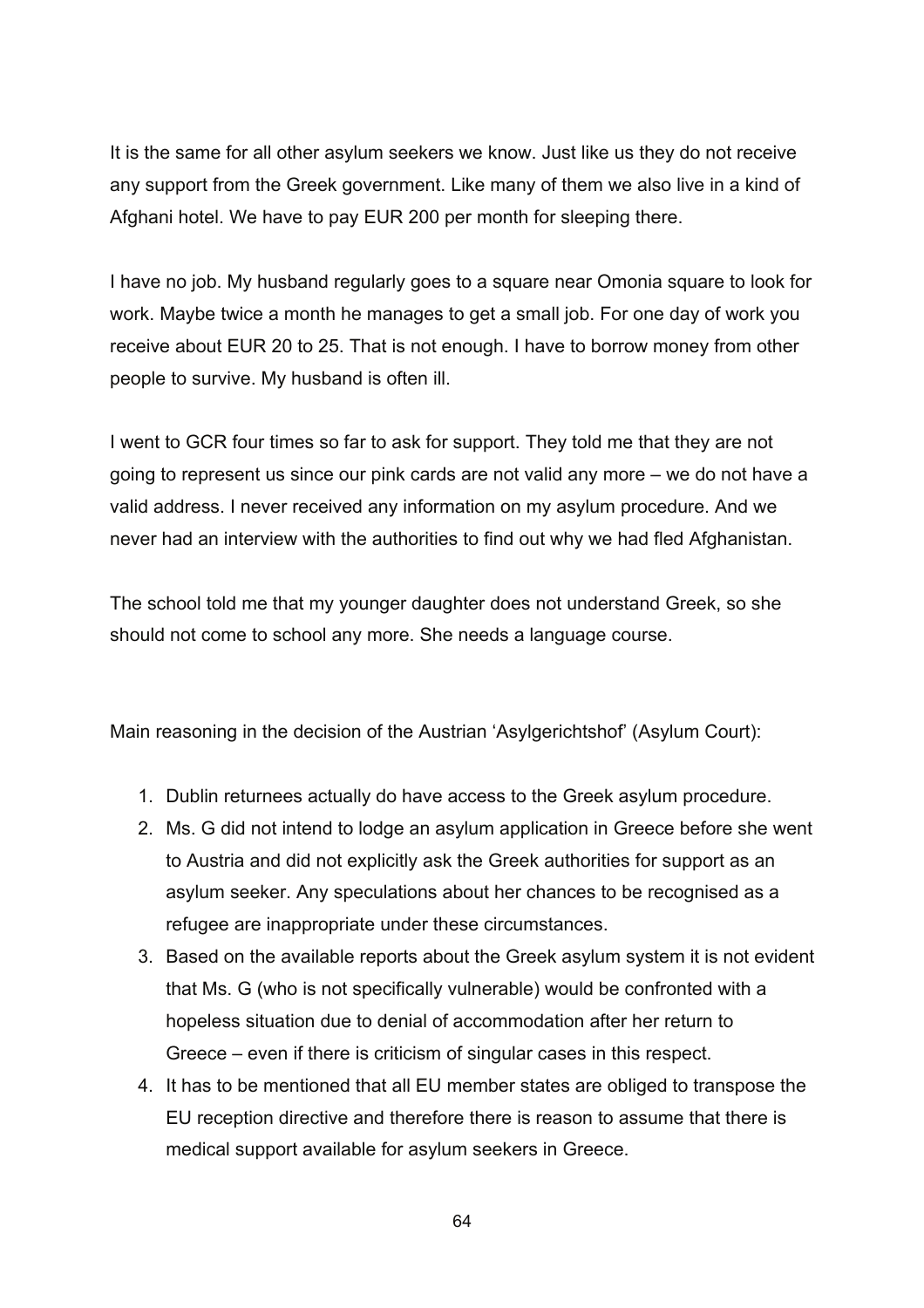It is the same for all other asylum seekers we know. Just like us they do not receive any support from the Greek government. Like many of them we also live in a kind of Afghani hotel. We have to pay EUR 200 per month for sleeping there.

I have no job. My husband regularly goes to a square near Omonia square to look for work. Maybe twice a month he manages to get a small job. For one day of work you receive about EUR 20 to 25. That is not enough. I have to borrow money from other people to survive. My husband is often ill.

I went to GCR four times so far to ask for support. They told me that they are not going to represent us since our pink cards are not valid any more – we do not have a valid address. I never received any information on my asylum procedure. And we never had an interview with the authorities to find out why we had fled Afghanistan.

The school told me that my younger daughter does not understand Greek, so she should not come to school any more. She needs a language course.

Main reasoning in the decision of the Austrian 'Asylgerichtshof' (Asylum Court):

1. Dublin returnees actually do have access to the Greek asylum procedure.
2. Ms. G did not intend to lodge an asylum application in Greece before she went to Austria and did not explicitly ask the Greek authorities for support as an asylum seeker. Any speculations about her chances to be recognised as a refugee are inappropriate under these circumstances.
3. Based on the available reports about the Greek asylum system it is not evident that Ms. G (who is not specifically vulnerable) would be confronted with a hopeless situation due to denial of accommodation after her return to Greece – even if there is criticism of singular cases in this respect.
4. It has to be mentioned that all EU member states are obliged to transpose the EU reception directive and therefore there is reason to assume that there is medical support available for asylum seekers in Greece.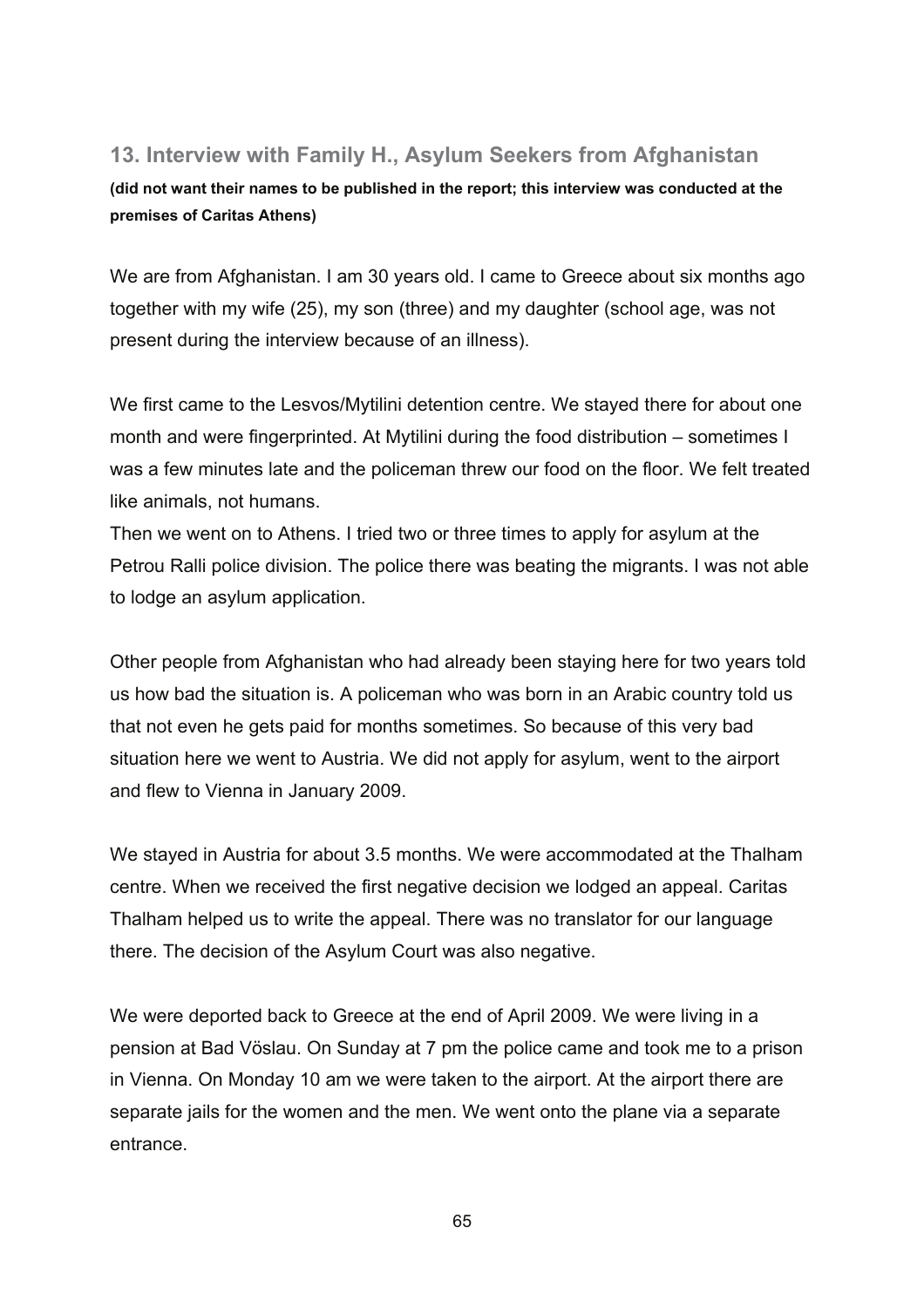### 13. Interview with Family H., Asylum Seekers from Afghanistan

**(did not want their names to be published in the report; this interview was conducted at the premises of Caritas Athens)**

We are from Afghanistan. I am 30 years old. I came to Greece about six months ago together with my wife (25), my son (three) and my daughter (school age, was not present during the interview because of an illness).

We first came to the Lesvos/Mytilini detention centre. We stayed there for about one month and were fingerprinted. At Mytilini during the food distribution – sometimes I was a few minutes late and the policeman threw our food on the floor. We felt treated like animals, not humans.
Then we went on to Athens. I tried two or three times to apply for asylum at the Petrou Ralli police division. The police there was beating the migrants. I was not able to lodge an asylum application.

Other people from Afghanistan who had already been staying here for two years told us how bad the situation is. A policeman who was born in an Arabic country told us that not even he gets paid for months sometimes. So because of this very bad situation here we went to Austria. We did not apply for asylum, went to the airport and flew to Vienna in January 2009.

We stayed in Austria for about 3.5 months. We were accommodated at the Thalham centre. When we received the first negative decision we lodged an appeal. Caritas Thalham helped us to write the appeal. There was no translator for our language there. The decision of the Asylum Court was also negative.

We were deported back to Greece at the end of April 2009. We were living in a pension at Bad Vöslau. On Sunday at 7 pm the police came and took me to a prison in Vienna. On Monday 10 am we were taken to the airport. At the airport there are separate jails for the women and the men. We went onto the plane via a separate entrance.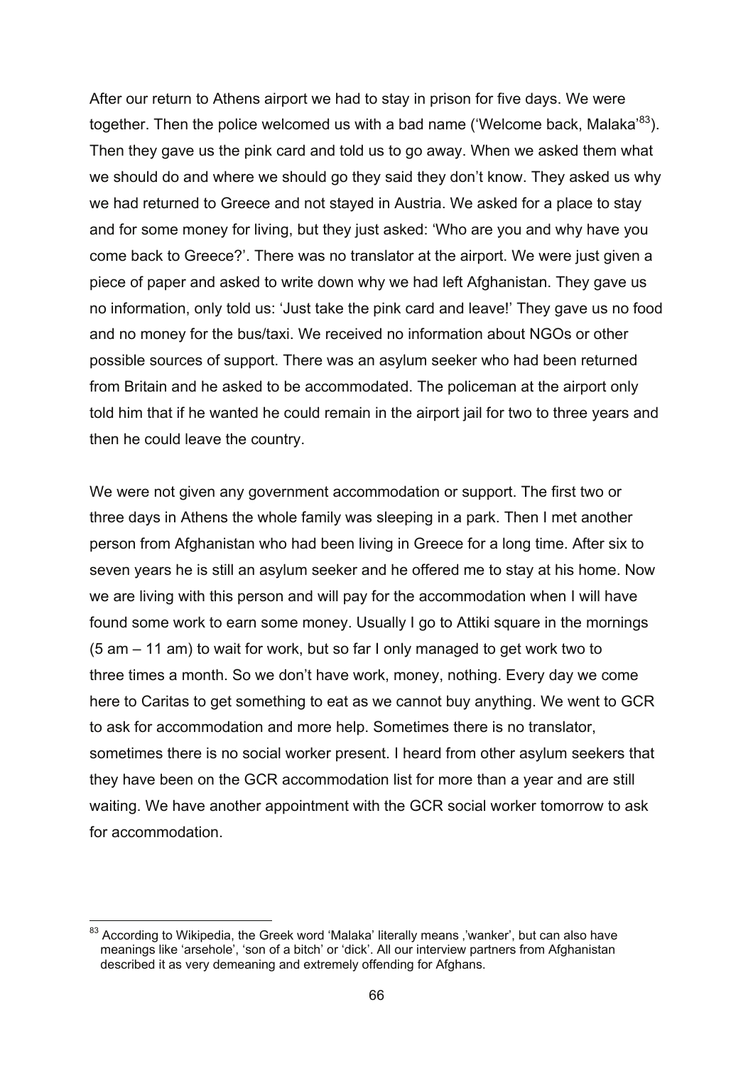After our return to Athens airport we had to stay in prison for five days. We were together. Then the police welcomed us with a bad name ('Welcome back, Malaka'[83]). Then they gave us the pink card and told us to go away. When we asked them what we should do and where we should go they said they don't know. They asked us why we had returned to Greece and not stayed in Austria. We asked for a place to stay and for some money for living, but they just asked: 'Who are you and why have you come back to Greece?'. There was no translator at the airport. We were just given a piece of paper and asked to write down why we had left Afghanistan. They gave us no information, only told us: 'Just take the pink card and leave!' They gave us no food and no money for the bus/taxi. We received no information about NGOs or other possible sources of support. There was an asylum seeker who had been returned from Britain and he asked to be accommodated. The policeman at the airport only told him that if he wanted he could remain in the airport jail for two to three years and then he could leave the country.

We were not given any government accommodation or support. The first two or three days in Athens the whole family was sleeping in a park. Then I met another person from Afghanistan who had been living in Greece for a long time. After six to seven years he is still an asylum seeker and he offered me to stay at his home. Now we are living with this person and will pay for the accommodation when I will have found some work to earn some money. Usually I go to Attiki square in the mornings (5 am – 11 am) to wait for work, but so far I only managed to get work two to three times a month. So we don't have work, money, nothing. Every day we come here to Caritas to get something to eat as we cannot buy anything. We went to GCR to ask for accommodation and more help. Sometimes there is no translator, sometimes there is no social worker present. I heard from other asylum seekers that they have been on the GCR accommodation list for more than a year and are still waiting. We have another appointment with the GCR social worker tomorrow to ask for accommodation.

---

[83] According to Wikipedia, the Greek word 'Malaka' literally means ,'wanker', but can also have meanings like 'arsehole', 'son of a bitch' or 'dick'. All our interview partners from Afghanistan described it as very demeaning and extremely offending for Afghans.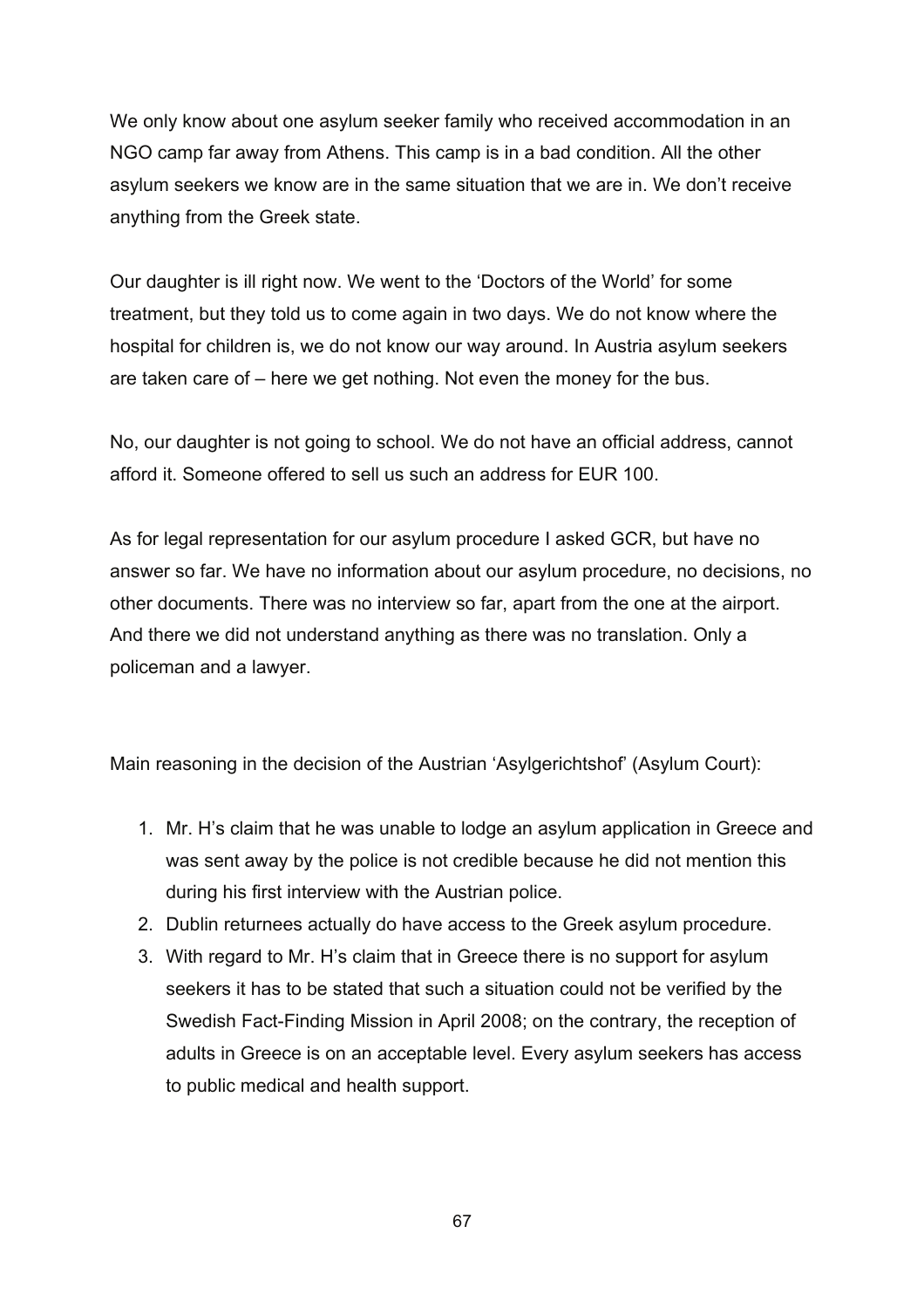We only know about one asylum seeker family who received accommodation in an NGO camp far away from Athens. This camp is in a bad condition. All the other asylum seekers we know are in the same situation that we are in. We don't receive anything from the Greek state.

Our daughter is ill right now. We went to the 'Doctors of the World' for some treatment, but they told us to come again in two days. We do not know where the hospital for children is, we do not know our way around. In Austria asylum seekers are taken care of – here we get nothing. Not even the money for the bus.

No, our daughter is not going to school. We do not have an official address, cannot afford it. Someone offered to sell us such an address for EUR 100.

As for legal representation for our asylum procedure I asked GCR, but have no answer so far. We have no information about our asylum procedure, no decisions, no other documents. There was no interview so far, apart from the one at the airport. And there we did not understand anything as there was no translation. Only a policeman and a lawyer.

Main reasoning in the decision of the Austrian 'Asylgerichtshof' (Asylum Court):

1. Mr. H's claim that he was unable to lodge an asylum application in Greece and was sent away by the police is not credible because he did not mention this during his first interview with the Austrian police.
2. Dublin returnees actually do have access to the Greek asylum procedure.
3. With regard to Mr. H's claim that in Greece there is no support for asylum seekers it has to be stated that such a situation could not be verified by the Swedish Fact-Finding Mission in April 2008; on the contrary, the reception of adults in Greece is on an acceptable level. Every asylum seekers has access to public medical and health support.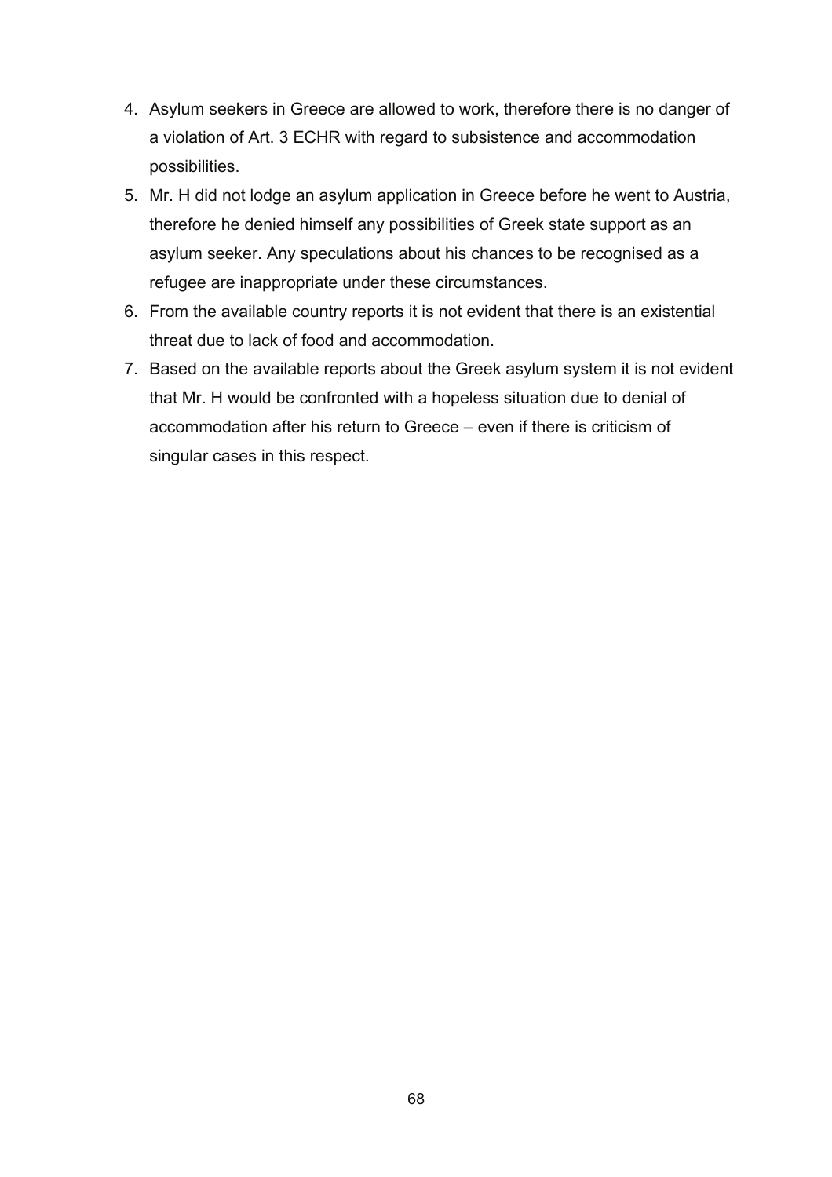4. Asylum seekers in Greece are allowed to work, therefore there is no danger of a violation of Art. 3 ECHR with regard to subsistence and accommodation possibilities.
5. Mr. H did not lodge an asylum application in Greece before he went to Austria, therefore he denied himself any possibilities of Greek state support as an asylum seeker. Any speculations about his chances to be recognised as a refugee are inappropriate under these circumstances.
6. From the available country reports it is not evident that there is an existential threat due to lack of food and accommodation.
7. Based on the available reports about the Greek asylum system it is not evident that Mr. H would be confronted with a hopeless situation due to denial of accommodation after his return to Greece – even if there is criticism of singular cases in this respect.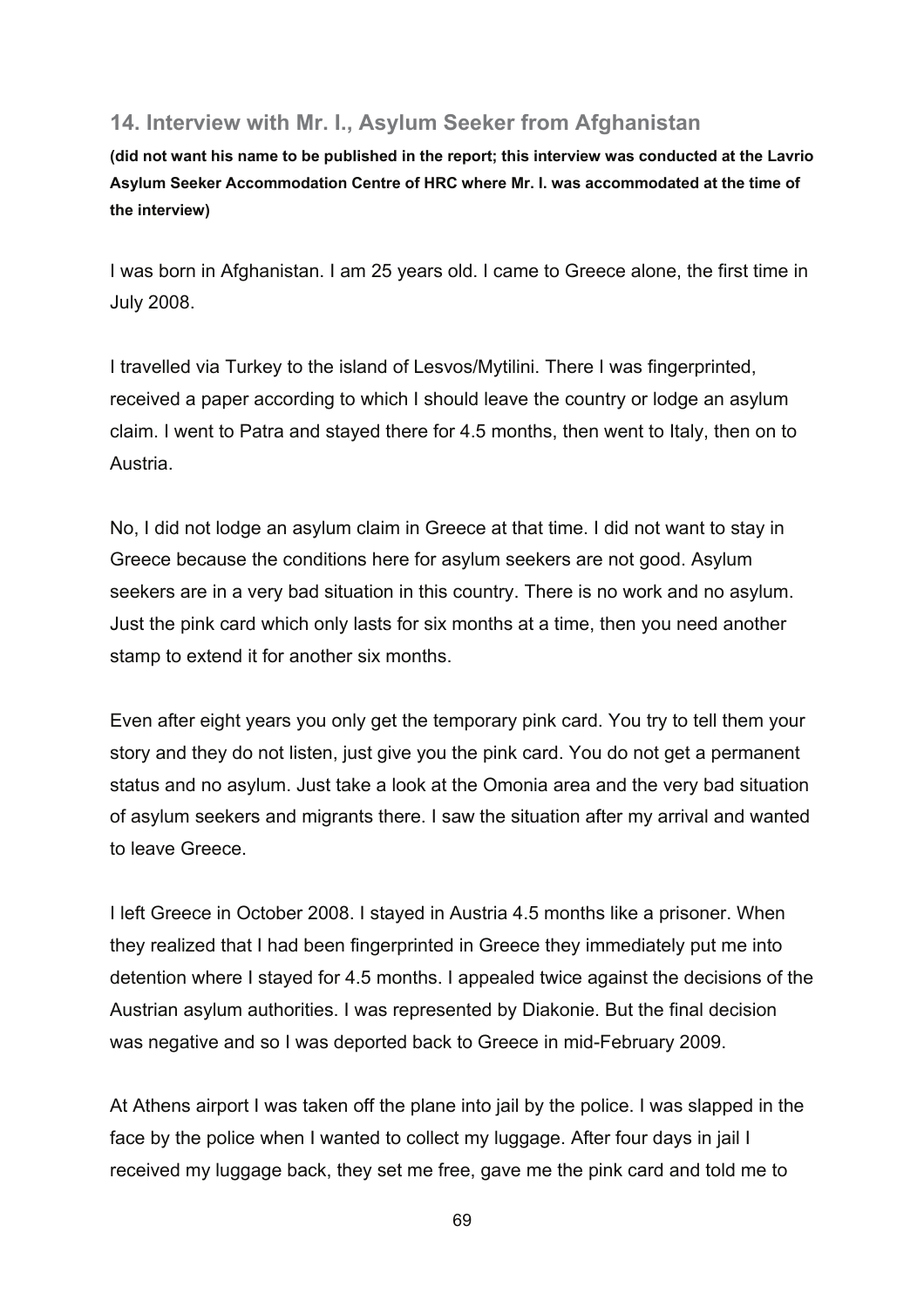## 14. Interview with Mr. I., Asylum Seeker from Afghanistan

**(did not want his name to be published in the report; this interview was conducted at the Lavrio Asylum Seeker Accommodation Centre of HRC where Mr. I. was accommodated at the time of the interview)**

I was born in Afghanistan. I am 25 years old. I came to Greece alone, the first time in July 2008.

I travelled via Turkey to the island of Lesvos/Mytilini. There I was fingerprinted, received a paper according to which I should leave the country or lodge an asylum claim. I went to Patra and stayed there for 4.5 months, then went to Italy, then on to Austria.

No, I did not lodge an asylum claim in Greece at that time. I did not want to stay in Greece because the conditions here for asylum seekers are not good. Asylum seekers are in a very bad situation in this country. There is no work and no asylum. Just the pink card which only lasts for six months at a time, then you need another stamp to extend it for another six months.

Even after eight years you only get the temporary pink card. You try to tell them your story and they do not listen, just give you the pink card. You do not get a permanent status and no asylum. Just take a look at the Omonia area and the very bad situation of asylum seekers and migrants there. I saw the situation after my arrival and wanted to leave Greece.

I left Greece in October 2008. I stayed in Austria 4.5 months like a prisoner. When they realized that I had been fingerprinted in Greece they immediately put me into detention where I stayed for 4.5 months. I appealed twice against the decisions of the Austrian asylum authorities. I was represented by Diakonie. But the final decision was negative and so I was deported back to Greece in mid-February 2009.

At Athens airport I was taken off the plane into jail by the police. I was slapped in the face by the police when I wanted to collect my luggage. After four days in jail I received my luggage back, they set me free, gave me the pink card and told me to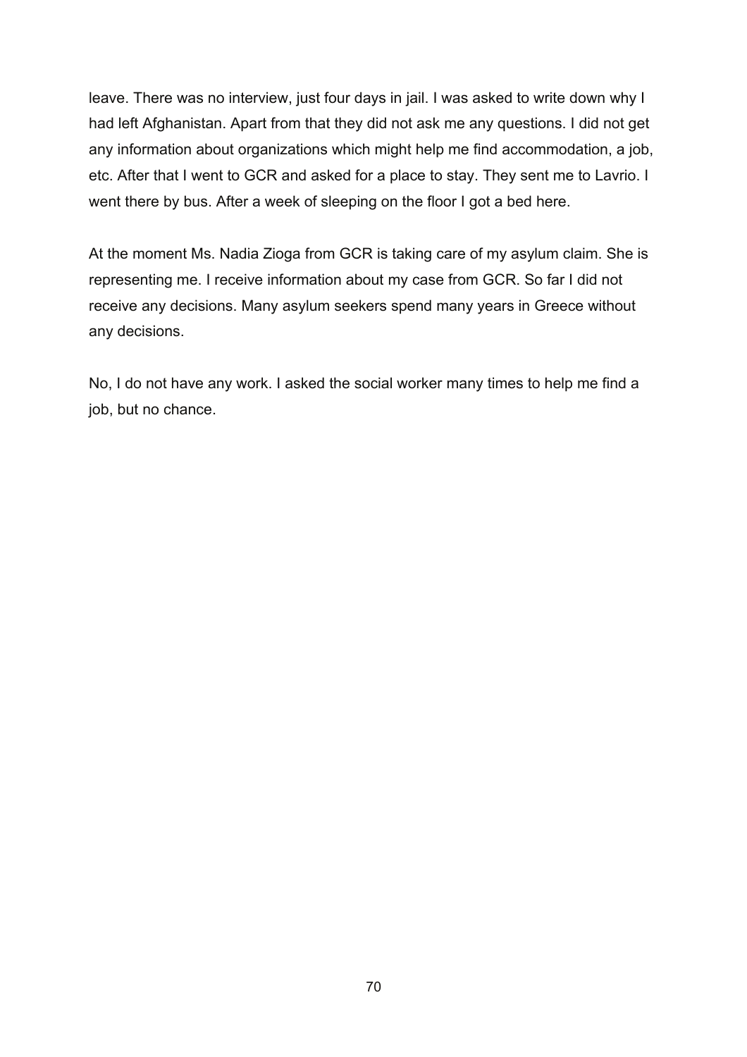leave. There was no interview, just four days in jail. I was asked to write down why I had left Afghanistan. Apart from that they did not ask me any questions. I did not get any information about organizations which might help me find accommodation, a job, etc. After that I went to GCR and asked for a place to stay. They sent me to Lavrio. I went there by bus. After a week of sleeping on the floor I got a bed here.

At the moment Ms. Nadia Zioga from GCR is taking care of my asylum claim. She is representing me. I receive information about my case from GCR. So far I did not receive any decisions. Many asylum seekers spend many years in Greece without any decisions.

No, I do not have any work. I asked the social worker many times to help me find a job, but no chance.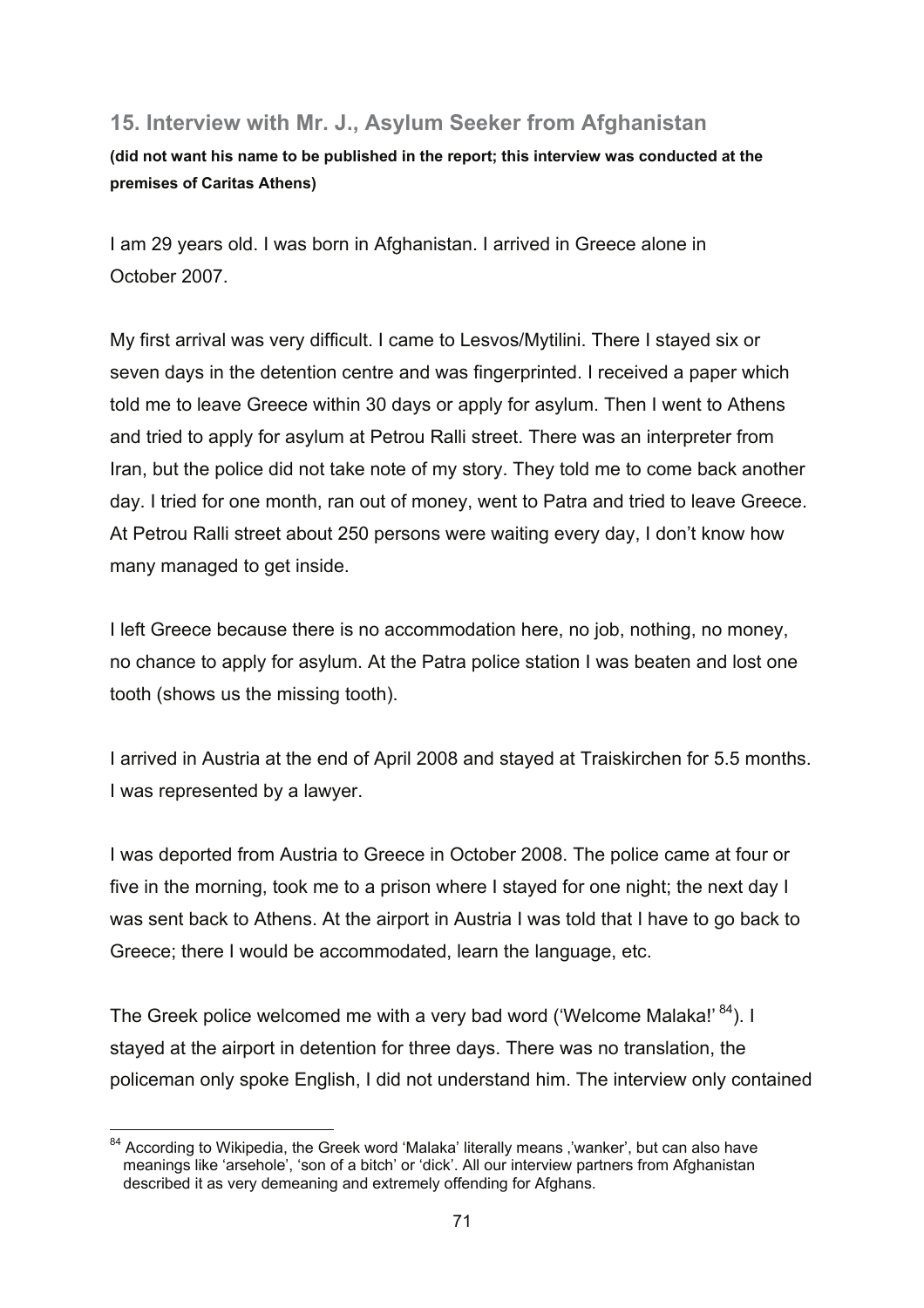## 15. Interview with Mr. J., Asylum Seeker from Afghanistan

**(did not want his name to be published in the report; this interview was conducted at the premises of Caritas Athens)**

I am 29 years old. I was born in Afghanistan. I arrived in Greece alone in October 2007.

My first arrival was very difficult. I came to Lesvos/Mytilini. There I stayed six or seven days in the detention centre and was fingerprinted. I received a paper which told me to leave Greece within 30 days or apply for asylum. Then I went to Athens and tried to apply for asylum at Petrou Ralli street. There was an interpreter from Iran, but the police did not take note of my story. They told me to come back another day. I tried for one month, ran out of money, went to Patra and tried to leave Greece. At Petrou Ralli street about 250 persons were waiting every day, I don't know how many managed to get inside.

I left Greece because there is no accommodation here, no job, nothing, no money, no chance to apply for asylum. At the Patra police station I was beaten and lost one tooth (shows us the missing tooth).

I arrived in Austria at the end of April 2008 and stayed at Traiskirchen for 5.5 months. I was represented by a lawyer.

I was deported from Austria to Greece in October 2008. The police came at four or five in the morning, took me to a prison where I stayed for one night; the next day I was sent back to Athens. At the airport in Austria I was told that I have to go back to Greece; there I would be accommodated, learn the language, etc.

The Greek police welcomed me with a very bad word ('Welcome Malaka!' [84]). I stayed at the airport in detention for three days. There was no translation, the policeman only spoke English, I did not understand him. The interview only contained

---

[84] According to Wikipedia, the Greek word 'Malaka' literally means ,'wanker', but can also have meanings like 'arsehole', 'son of a bitch' or 'dick'. All our interview partners from Afghanistan described it as very demeaning and extremely offending for Afghans.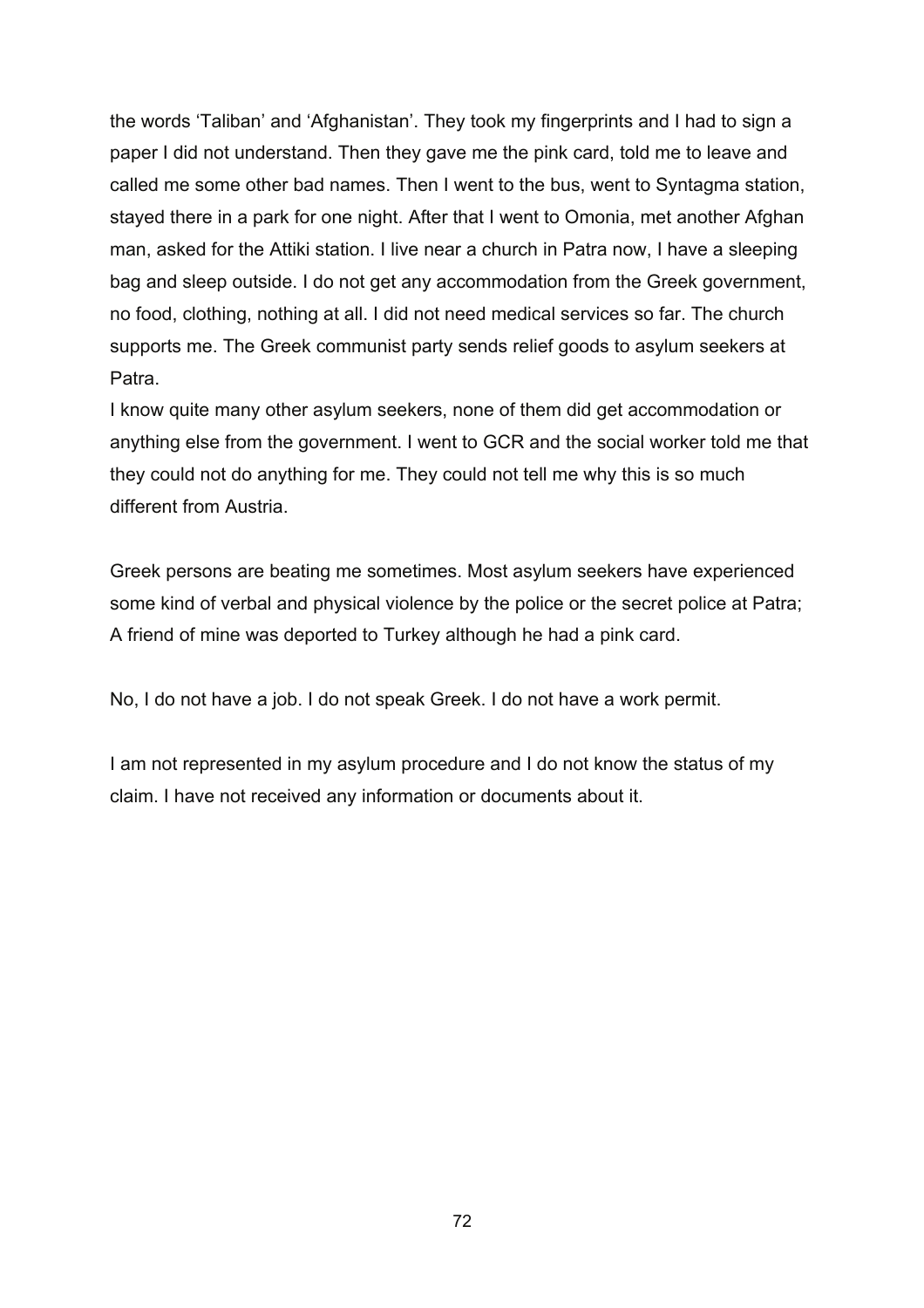the words 'Taliban' and 'Afghanistan'. They took my fingerprints and I had to sign a paper I did not understand. Then they gave me the pink card, told me to leave and called me some other bad names. Then I went to the bus, went to Syntagma station, stayed there in a park for one night. After that I went to Omonia, met another Afghan man, asked for the Attiki station. I live near a church in Patra now, I have a sleeping bag and sleep outside. I do not get any accommodation from the Greek government, no food, clothing, nothing at all. I did not need medical services so far. The church supports me. The Greek communist party sends relief goods to asylum seekers at Patra.
I know quite many other asylum seekers, none of them did get accommodation or anything else from the government. I went to GCR and the social worker told me that they could not do anything for me. They could not tell me why this is so much different from Austria.

Greek persons are beating me sometimes. Most asylum seekers have experienced some kind of verbal and physical violence by the police or the secret police at Patra; A friend of mine was deported to Turkey although he had a pink card.

No, I do not have a job. I do not speak Greek. I do not have a work permit.

I am not represented in my asylum procedure and I do not know the status of my claim. I have not received any information or documents about it.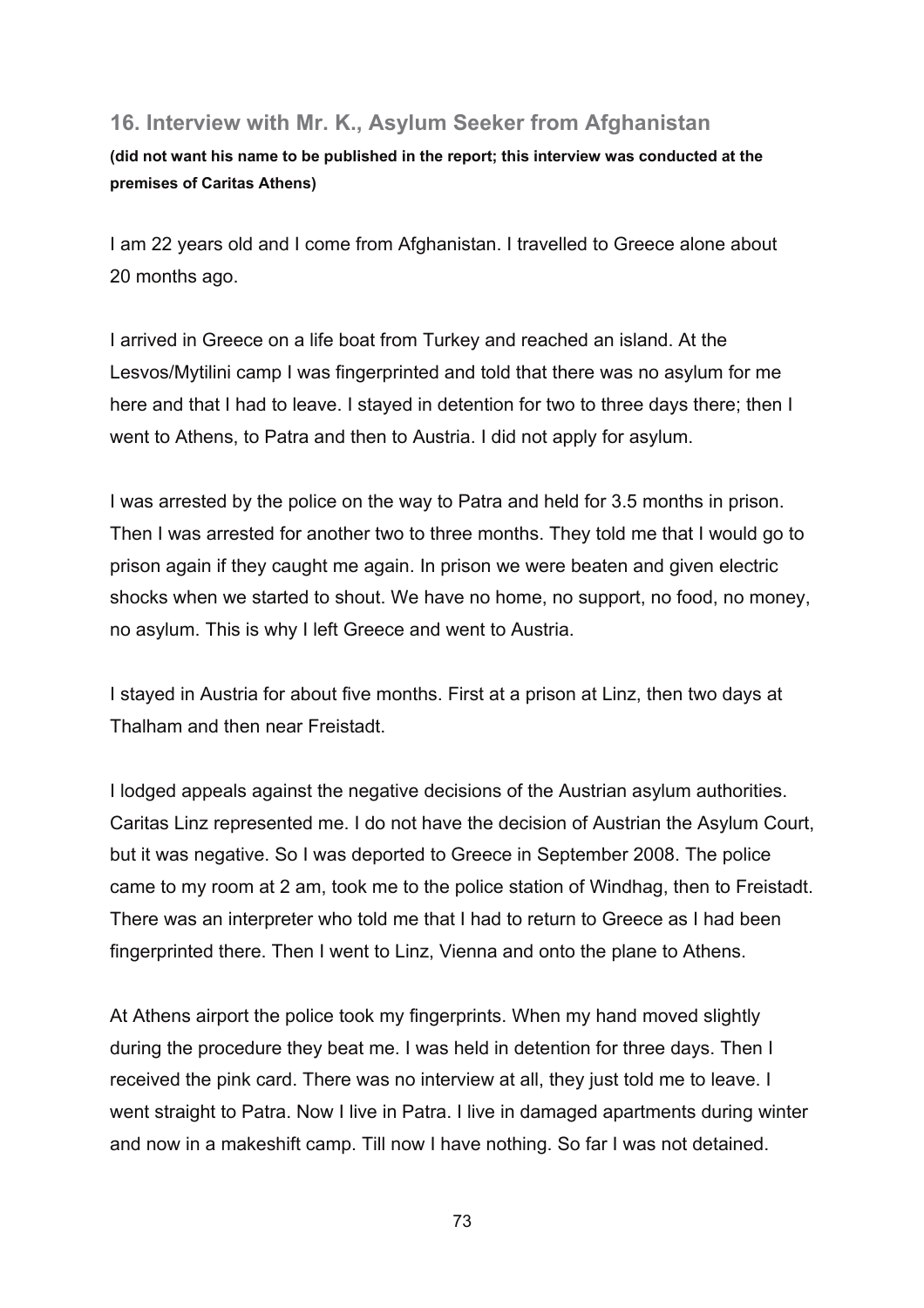### 16. Interview with Mr. K., Asylum Seeker from Afghanistan

**(did not want his name to be published in the report; this interview was conducted at the premises of Caritas Athens)**

I am 22 years old and I come from Afghanistan. I travelled to Greece alone about 20 months ago.

I arrived in Greece on a life boat from Turkey and reached an island. At the Lesvos/Mytilini camp I was fingerprinted and told that there was no asylum for me here and that I had to leave. I stayed in detention for two to three days there; then I went to Athens, to Patra and then to Austria. I did not apply for asylum.

I was arrested by the police on the way to Patra and held for 3.5 months in prison. Then I was arrested for another two to three months. They told me that I would go to prison again if they caught me again. In prison we were beaten and given electric shocks when we started to shout. We have no home, no support, no food, no money, no asylum. This is why I left Greece and went to Austria.

I stayed in Austria for about five months. First at a prison at Linz, then two days at Thalham and then near Freistadt.

I lodged appeals against the negative decisions of the Austrian asylum authorities. Caritas Linz represented me. I do not have the decision of Austrian the Asylum Court, but it was negative. So I was deported to Greece in September 2008. The police came to my room at 2 am, took me to the police station of Windhag, then to Freistadt. There was an interpreter who told me that I had to return to Greece as I had been fingerprinted there. Then I went to Linz, Vienna and onto the plane to Athens.

At Athens airport the police took my fingerprints. When my hand moved slightly during the procedure they beat me. I was held in detention for three days. Then I received the pink card. There was no interview at all, they just told me to leave. I went straight to Patra. Now I live in Patra. I live in damaged apartments during winter and now in a makeshift camp. Till now I have nothing. So far I was not detained.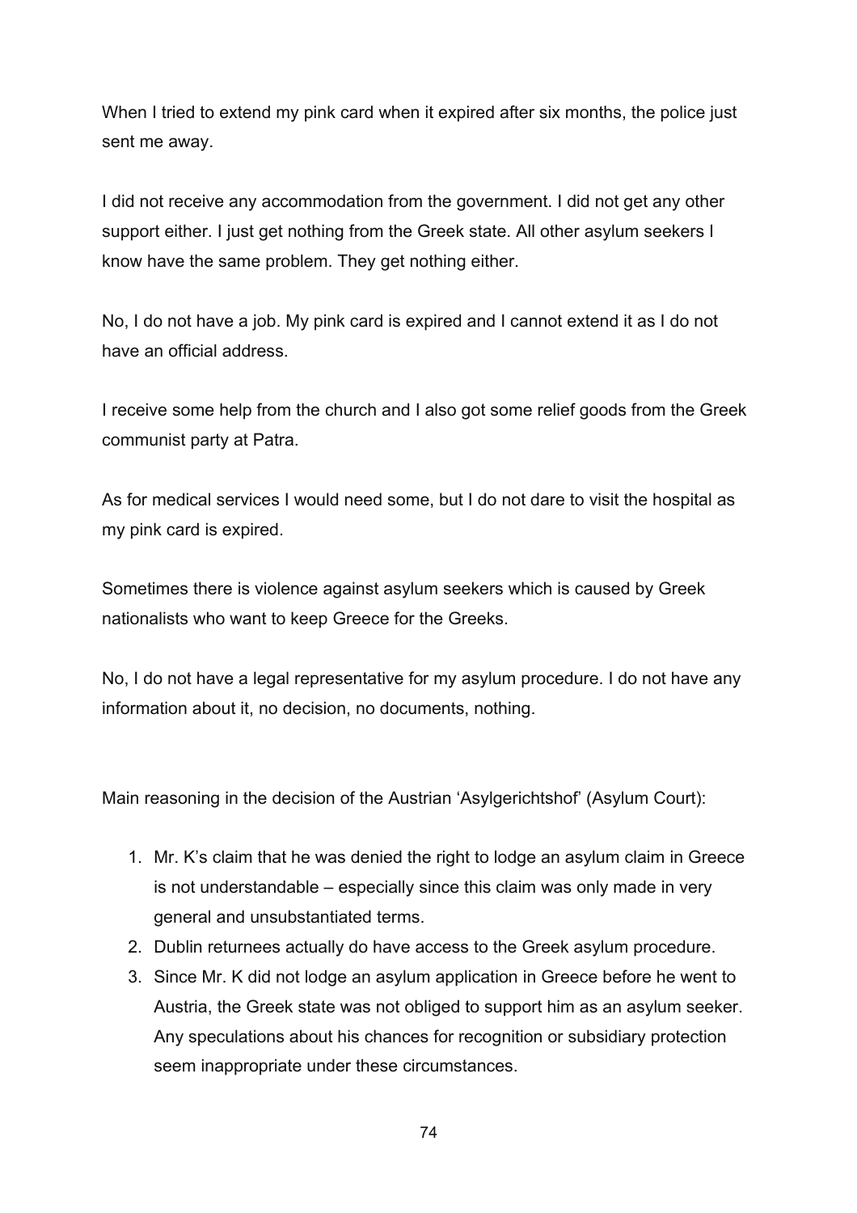When I tried to extend my pink card when it expired after six months, the police just sent me away.

I did not receive any accommodation from the government. I did not get any other support either. I just get nothing from the Greek state. All other asylum seekers I know have the same problem. They get nothing either.

No, I do not have a job. My pink card is expired and I cannot extend it as I do not have an official address.

I receive some help from the church and I also got some relief goods from the Greek communist party at Patra.

As for medical services I would need some, but I do not dare to visit the hospital as my pink card is expired.

Sometimes there is violence against asylum seekers which is caused by Greek nationalists who want to keep Greece for the Greeks.

No, I do not have a legal representative for my asylum procedure. I do not have any information about it, no decision, no documents, nothing.

Main reasoning in the decision of the Austrian 'Asylgerichtshof' (Asylum Court):

1. Mr. K's claim that he was denied the right to lodge an asylum claim in Greece is not understandable – especially since this claim was only made in very general and unsubstantiated terms.
2. Dublin returnees actually do have access to the Greek asylum procedure.
3. Since Mr. K did not lodge an asylum application in Greece before he went to Austria, the Greek state was not obliged to support him as an asylum seeker. Any speculations about his chances for recognition or subsidiary protection seem inappropriate under these circumstances.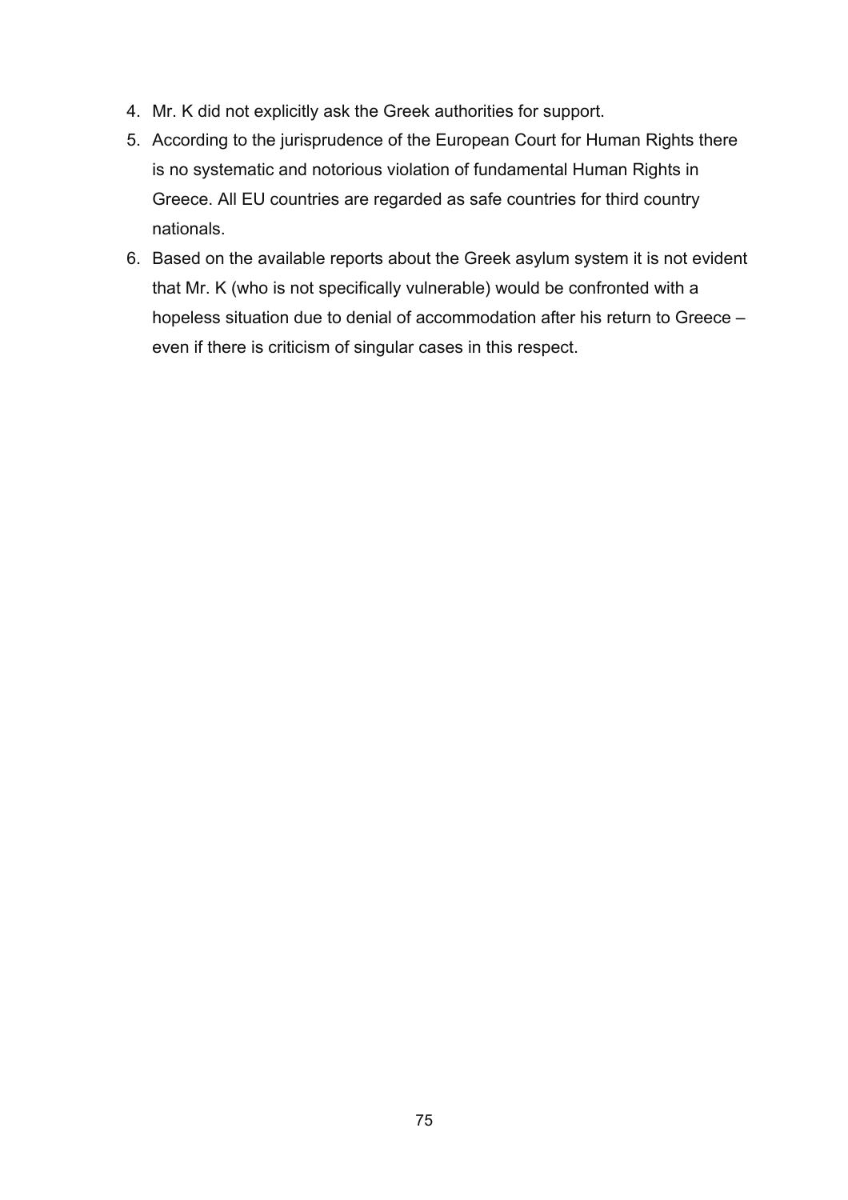4. Mr. K did not explicitly ask the Greek authorities for support.
5. According to the jurisprudence of the European Court for Human Rights there is no systematic and notorious violation of fundamental Human Rights in Greece. All EU countries are regarded as safe countries for third country nationals.
6. Based on the available reports about the Greek asylum system it is not evident that Mr. K (who is not specifically vulnerable) would be confronted with a hopeless situation due to denial of accommodation after his return to Greece – even if there is criticism of singular cases in this respect.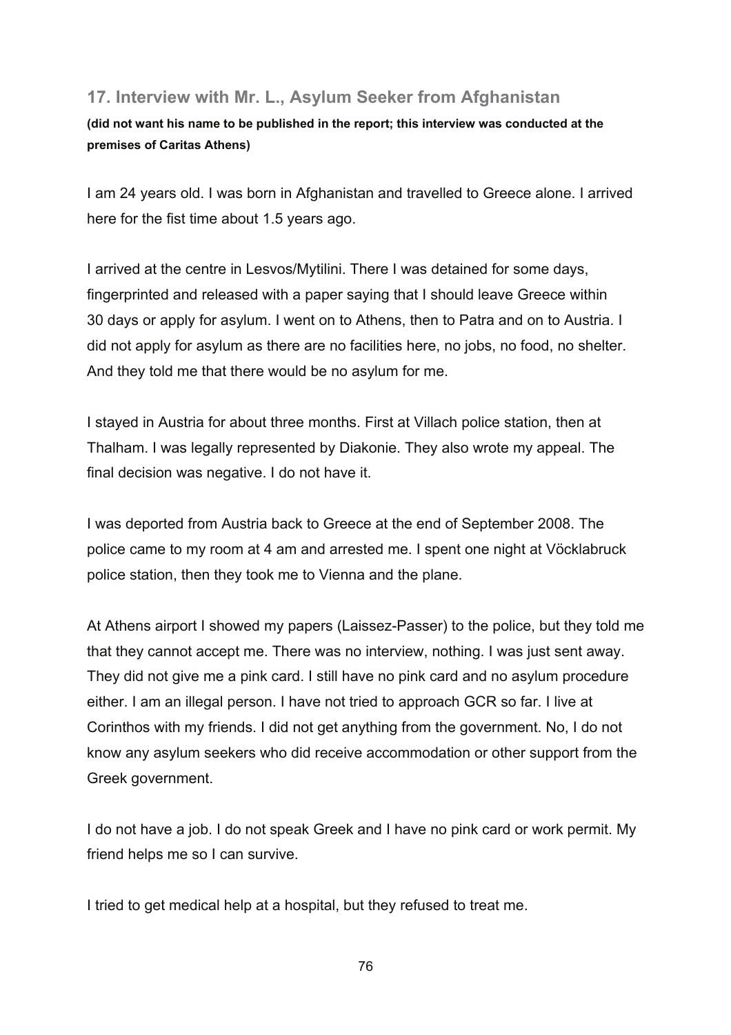## 17. Interview with Mr. L., Asylum Seeker from Afghanistan

**(did not want his name to be published in the report; this interview was conducted at the premises of Caritas Athens)**

I am 24 years old. I was born in Afghanistan and travelled to Greece alone. I arrived here for the fist time about 1.5 years ago.

I arrived at the centre in Lesvos/Mytilini. There I was detained for some days, fingerprinted and released with a paper saying that I should leave Greece within 30 days or apply for asylum. I went on to Athens, then to Patra and on to Austria. I did not apply for asylum as there are no facilities here, no jobs, no food, no shelter. And they told me that there would be no asylum for me.

I stayed in Austria for about three months. First at Villach police station, then at Thalham. I was legally represented by Diakonie. They also wrote my appeal. The final decision was negative. I do not have it.

I was deported from Austria back to Greece at the end of September 2008. The police came to my room at 4 am and arrested me. I spent one night at Vöcklabruck police station, then they took me to Vienna and the plane.

At Athens airport I showed my papers (Laissez-Passer) to the police, but they told me that they cannot accept me. There was no interview, nothing. I was just sent away. They did not give me a pink card. I still have no pink card and no asylum procedure either. I am an illegal person. I have not tried to approach GCR so far. I live at Corinthos with my friends. I did not get anything from the government. No, I do not know any asylum seekers who did receive accommodation or other support from the Greek government.

I do not have a job. I do not speak Greek and I have no pink card or work permit. My friend helps me so I can survive.

I tried to get medical help at a hospital, but they refused to treat me.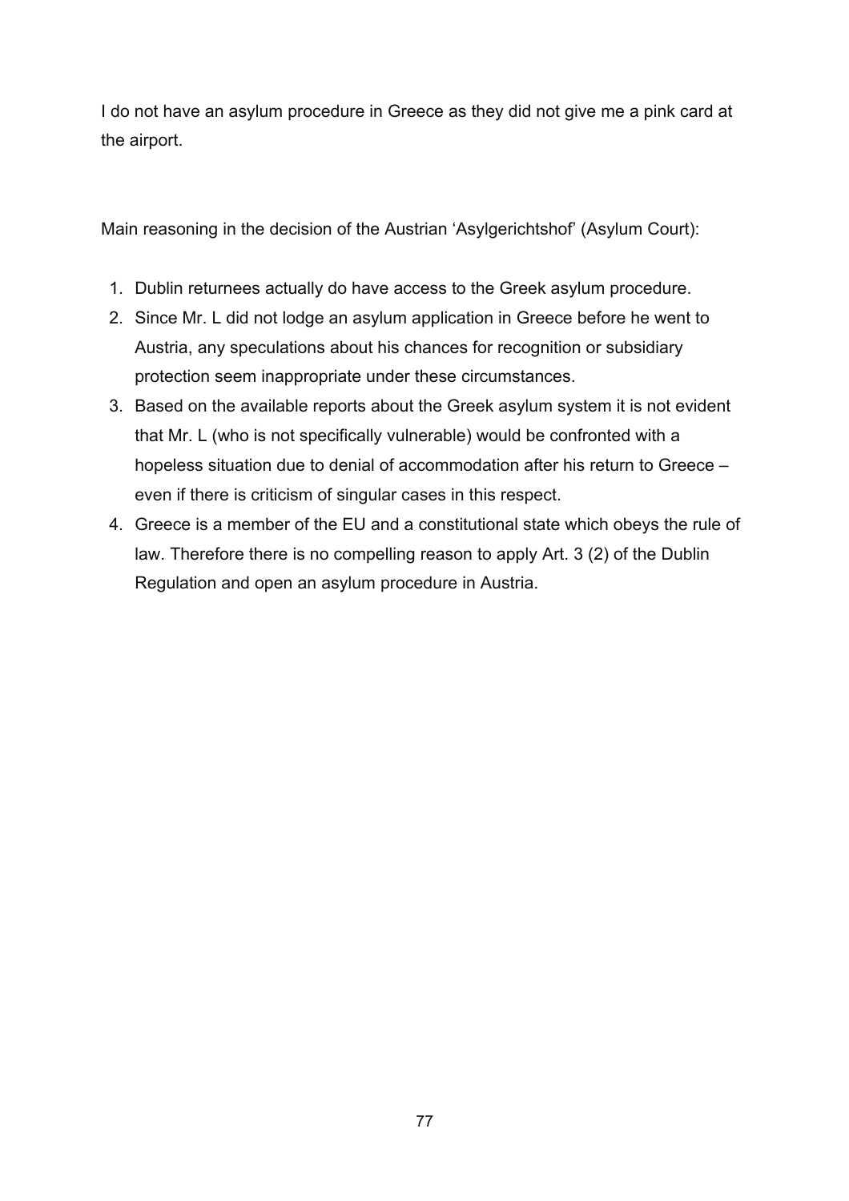I do not have an asylum procedure in Greece as they did not give me a pink card at the airport.

Main reasoning in the decision of the Austrian 'Asylgerichtshof' (Asylum Court):

1. Dublin returnees actually do have access to the Greek asylum procedure.
2. Since Mr. L did not lodge an asylum application in Greece before he went to Austria, any speculations about his chances for recognition or subsidiary protection seem inappropriate under these circumstances.
3. Based on the available reports about the Greek asylum system it is not evident that Mr. L (who is not specifically vulnerable) would be confronted with a hopeless situation due to denial of accommodation after his return to Greece – even if there is criticism of singular cases in this respect.
4. Greece is a member of the EU and a constitutional state which obeys the rule of law. Therefore there is no compelling reason to apply Art. 3 (2) of the Dublin Regulation and open an asylum procedure in Austria.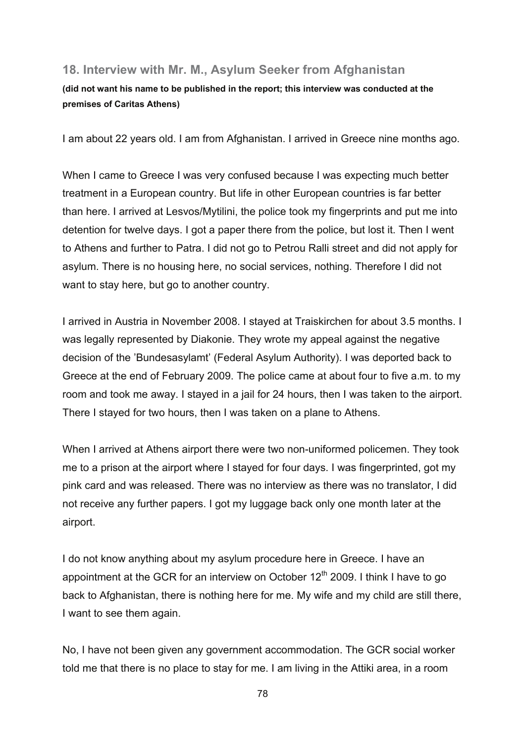## 18. Interview with Mr. M., Asylum Seeker from Afghanistan

**(did not want his name to be published in the report; this interview was conducted at the premises of Caritas Athens)**

I am about 22 years old. I am from Afghanistan. I arrived in Greece nine months ago.

When I came to Greece I was very confused because I was expecting much better treatment in a European country. But life in other European countries is far better than here. I arrived at Lesvos/Mytilini, the police took my fingerprints and put me into detention for twelve days. I got a paper there from the police, but lost it. Then I went to Athens and further to Patra. I did not go to Petrou Ralli street and did not apply for asylum. There is no housing here, no social services, nothing. Therefore I did not want to stay here, but go to another country.

I arrived in Austria in November 2008. I stayed at Traiskirchen for about 3.5 months. I was legally represented by Diakonie. They wrote my appeal against the negative decision of the 'Bundesasylamt' (Federal Asylum Authority). I was deported back to Greece at the end of February 2009. The police came at about four to five a.m. to my room and took me away. I stayed in a jail for 24 hours, then I was taken to the airport. There I stayed for two hours, then I was taken on a plane to Athens.

When I arrived at Athens airport there were two non-uniformed policemen. They took me to a prison at the airport where I stayed for four days. I was fingerprinted, got my pink card and was released. There was no interview as there was no translator, I did not receive any further papers. I got my luggage back only one month later at the airport.

I do not know anything about my asylum procedure here in Greece. I have an appointment at the GCR for an interview on October 12th 2009. I think I have to go back to Afghanistan, there is nothing here for me. My wife and my child are still there, I want to see them again.

No, I have not been given any government accommodation. The GCR social worker told me that there is no place to stay for me. I am living in the Attiki area, in a room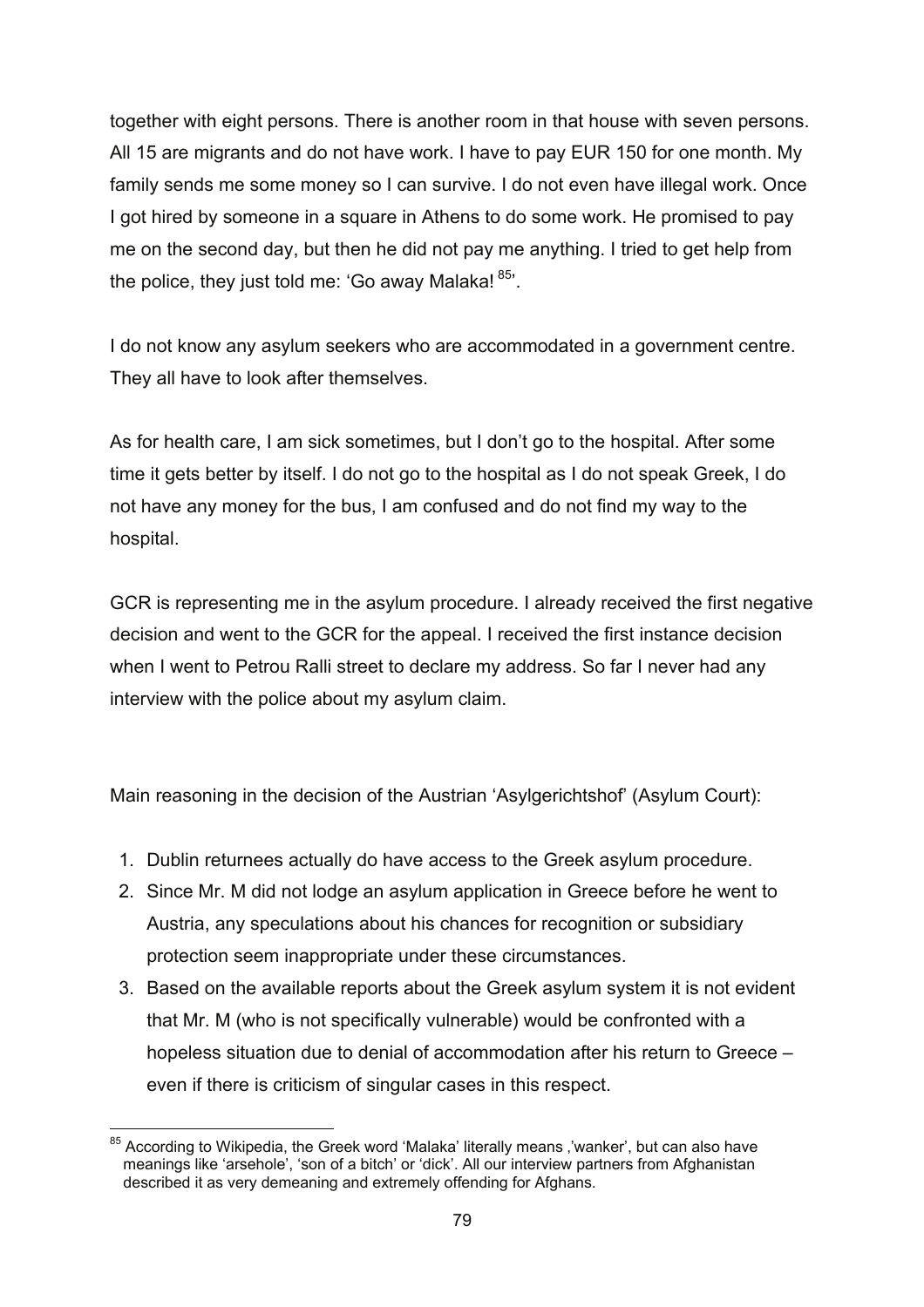together with eight persons. There is another room in that house with seven persons. All 15 are migrants and do not have work. I have to pay EUR 150 for one month. My family sends me some money so I can survive. I do not even have illegal work. Once I got hired by someone in a square in Athens to do some work. He promised to pay me on the second day, but then he did not pay me anything. I tried to get help from the police, they just told me: 'Go away Malaka! [85]'.

I do not know any asylum seekers who are accommodated in a government centre. They all have to look after themselves.

As for health care, I am sick sometimes, but I don't go to the hospital. After some time it gets better by itself. I do not go to the hospital as I do not speak Greek, I do not have any money for the bus, I am confused and do not find my way to the hospital.

GCR is representing me in the asylum procedure. I already received the first negative decision and went to the GCR for the appeal. I received the first instance decision when I went to Petrou Ralli street to declare my address. So far I never had any interview with the police about my asylum claim.

Main reasoning in the decision of the Austrian 'Asylgerichtshof' (Asylum Court):

1. Dublin returnees actually do have access to the Greek asylum procedure.
2. Since Mr. M did not lodge an asylum application in Greece before he went to Austria, any speculations about his chances for recognition or subsidiary protection seem inappropriate under these circumstances.
3. Based on the available reports about the Greek asylum system it is not evident that Mr. M (who is not specifically vulnerable) would be confronted with a hopeless situation due to denial of accommodation after his return to Greece – even if there is criticism of singular cases in this respect.

[85] According to Wikipedia, the Greek word 'Malaka' literally means ,'wanker', but can also have meanings like 'arsehole', 'son of a bitch' or 'dick'. All our interview partners from Afghanistan described it as very demeaning and extremely offending for Afghans.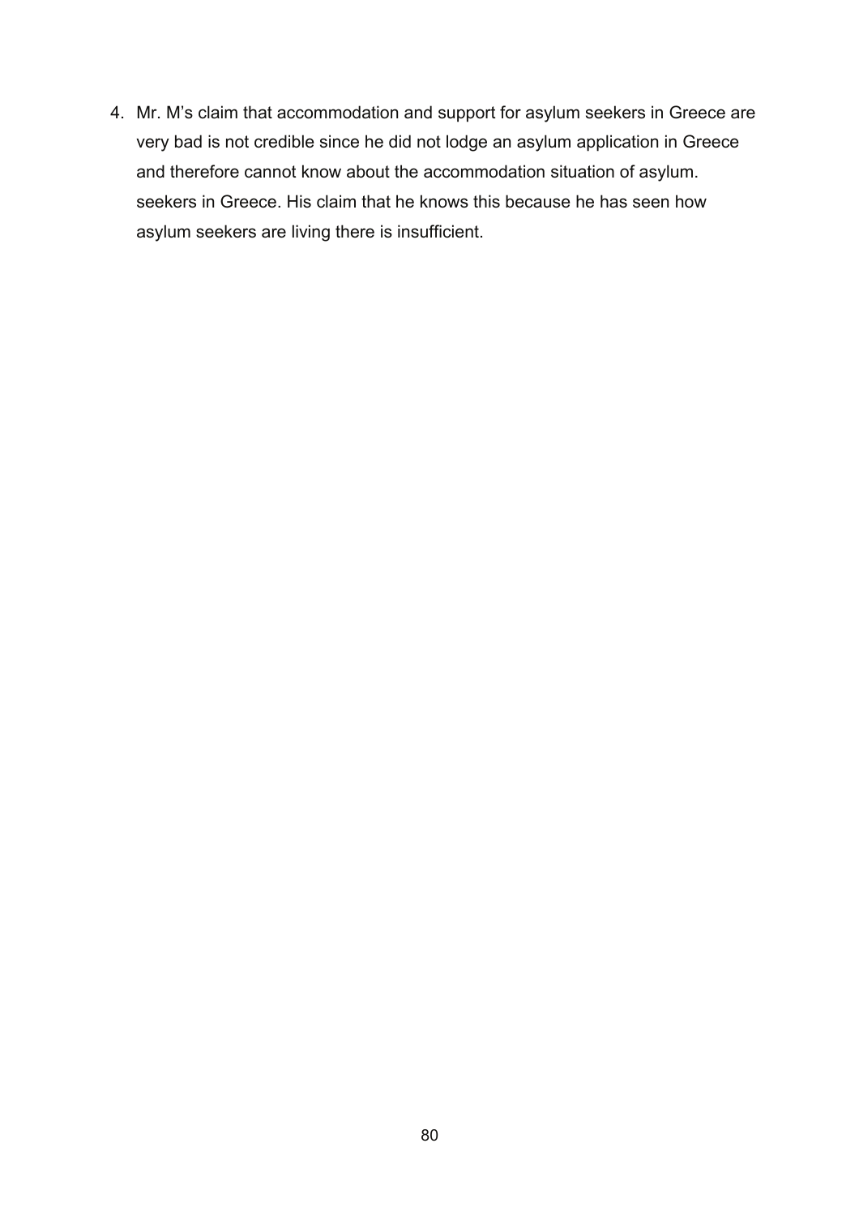4. Mr. M's claim that accommodation and support for asylum seekers in Greece are very bad is not credible since he did not lodge an asylum application in Greece and therefore cannot know about the accommodation situation of asylum. seekers in Greece. His claim that he knows this because he has seen how asylum seekers are living there is insufficient.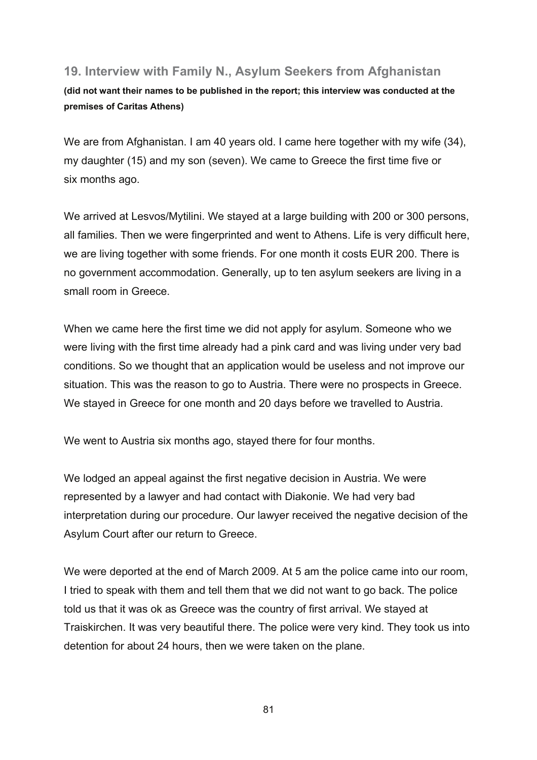## 19. Interview with Family N., Asylum Seekers from Afghanistan

**(did not want their names to be published in the report; this interview was conducted at the premises of Caritas Athens)**

We are from Afghanistan. I am 40 years old. I came here together with my wife (34), my daughter (15) and my son (seven). We came to Greece the first time five or six months ago.

We arrived at Lesvos/Mytilini. We stayed at a large building with 200 or 300 persons, all families. Then we were fingerprinted and went to Athens. Life is very difficult here, we are living together with some friends. For one month it costs EUR 200. There is no government accommodation. Generally, up to ten asylum seekers are living in a small room in Greece.

When we came here the first time we did not apply for asylum. Someone who we were living with the first time already had a pink card and was living under very bad conditions. So we thought that an application would be useless and not improve our situation. This was the reason to go to Austria. There were no prospects in Greece. We stayed in Greece for one month and 20 days before we travelled to Austria.

We went to Austria six months ago, stayed there for four months.

We lodged an appeal against the first negative decision in Austria. We were represented by a lawyer and had contact with Diakonie. We had very bad interpretation during our procedure. Our lawyer received the negative decision of the Asylum Court after our return to Greece.

We were deported at the end of March 2009. At 5 am the police came into our room, I tried to speak with them and tell them that we did not want to go back. The police told us that it was ok as Greece was the country of first arrival. We stayed at Traiskirchen. It was very beautiful there. The police were very kind. They took us into detention for about 24 hours, then we were taken on the plane.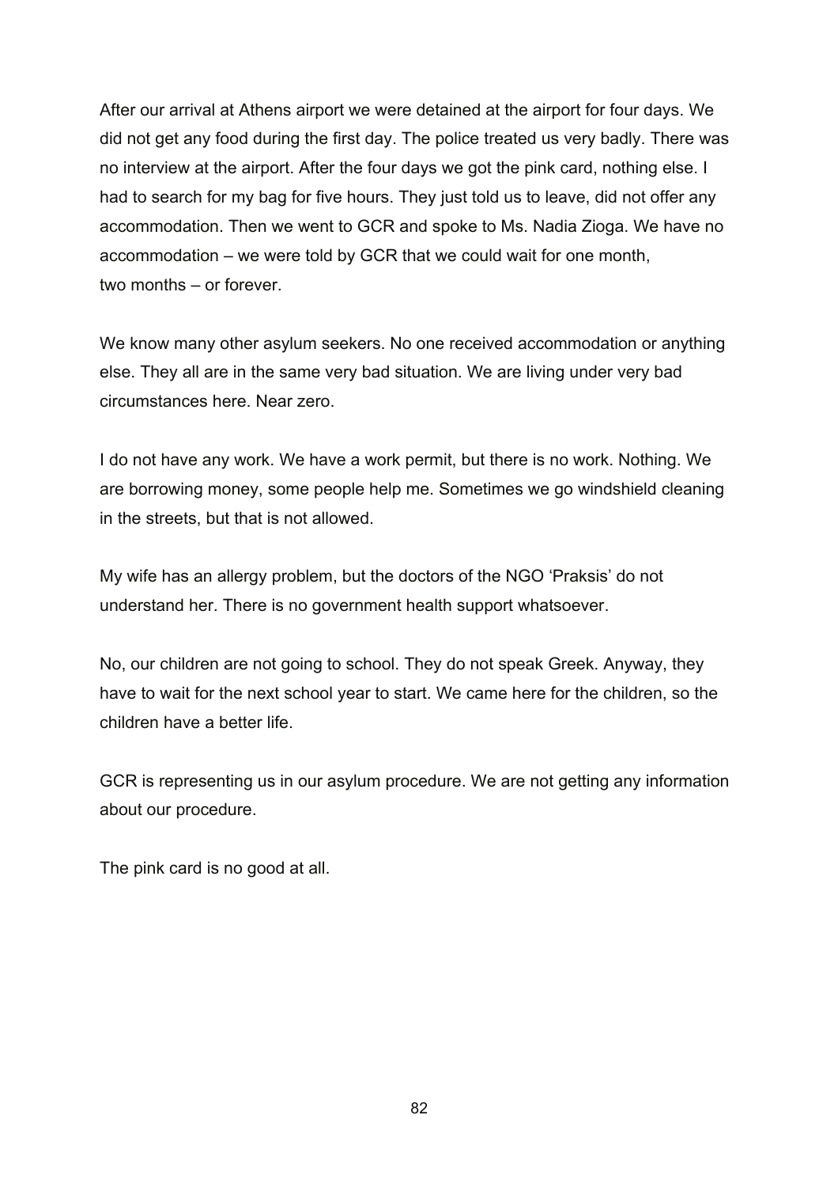After our arrival at Athens airport we were detained at the airport for four days. We did not get any food during the first day. The police treated us very badly. There was no interview at the airport. After the four days we got the pink card, nothing else. I had to search for my bag for five hours. They just told us to leave, did not offer any accommodation. Then we went to GCR and spoke to Ms. Nadia Zioga. We have no accommodation – we were told by GCR that we could wait for one month, two months – or forever.

We know many other asylum seekers. No one received accommodation or anything else. They all are in the same very bad situation. We are living under very bad circumstances here. Near zero.

I do not have any work. We have a work permit, but there is no work. Nothing. We are borrowing money, some people help me. Sometimes we go windshield cleaning in the streets, but that is not allowed.

My wife has an allergy problem, but the doctors of the NGO 'Praksis' do not understand her. There is no government health support whatsoever.

No, our children are not going to school. They do not speak Greek. Anyway, they have to wait for the next school year to start. We came here for the children, so the children have a better life.

GCR is representing us in our asylum procedure. We are not getting any information about our procedure.

The pink card is no good at all.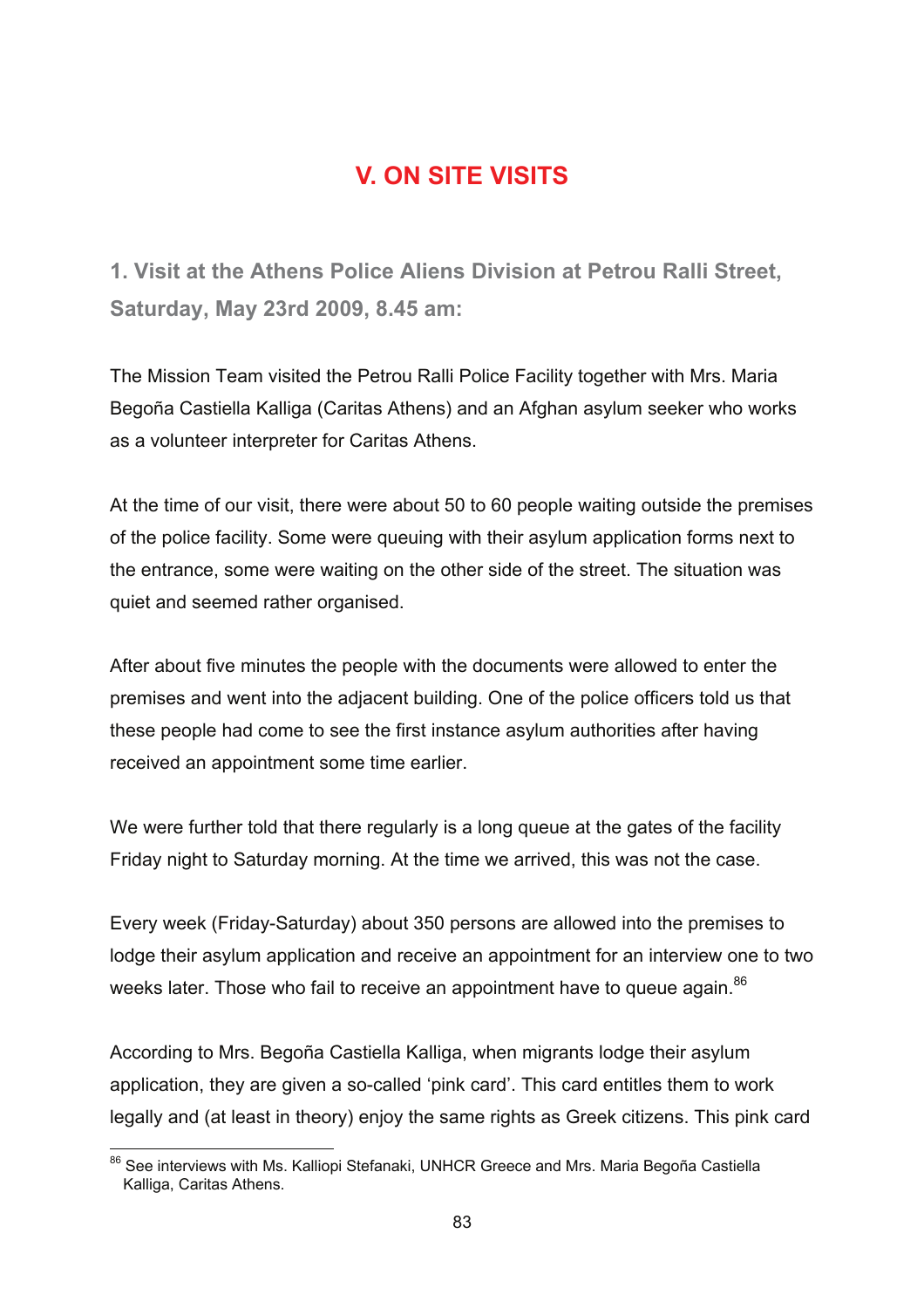# V. ON SITE VISITS

## 1. Visit at the Athens Police Aliens Division at Petrou Ralli Street, Saturday, May 23rd 2009, 8.45 am:

The Mission Team visited the Petrou Ralli Police Facility together with Mrs. Maria Begoña Castiella Kalliga (Caritas Athens) and an Afghan asylum seeker who works as a volunteer interpreter for Caritas Athens.

At the time of our visit, there were about 50 to 60 people waiting outside the premises of the police facility. Some were queuing with their asylum application forms next to the entrance, some were waiting on the other side of the street. The situation was quiet and seemed rather organised.

After about five minutes the people with the documents were allowed to enter the premises and went into the adjacent building. One of the police officers told us that these people had come to see the first instance asylum authorities after having received an appointment some time earlier.

We were further told that there regularly is a long queue at the gates of the facility Friday night to Saturday morning. At the time we arrived, this was not the case.

Every week (Friday-Saturday) about 350 persons are allowed into the premises to lodge their asylum application and receive an appointment for an interview one to two weeks later. Those who fail to receive an appointment have to queue again.[86]

According to Mrs. Begoña Castiella Kalliga, when migrants lodge their asylum application, they are given a so-called ‘pink card’. This card entitles them to work legally and (at least in theory) enjoy the same rights as Greek citizens. This pink card

[86] See interviews with Ms. Kalliopi Stefanaki, UNHCR Greece and Mrs. Maria Begoña Castiella Kalliga, Caritas Athens.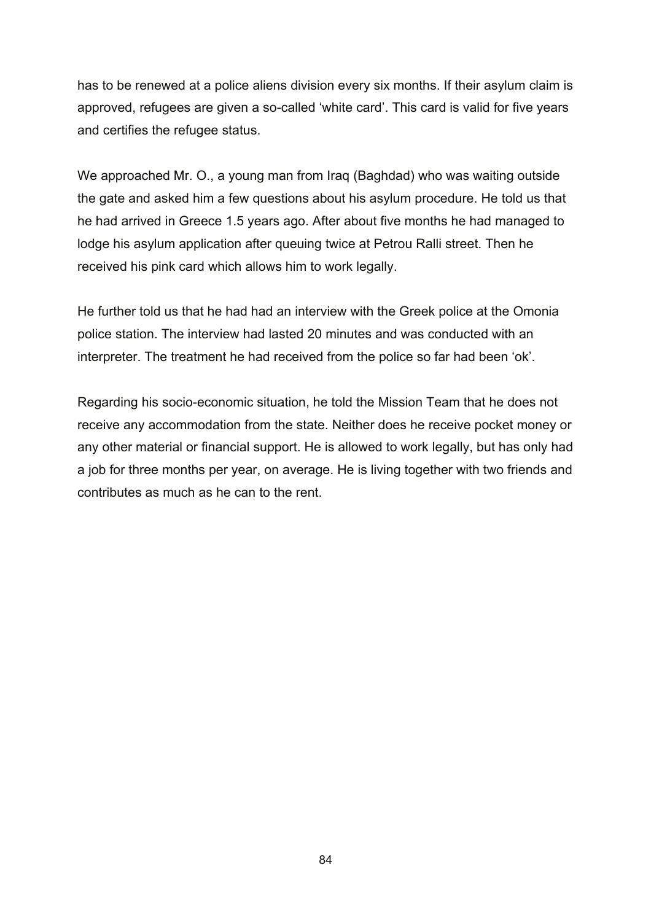has to be renewed at a police aliens division every six months. If their asylum claim is approved, refugees are given a so-called 'white card'. This card is valid for five years and certifies the refugee status.

We approached Mr. O., a young man from Iraq (Baghdad) who was waiting outside the gate and asked him a few questions about his asylum procedure. He told us that he had arrived in Greece 1.5 years ago. After about five months he had managed to lodge his asylum application after queuing twice at Petrou Ralli street. Then he received his pink card which allows him to work legally.

He further told us that he had had an interview with the Greek police at the Omonia police station. The interview had lasted 20 minutes and was conducted with an interpreter. The treatment he had received from the police so far had been 'ok'.

Regarding his socio-economic situation, he told the Mission Team that he does not receive any accommodation from the state. Neither does he receive pocket money or any other material or financial support. He is allowed to work legally, but has only had a job for three months per year, on average. He is living together with two friends and contributes as much as he can to the rent.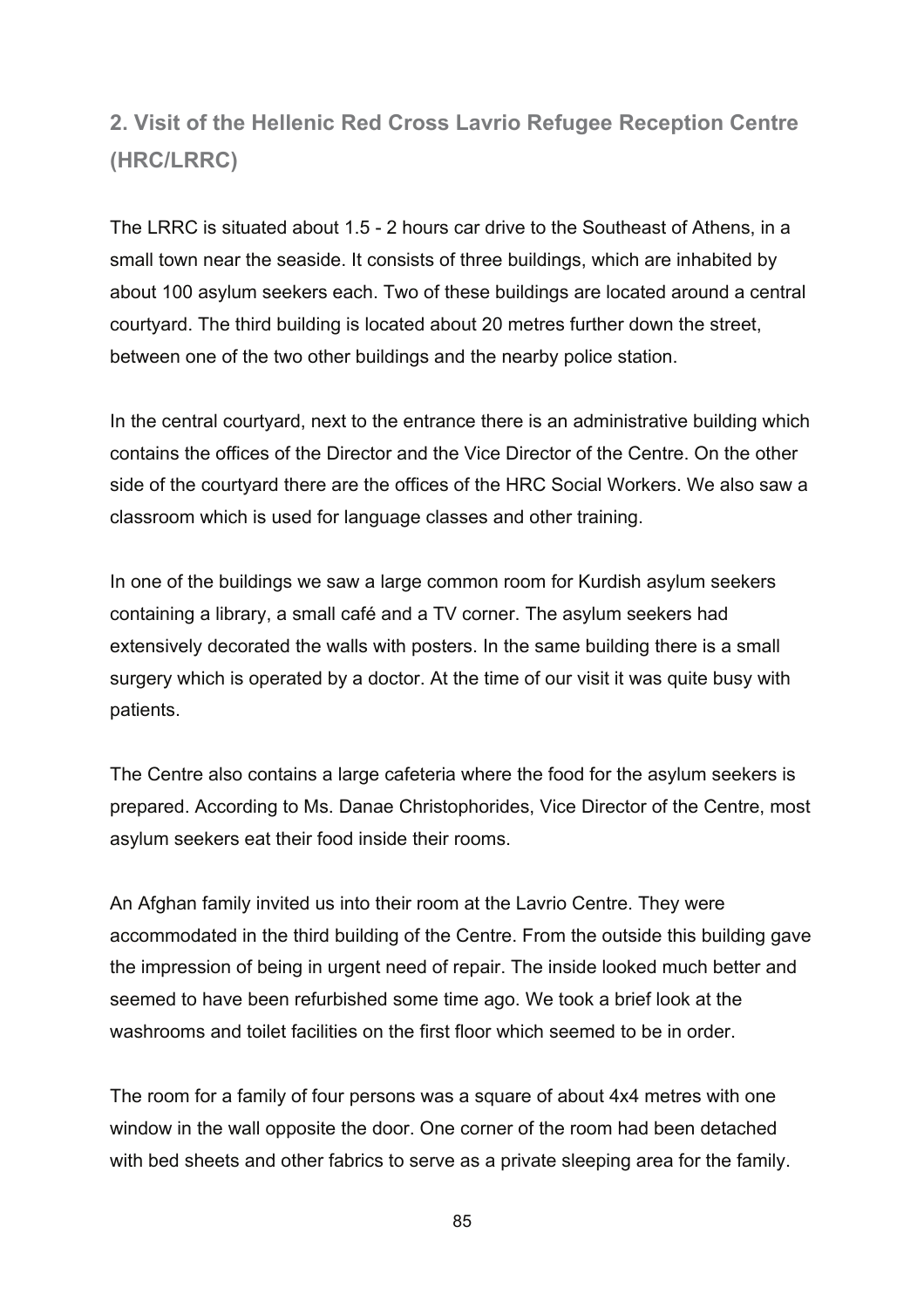## 2. Visit of the Hellenic Red Cross Lavrio Refugee Reception Centre (HRC/LRRC)

The LRRC is situated about 1.5 - 2 hours car drive to the Southeast of Athens, in a small town near the seaside. It consists of three buildings, which are inhabited by about 100 asylum seekers each. Two of these buildings are located around a central courtyard. The third building is located about 20 metres further down the street, between one of the two other buildings and the nearby police station.

In the central courtyard, next to the entrance there is an administrative building which contains the offices of the Director and the Vice Director of the Centre. On the other side of the courtyard there are the offices of the HRC Social Workers. We also saw a classroom which is used for language classes and other training.

In one of the buildings we saw a large common room for Kurdish asylum seekers containing a library, a small café and a TV corner. The asylum seekers had extensively decorated the walls with posters. In the same building there is a small surgery which is operated by a doctor. At the time of our visit it was quite busy with patients.

The Centre also contains a large cafeteria where the food for the asylum seekers is prepared. According to Ms. Danae Christophorides, Vice Director of the Centre, most asylum seekers eat their food inside their rooms.

An Afghan family invited us into their room at the Lavrio Centre. They were accommodated in the third building of the Centre. From the outside this building gave the impression of being in urgent need of repair. The inside looked much better and seemed to have been refurbished some time ago. We took a brief look at the washrooms and toilet facilities on the first floor which seemed to be in order.

The room for a family of four persons was a square of about 4x4 metres with one window in the wall opposite the door. One corner of the room had been detached with bed sheets and other fabrics to serve as a private sleeping area for the family.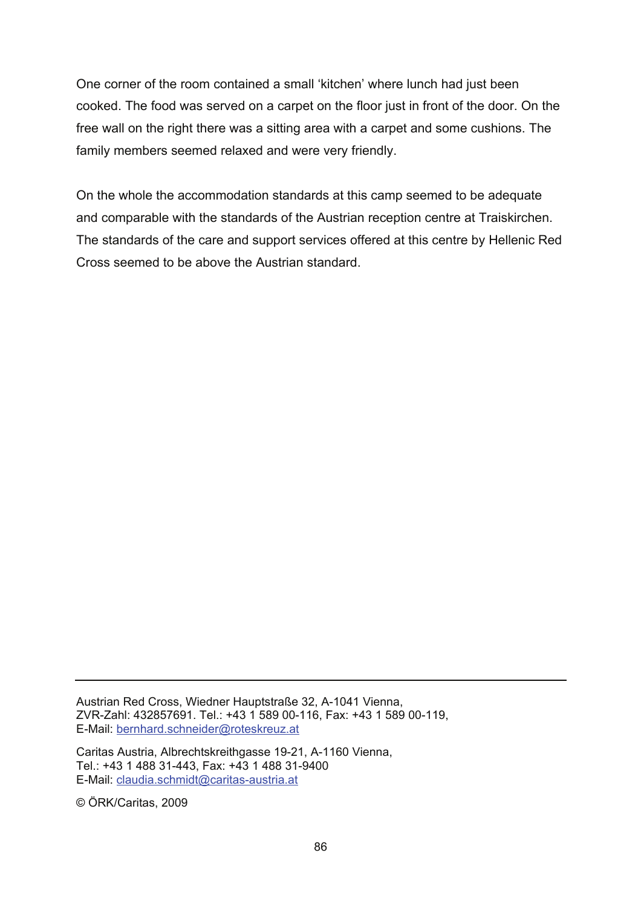One corner of the room contained a small 'kitchen' where lunch had just been cooked. The food was served on a carpet on the floor just in front of the door. On the free wall on the right there was a sitting area with a carpet and some cushions. The family members seemed relaxed and were very friendly.

On the whole the accommodation standards at this camp seemed to be adequate and comparable with the standards of the Austrian reception centre at Traiskirchen. The standards of the care and support services offered at this centre by Hellenic Red Cross seemed to be above the Austrian standard.

---

Austrian Red Cross, Wiedner Hauptstraße 32, A-1041 Vienna,
ZVR-Zahl: 432857691. Tel.: +43 1 589 00-116, Fax: +43 1 589 00-119,
E-Mail: bernhard.schneider@roteskreuz.at

Caritas Austria, Albrechtskreithgasse 19-21, A-1160 Vienna,
Tel.: +43 1 488 31-443, Fax: +43 1 488 31-9400
E-Mail: claudia.schmidt@caritas-austria.at

© ÖRK/Caritas, 2009